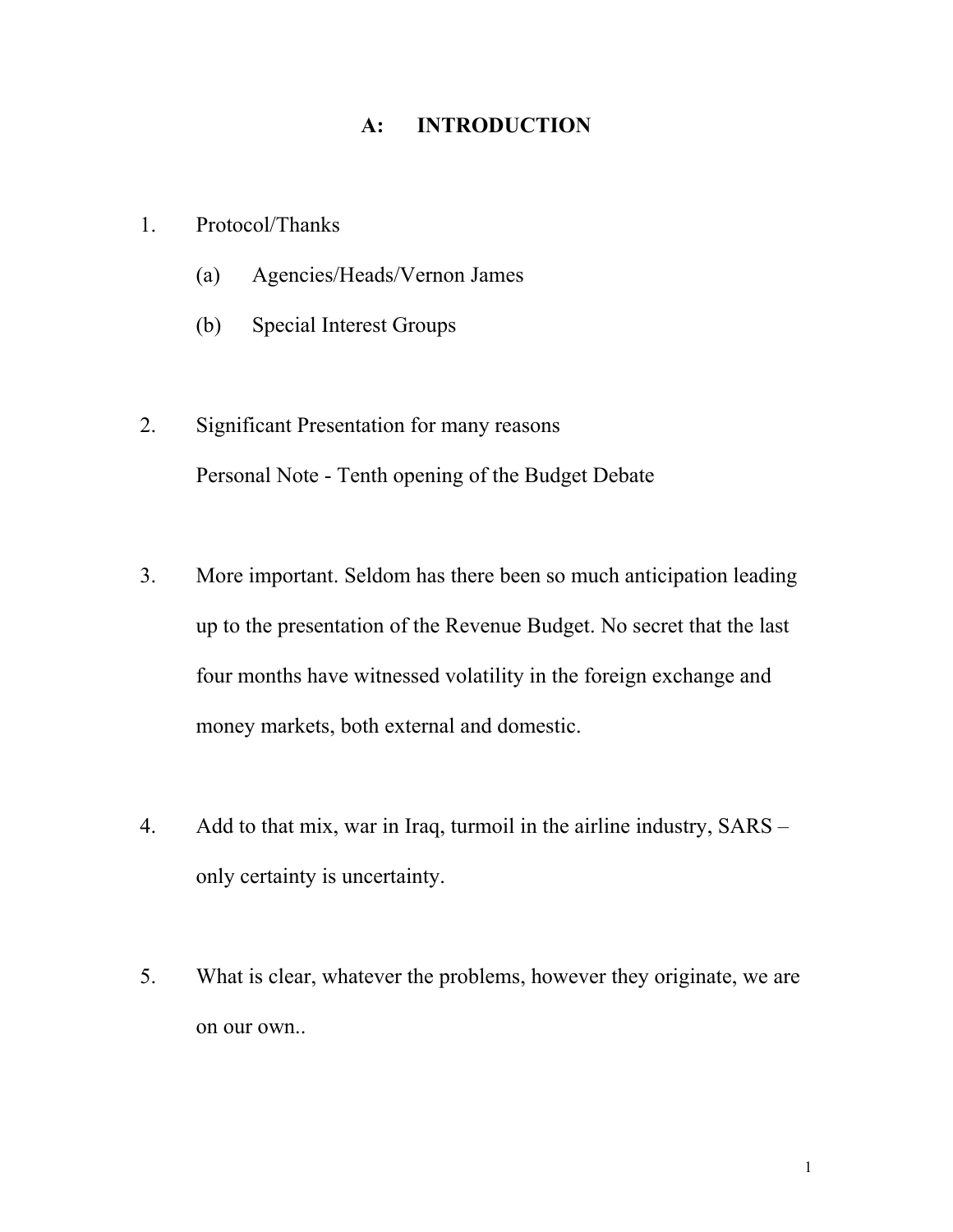# A: INTRODUCTION

1. Protocol/Thanks

   (a) Agencies/Heads/Vernon James

   (b) Special Interest Groups

2. Significant Presentation for many reasons

   Personal Note - Tenth opening of the Budget Debate

3. More important. Seldom has there been so much anticipation leading up to the presentation of the Revenue Budget. No secret that the last four months have witnessed volatility in the foreign exchange and money markets, both external and domestic.

4. Add to that mix, war in Iraq, turmoil in the airline industry, SARS – only certainty is uncertainty.

5. What is clear, whatever the problems, however they originate, we are on our own..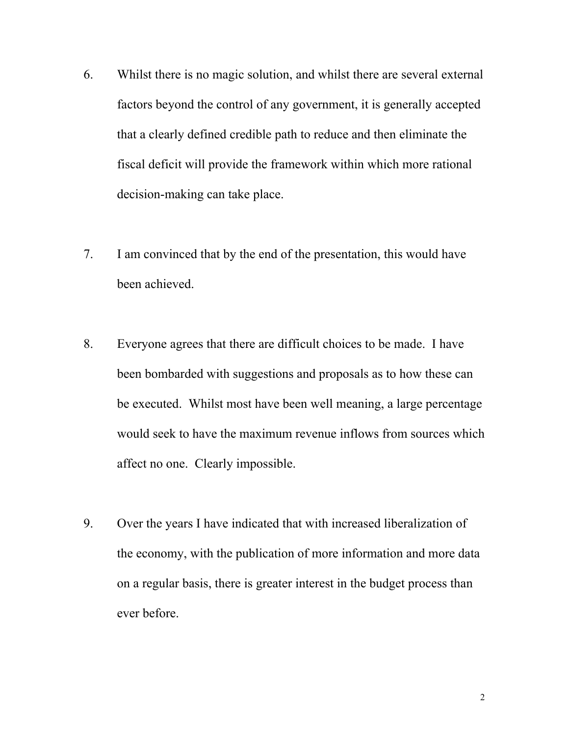6. Whilst there is no magic solution, and whilst there are several external factors beyond the control of any government, it is generally accepted that a clearly defined credible path to reduce and then eliminate the fiscal deficit will provide the framework within which more rational decision-making can take place.

7. I am convinced that by the end of the presentation, this would have been achieved.

8. Everyone agrees that there are difficult choices to be made. I have been bombarded with suggestions and proposals as to how these can be executed. Whilst most have been well meaning, a large percentage would seek to have the maximum revenue inflows from sources which affect no one. Clearly impossible.

9. Over the years I have indicated that with increased liberalization of the economy, with the publication of more information and more data on a regular basis, there is greater interest in the budget process than ever before.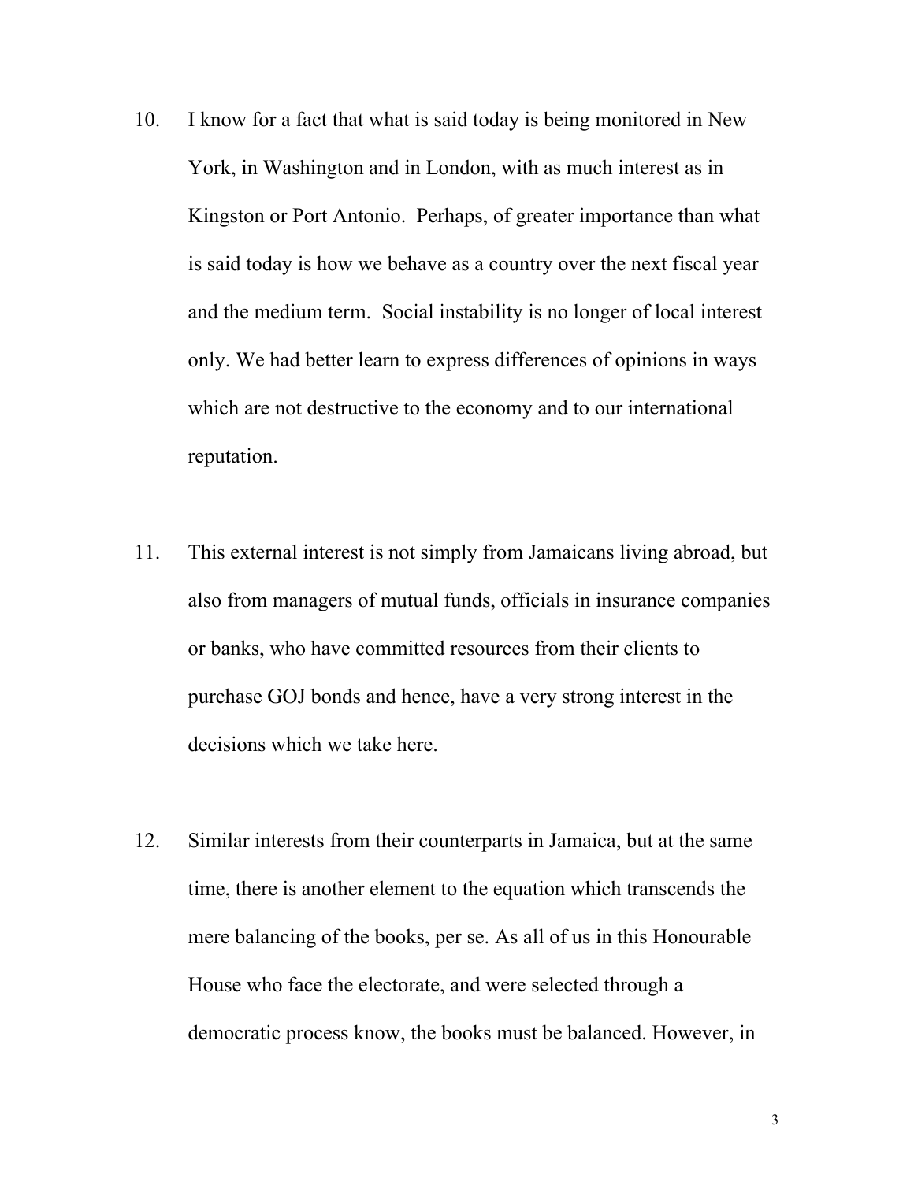10. I know for a fact that what is said today is being monitored in New York, in Washington and in London, with as much interest as in Kingston or Port Antonio. Perhaps, of greater importance than what is said today is how we behave as a country over the next fiscal year and the medium term. Social instability is no longer of local interest only. We had better learn to express differences of opinions in ways which are not destructive to the economy and to our international reputation.

11. This external interest is not simply from Jamaicans living abroad, but also from managers of mutual funds, officials in insurance companies or banks, who have committed resources from their clients to purchase GOJ bonds and hence, have a very strong interest in the decisions which we take here.

12. Similar interests from their counterparts in Jamaica, but at the same time, there is another element to the equation which transcends the mere balancing of the books, per se. As all of us in this Honourable House who face the electorate, and were selected through a democratic process know, the books must be balanced. However, in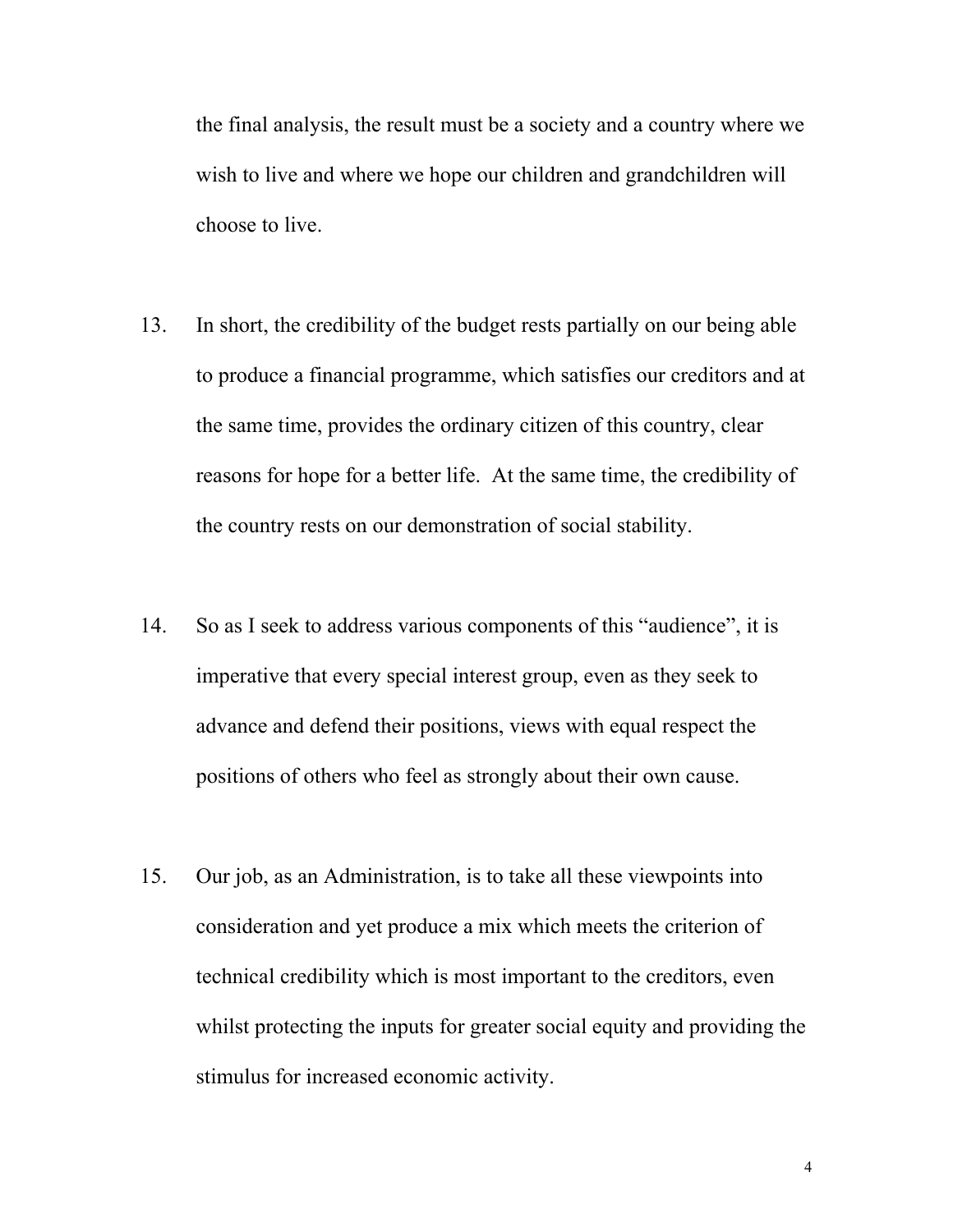the final analysis, the result must be a society and a country where we wish to live and where we hope our children and grandchildren will choose to live.

13. In short, the credibility of the budget rests partially on our being able to produce a financial programme, which satisfies our creditors and at the same time, provides the ordinary citizen of this country, clear reasons for hope for a better life. At the same time, the credibility of the country rests on our demonstration of social stability.

14. So as I seek to address various components of this "audience", it is imperative that every special interest group, even as they seek to advance and defend their positions, views with equal respect the positions of others who feel as strongly about their own cause.

15. Our job, as an Administration, is to take all these viewpoints into consideration and yet produce a mix which meets the criterion of technical credibility which is most important to the creditors, even whilst protecting the inputs for greater social equity and providing the stimulus for increased economic activity.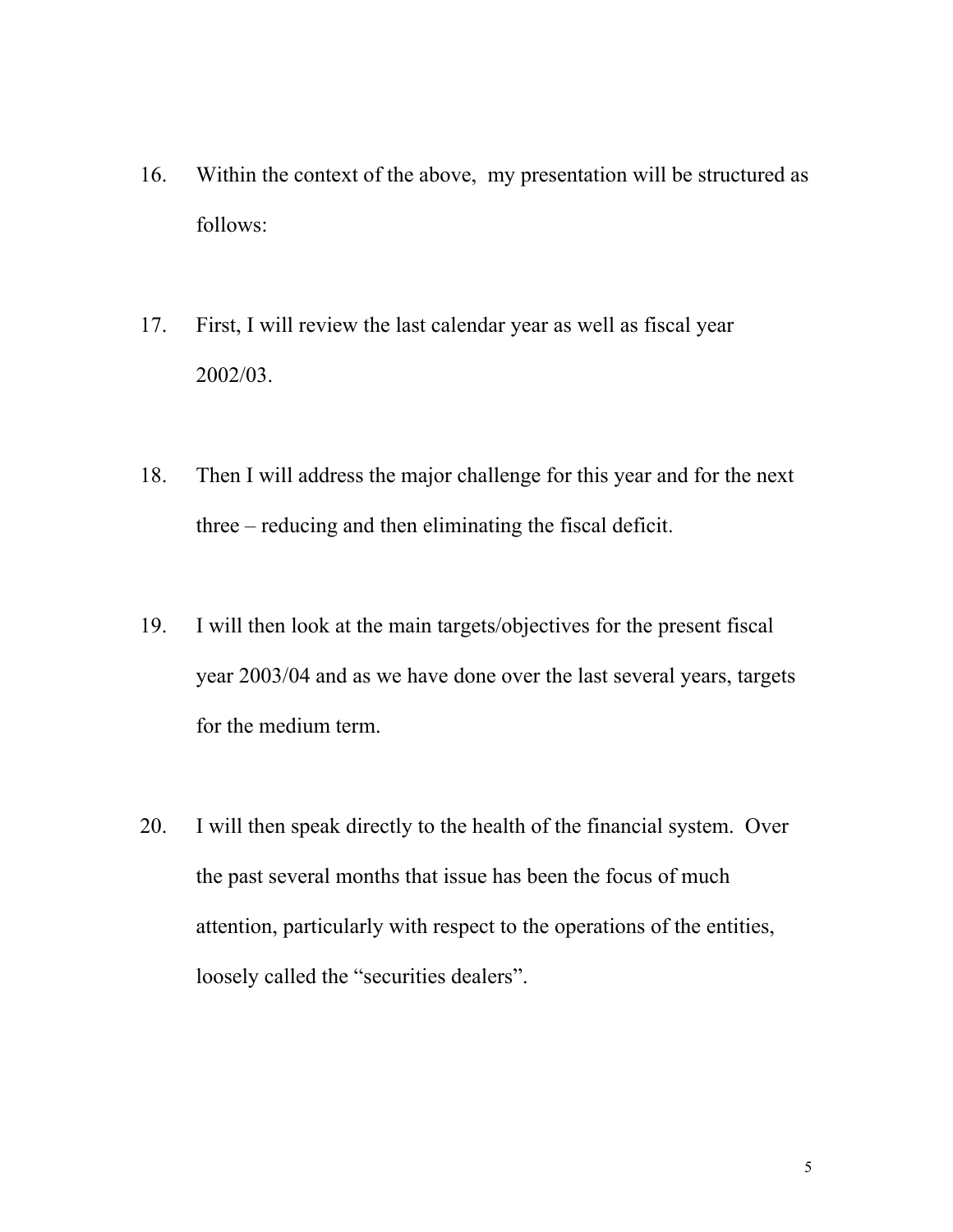16. Within the context of the above, my presentation will be structured as follows:

17. First, I will review the last calendar year as well as fiscal year 2002/03.

18. Then I will address the major challenge for this year and for the next three – reducing and then eliminating the fiscal deficit.

19. I will then look at the main targets/objectives for the present fiscal year 2003/04 and as we have done over the last several years, targets for the medium term.

20. I will then speak directly to the health of the financial system. Over the past several months that issue has been the focus of much attention, particularly with respect to the operations of the entities, loosely called the "securities dealers".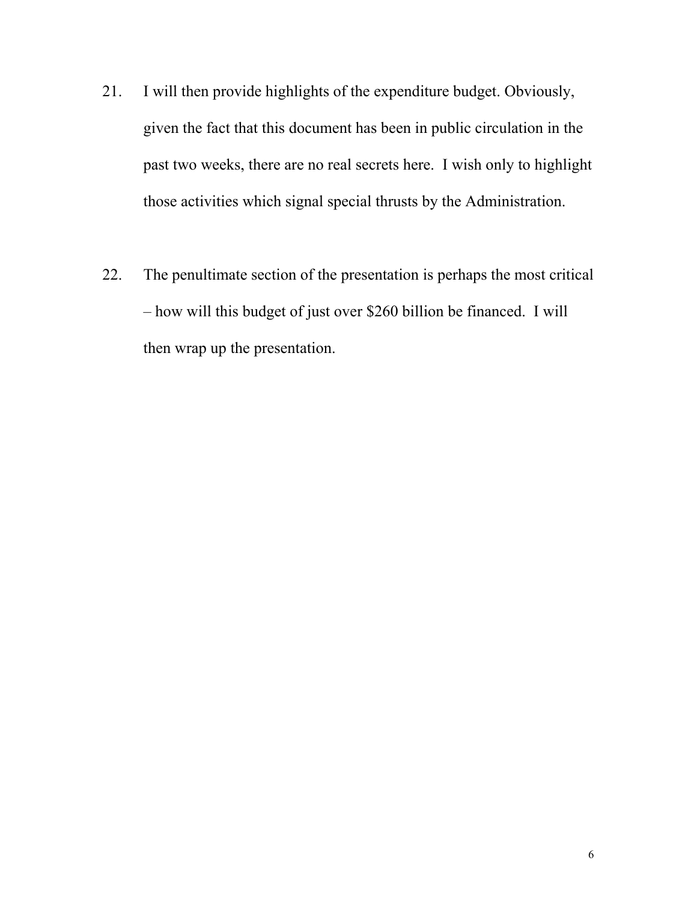21. I will then provide highlights of the expenditure budget. Obviously, given the fact that this document has been in public circulation in the past two weeks, there are no real secrets here. I wish only to highlight those activities which signal special thrusts by the Administration.

22. The penultimate section of the presentation is perhaps the most critical – how will this budget of just over $260 billion be financed. I will then wrap up the presentation.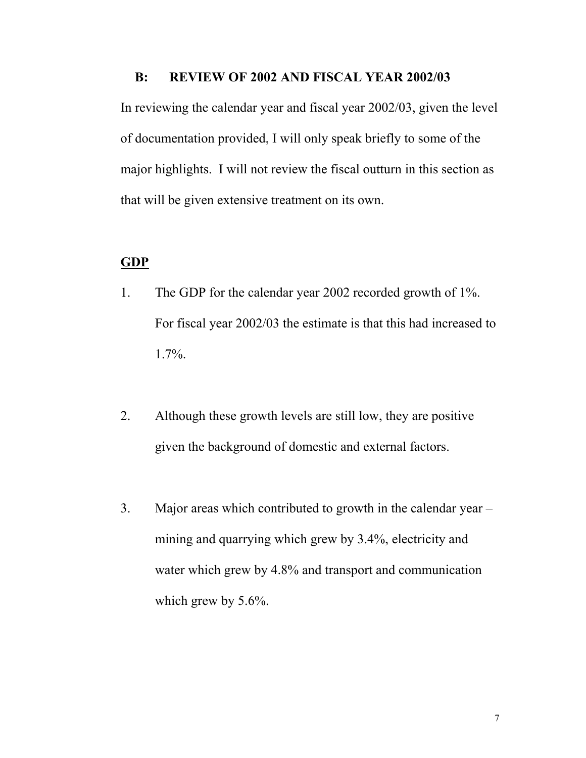## B: REVIEW OF 2002 AND FISCAL YEAR 2002/03

In reviewing the calendar year and fiscal year 2002/03, given the level of documentation provided, I will only speak briefly to some of the major highlights. I will not review the fiscal outturn in this section as that will be given extensive treatment on its own.

### GDP

1. The GDP for the calendar year 2002 recorded growth of 1%. For fiscal year 2002/03 the estimate is that this had increased to 1.7%.

2. Although these growth levels are still low, they are positive given the background of domestic and external factors.

3. Major areas which contributed to growth in the calendar year – mining and quarrying which grew by 3.4%, electricity and water which grew by 4.8% and transport and communication which grew by 5.6%.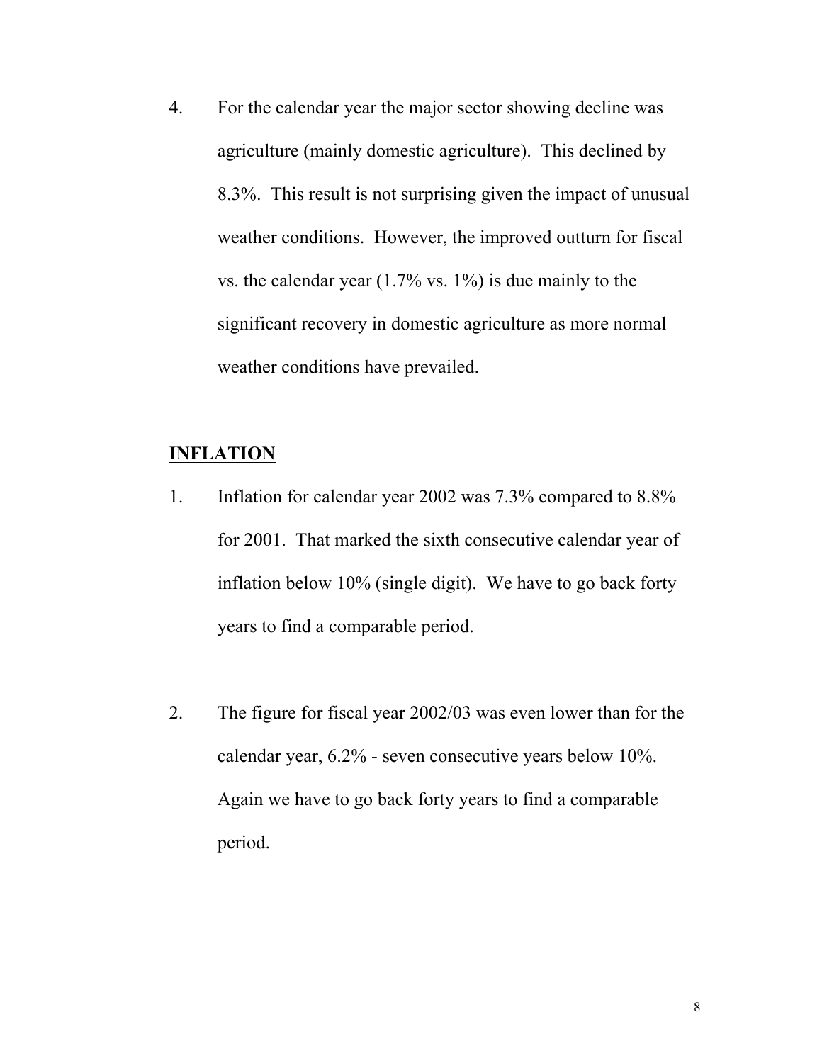4. For the calendar year the major sector showing decline was agriculture (mainly domestic agriculture). This declined by 8.3%. This result is not surprising given the impact of unusual weather conditions. However, the improved outturn for fiscal vs. the calendar year (1.7% vs. 1%) is due mainly to the significant recovery in domestic agriculture as more normal weather conditions have prevailed.

## INFLATION

1. Inflation for calendar year 2002 was 7.3% compared to 8.8% for 2001. That marked the sixth consecutive calendar year of inflation below 10% (single digit). We have to go back forty years to find a comparable period.

2. The figure for fiscal year 2002/03 was even lower than for the calendar year, 6.2% - seven consecutive years below 10%. Again we have to go back forty years to find a comparable period.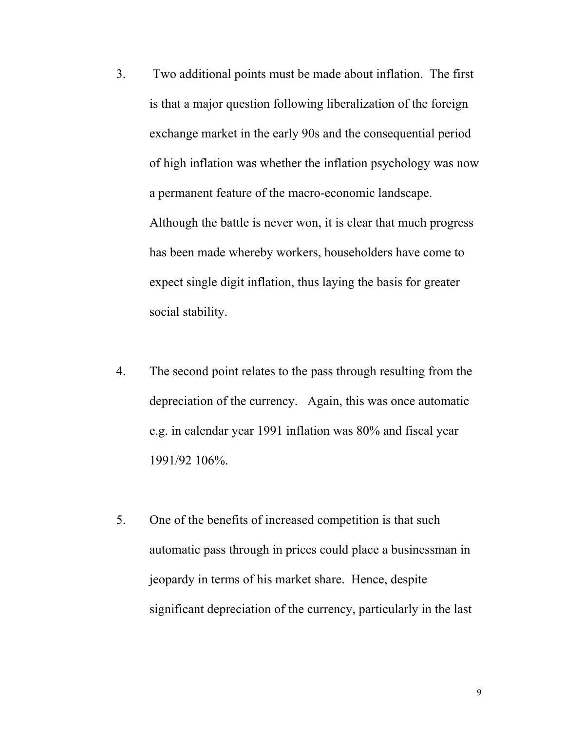3. Two additional points must be made about inflation. The first is that a major question following liberalization of the foreign exchange market in the early 90s and the consequential period of high inflation was whether the inflation psychology was now a permanent feature of the macro-economic landscape. Although the battle is never won, it is clear that much progress has been made whereby workers, householders have come to expect single digit inflation, thus laying the basis for greater social stability.

4. The second point relates to the pass through resulting from the depreciation of the currency. Again, this was once automatic e.g. in calendar year 1991 inflation was 80% and fiscal year 1991/92 106%.

5. One of the benefits of increased competition is that such automatic pass through in prices could place a businessman in jeopardy in terms of his market share. Hence, despite significant depreciation of the currency, particularly in the last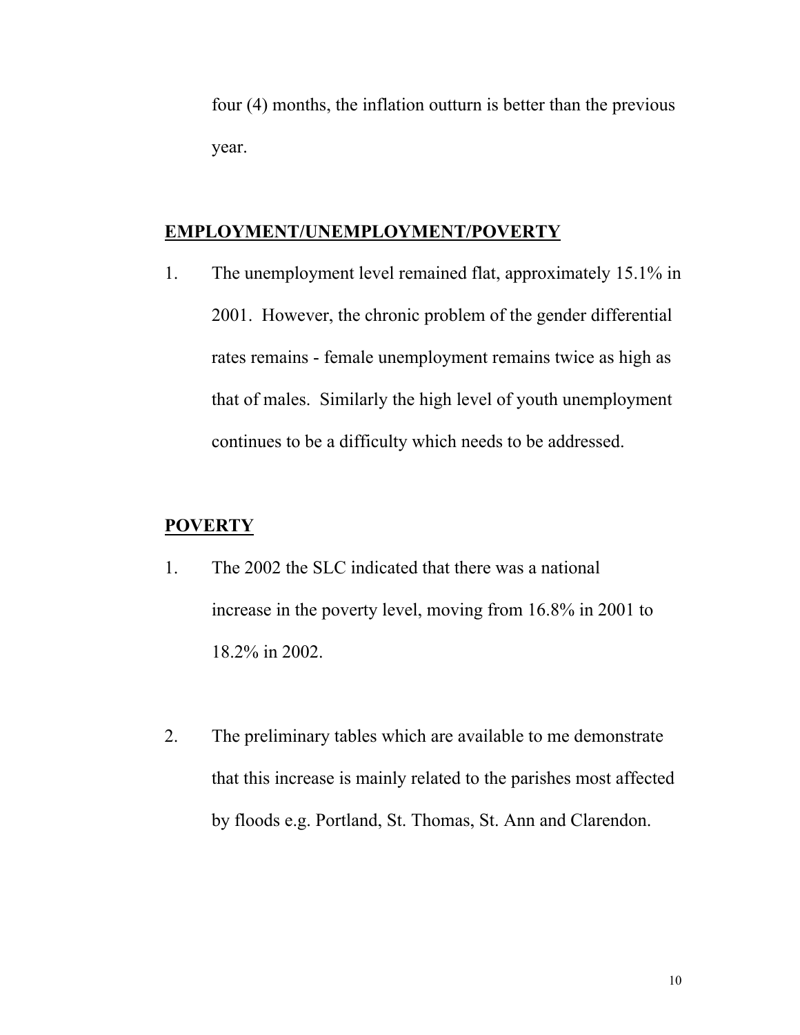four (4) months, the inflation outturn is better than the previous year.

**EMPLOYMENT/UNEMPLOYMENT/POVERTY**

1. The unemployment level remained flat, approximately 15.1% in 2001. However, the chronic problem of the gender differential rates remains - female unemployment remains twice as high as that of males. Similarly the high level of youth unemployment continues to be a difficulty which needs to be addressed.

**POVERTY**

1. The 2002 the SLC indicated that there was a national increase in the poverty level, moving from 16.8% in 2001 to 18.2% in 2002.

2. The preliminary tables which are available to me demonstrate that this increase is mainly related to the parishes most affected by floods e.g. Portland, St. Thomas, St. Ann and Clarendon.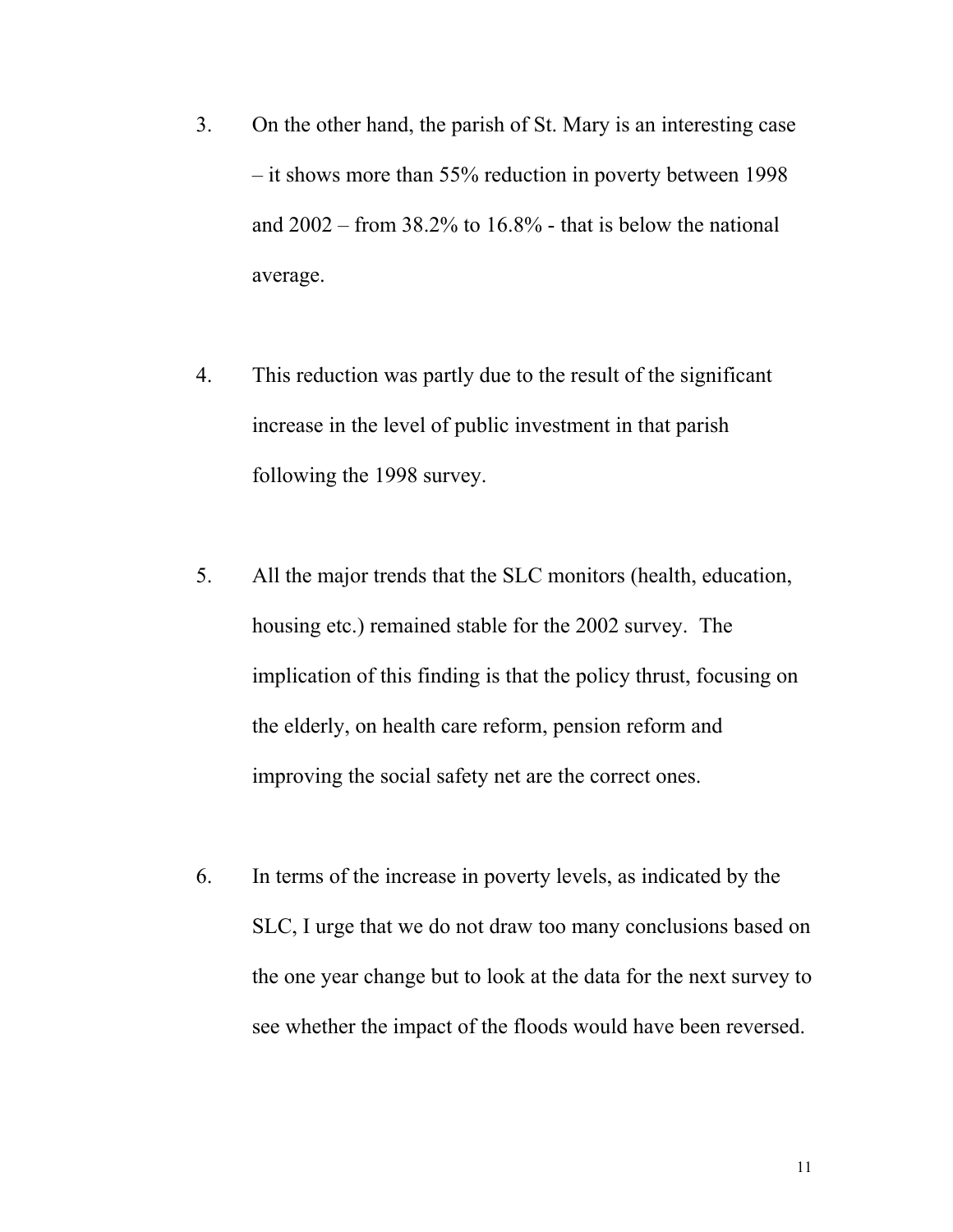3. On the other hand, the parish of St. Mary is an interesting case – it shows more than 55% reduction in poverty between 1998 and 2002 – from 38.2% to 16.8% - that is below the national average.

4. This reduction was partly due to the result of the significant increase in the level of public investment in that parish following the 1998 survey.

5. All the major trends that the SLC monitors (health, education, housing etc.) remained stable for the 2002 survey. The implication of this finding is that the policy thrust, focusing on the elderly, on health care reform, pension reform and improving the social safety net are the correct ones.

6. In terms of the increase in poverty levels, as indicated by the SLC, I urge that we do not draw too many conclusions based on the one year change but to look at the data for the next survey to see whether the impact of the floods would have been reversed.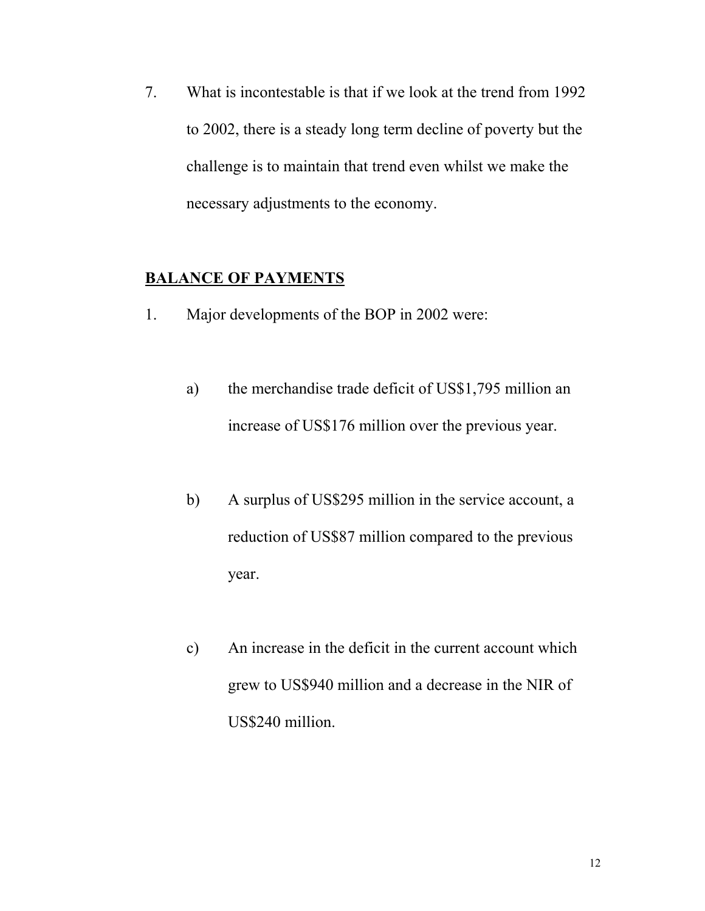7. What is incontestable is that if we look at the trend from 1992 to 2002, there is a steady long term decline of poverty but the challenge is to maintain that trend even whilst we make the necessary adjustments to the economy.

## BALANCE OF PAYMENTS

1. Major developments of the BOP in 2002 were:

   a) the merchandise trade deficit of US$1,795 million an increase of US$176 million over the previous year.

   b) A surplus of US$295 million in the service account, a reduction of US$87 million compared to the previous year.

   c) An increase in the deficit in the current account which grew to US$940 million and a decrease in the NIR of US$240 million.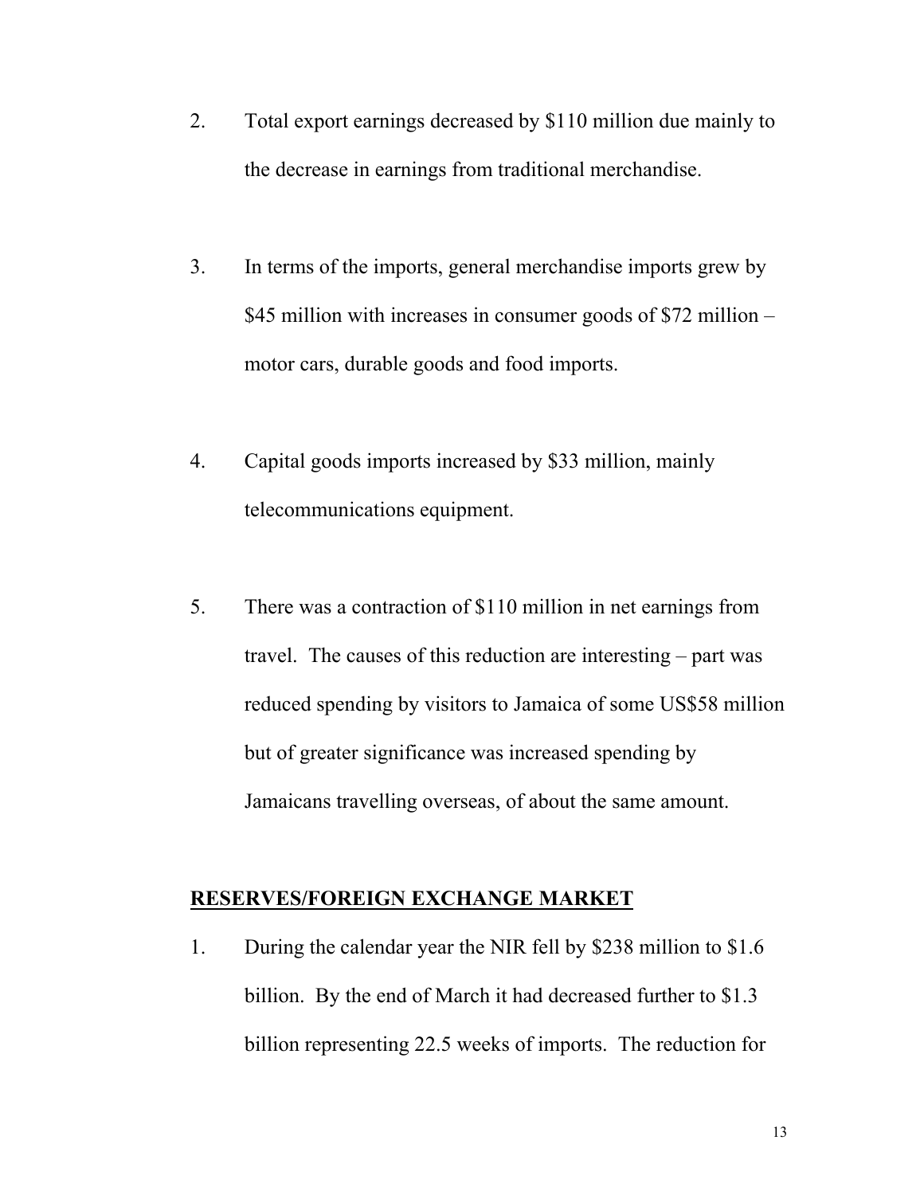2. Total export earnings decreased by $110 million due mainly to the decrease in earnings from traditional merchandise.

3. In terms of the imports, general merchandise imports grew by $45 million with increases in consumer goods of $72 million – motor cars, durable goods and food imports.

4. Capital goods imports increased by $33 million, mainly telecommunications equipment.

5. There was a contraction of $110 million in net earnings from travel. The causes of this reduction are interesting – part was reduced spending by visitors to Jamaica of some US$58 million but of greater significance was increased spending by Jamaicans travelling overseas, of about the same amount.

## <u>RESERVES/FOREIGN EXCHANGE MARKET</u>

1. During the calendar year the NIR fell by $238 million to $1.6 billion. By the end of March it had decreased further to $1.3 billion representing 22.5 weeks of imports. The reduction for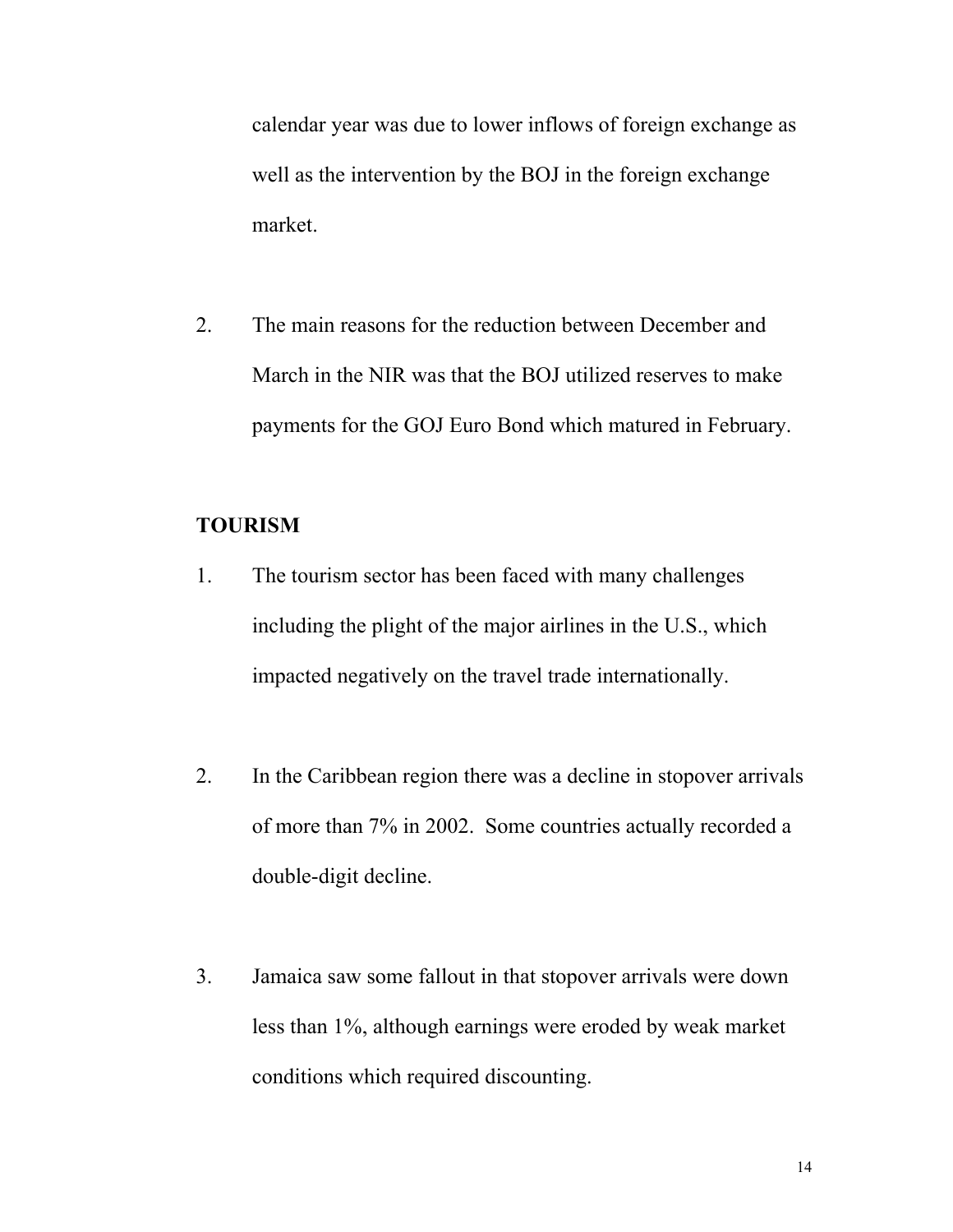calendar year was due to lower inflows of foreign exchange as well as the intervention by the BOJ in the foreign exchange market.

2. The main reasons for the reduction between December and March in the NIR was that the BOJ utilized reserves to make payments for the GOJ Euro Bond which matured in February.

**TOURISM**

1. The tourism sector has been faced with many challenges including the plight of the major airlines in the U.S., which impacted negatively on the travel trade internationally.

2. In the Caribbean region there was a decline in stopover arrivals of more than 7% in 2002. Some countries actually recorded a double-digit decline.

3. Jamaica saw some fallout in that stopover arrivals were down less than 1%, although earnings were eroded by weak market conditions which required discounting.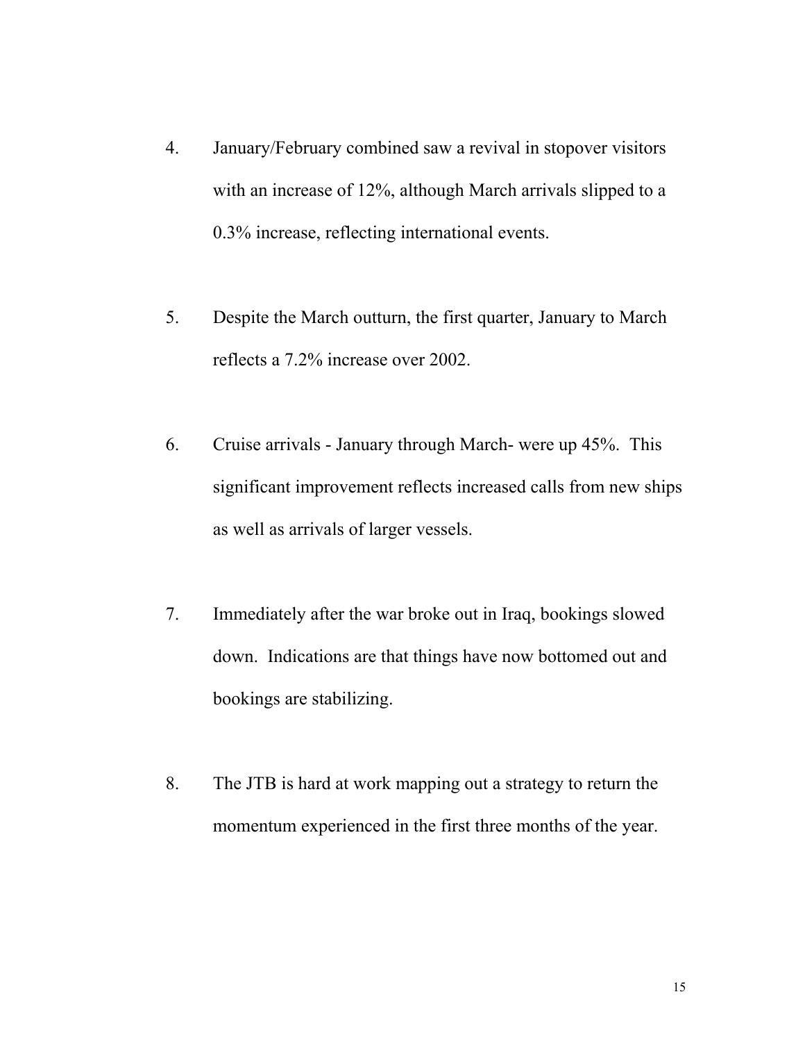4. January/February combined saw a revival in stopover visitors with an increase of 12%, although March arrivals slipped to a 0.3% increase, reflecting international events.

5. Despite the March outturn, the first quarter, January to March reflects a 7.2% increase over 2002.

6. Cruise arrivals - January through March- were up 45%. This significant improvement reflects increased calls from new ships as well as arrivals of larger vessels.

7. Immediately after the war broke out in Iraq, bookings slowed down. Indications are that things have now bottomed out and bookings are stabilizing.

8. The JTB is hard at work mapping out a strategy to return the momentum experienced in the first three months of the year.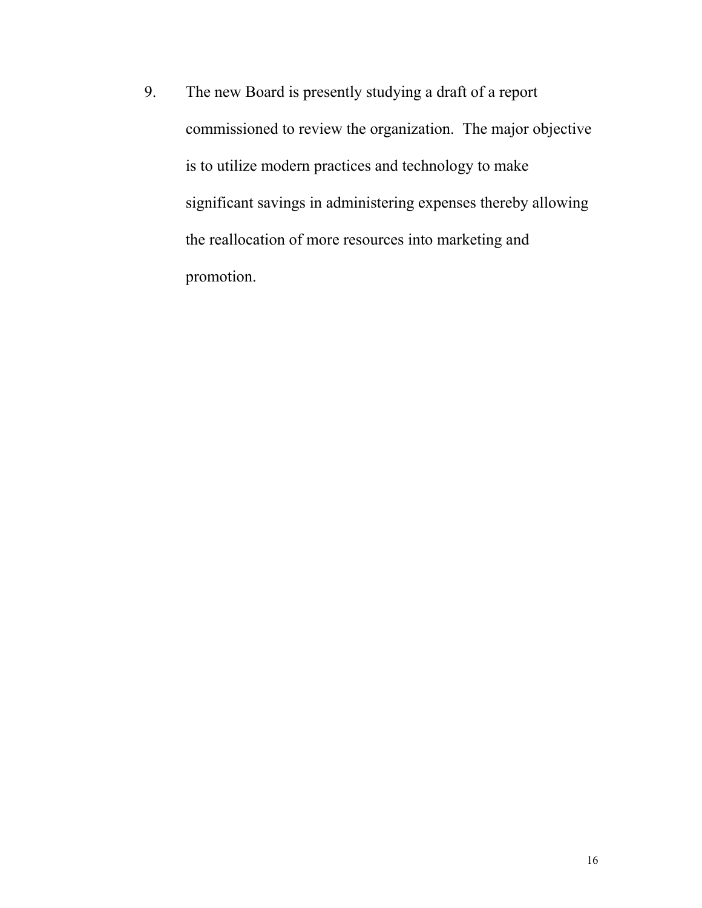9. The new Board is presently studying a draft of a report commissioned to review the organization. The major objective is to utilize modern practices and technology to make significant savings in administering expenses thereby allowing the reallocation of more resources into marketing and promotion.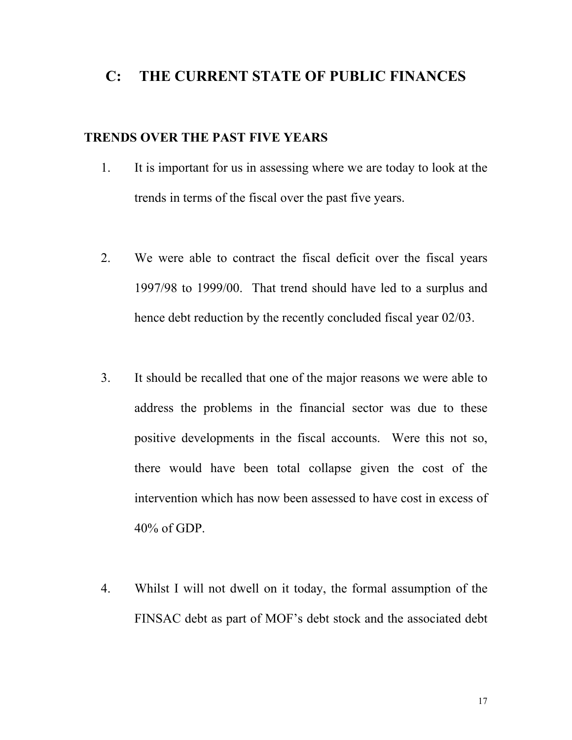## C: THE CURRENT STATE OF PUBLIC FINANCES

### TRENDS OVER THE PAST FIVE YEARS

1. It is important for us in assessing where we are today to look at the trends in terms of the fiscal over the past five years.

2. We were able to contract the fiscal deficit over the fiscal years 1997/98 to 1999/00. That trend should have led to a surplus and hence debt reduction by the recently concluded fiscal year 02/03.

3. It should be recalled that one of the major reasons we were able to address the problems in the financial sector was due to these positive developments in the fiscal accounts. Were this not so, there would have been total collapse given the cost of the intervention which has now been assessed to have cost in excess of 40% of GDP.

4. Whilst I will not dwell on it today, the formal assumption of the FINSAC debt as part of MOF's debt stock and the associated debt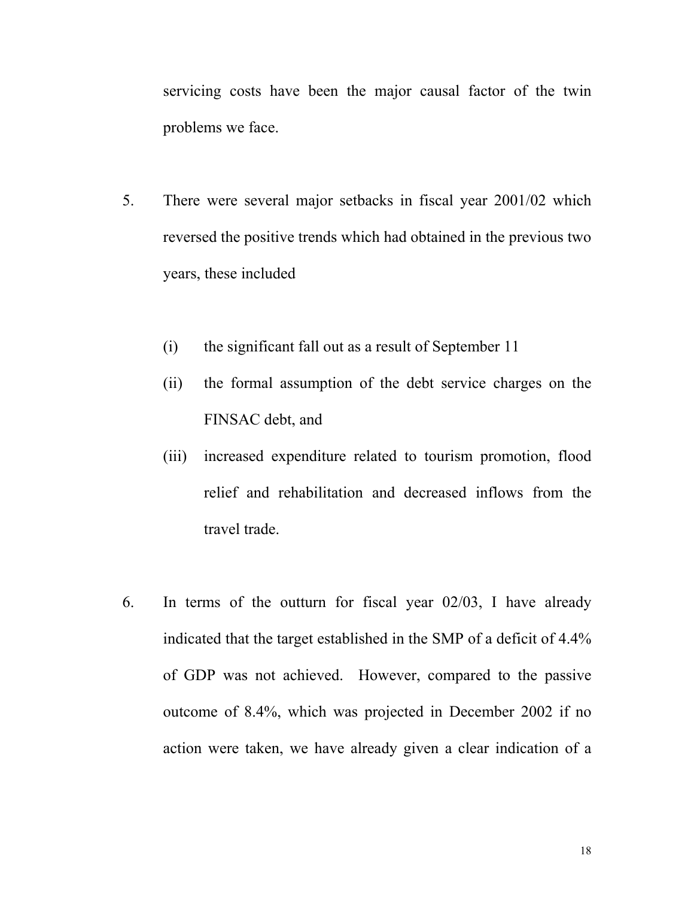servicing costs have been the major causal factor of the twin problems we face.

5. There were several major setbacks in fiscal year 2001/02 which reversed the positive trends which had obtained in the previous two years, these included

   (i) the significant fall out as a result of September 11
   
   (ii) the formal assumption of the debt service charges on the FINSAC debt, and
   
   (iii) increased expenditure related to tourism promotion, flood relief and rehabilitation and decreased inflows from the travel trade.

6. In terms of the outturn for fiscal year 02/03, I have already indicated that the target established in the SMP of a deficit of 4.4% of GDP was not achieved. However, compared to the passive outcome of 8.4%, which was projected in December 2002 if no action were taken, we have already given a clear indication of a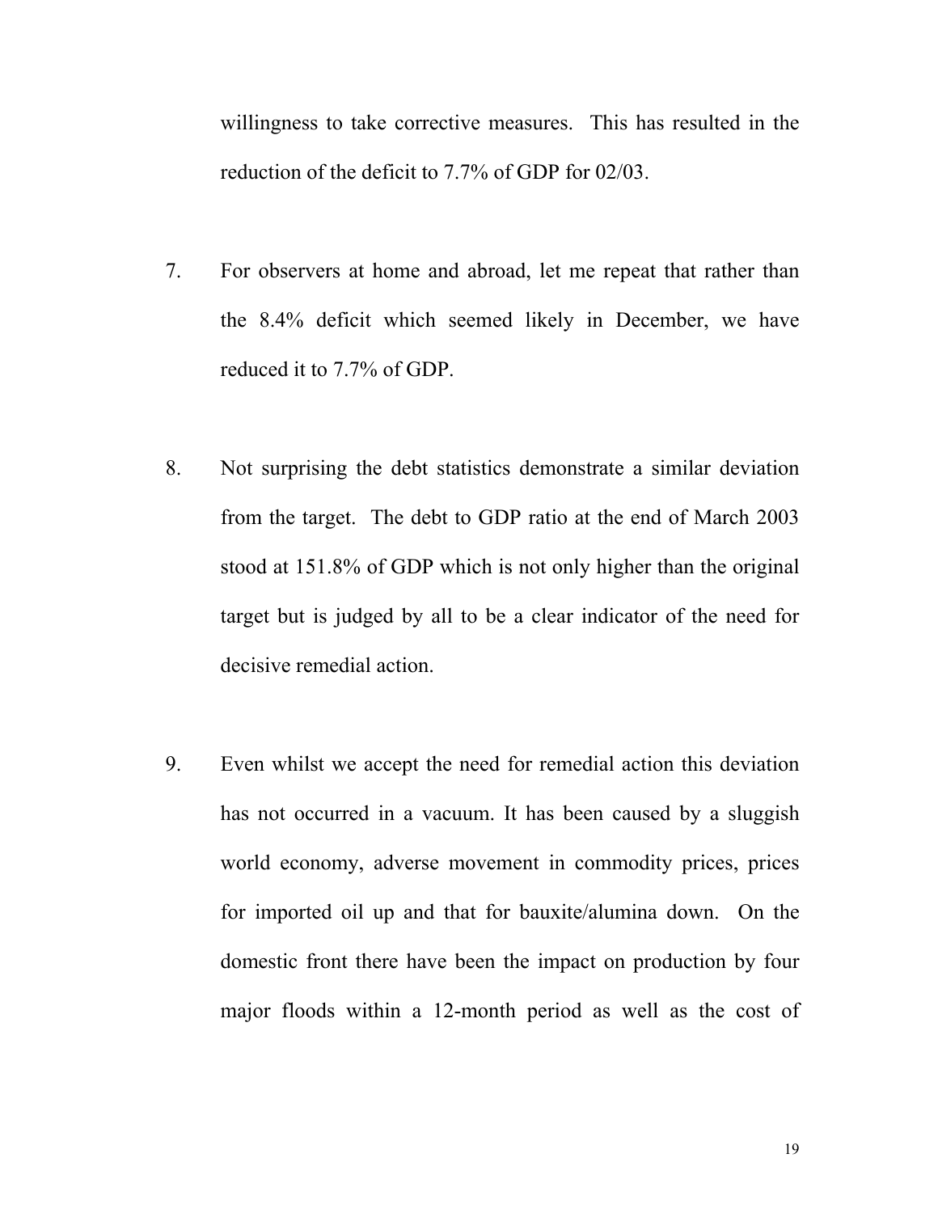willingness to take corrective measures. This has resulted in the reduction of the deficit to 7.7% of GDP for 02/03.

7. For observers at home and abroad, let me repeat that rather than the 8.4% deficit which seemed likely in December, we have reduced it to 7.7% of GDP.

8. Not surprising the debt statistics demonstrate a similar deviation from the target. The debt to GDP ratio at the end of March 2003 stood at 151.8% of GDP which is not only higher than the original target but is judged by all to be a clear indicator of the need for decisive remedial action.

9. Even whilst we accept the need for remedial action this deviation has not occurred in a vacuum. It has been caused by a sluggish world economy, adverse movement in commodity prices, prices for imported oil up and that for bauxite/alumina down. On the domestic front there have been the impact on production by four major floods within a 12-month period as well as the cost of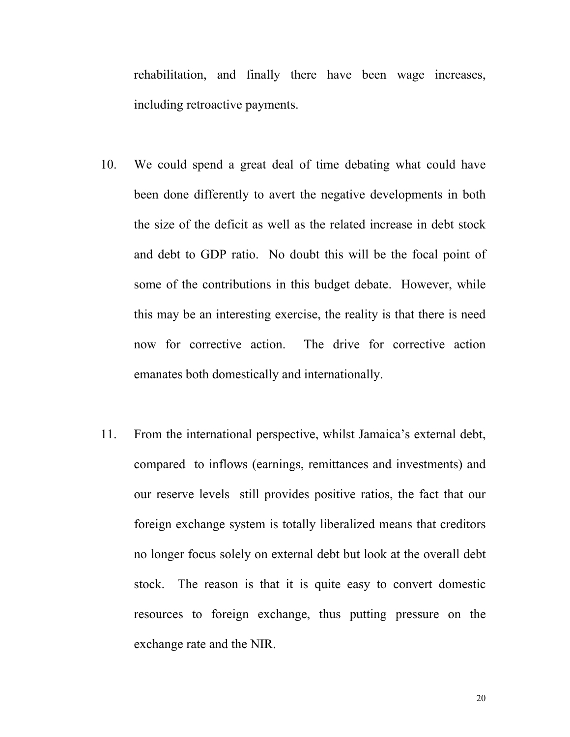rehabilitation, and finally there have been wage increases, including retroactive payments.

10. We could spend a great deal of time debating what could have been done differently to avert the negative developments in both the size of the deficit as well as the related increase in debt stock and debt to GDP ratio. No doubt this will be the focal point of some of the contributions in this budget debate. However, while this may be an interesting exercise, the reality is that there is need now for corrective action. The drive for corrective action emanates both domestically and internationally.

11. From the international perspective, whilst Jamaica's external debt, compared to inflows (earnings, remittances and investments) and our reserve levels still provides positive ratios, the fact that our foreign exchange system is totally liberalized means that creditors no longer focus solely on external debt but look at the overall debt stock. The reason is that it is quite easy to convert domestic resources to foreign exchange, thus putting pressure on the exchange rate and the NIR.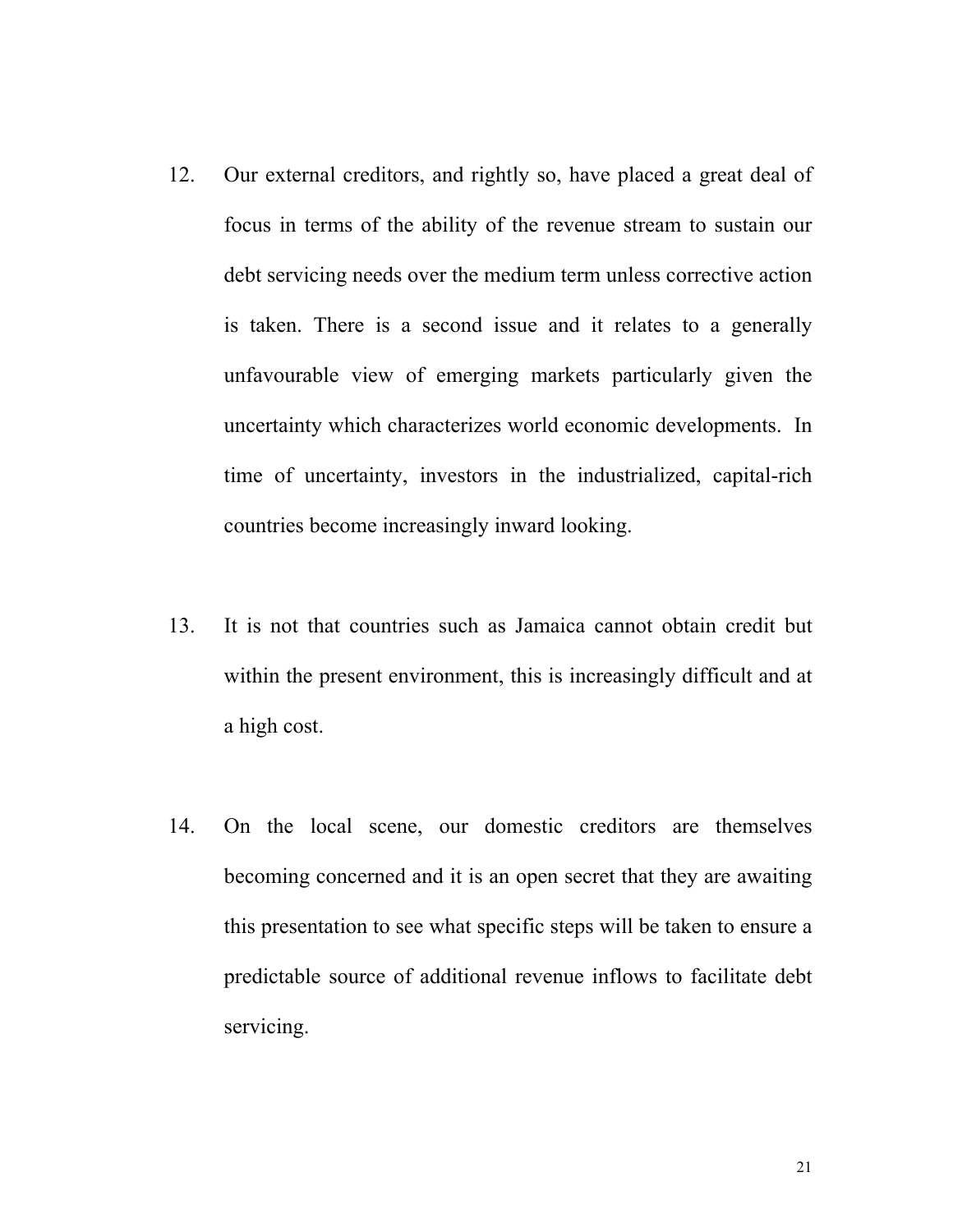12. Our external creditors, and rightly so, have placed a great deal of focus in terms of the ability of the revenue stream to sustain our debt servicing needs over the medium term unless corrective action is taken. There is a second issue and it relates to a generally unfavourable view of emerging markets particularly given the uncertainty which characterizes world economic developments. In time of uncertainty, investors in the industrialized, capital-rich countries become increasingly inward looking.

13. It is not that countries such as Jamaica cannot obtain credit but within the present environment, this is increasingly difficult and at a high cost.

14. On the local scene, our domestic creditors are themselves becoming concerned and it is an open secret that they are awaiting this presentation to see what specific steps will be taken to ensure a predictable source of additional revenue inflows to facilitate debt servicing.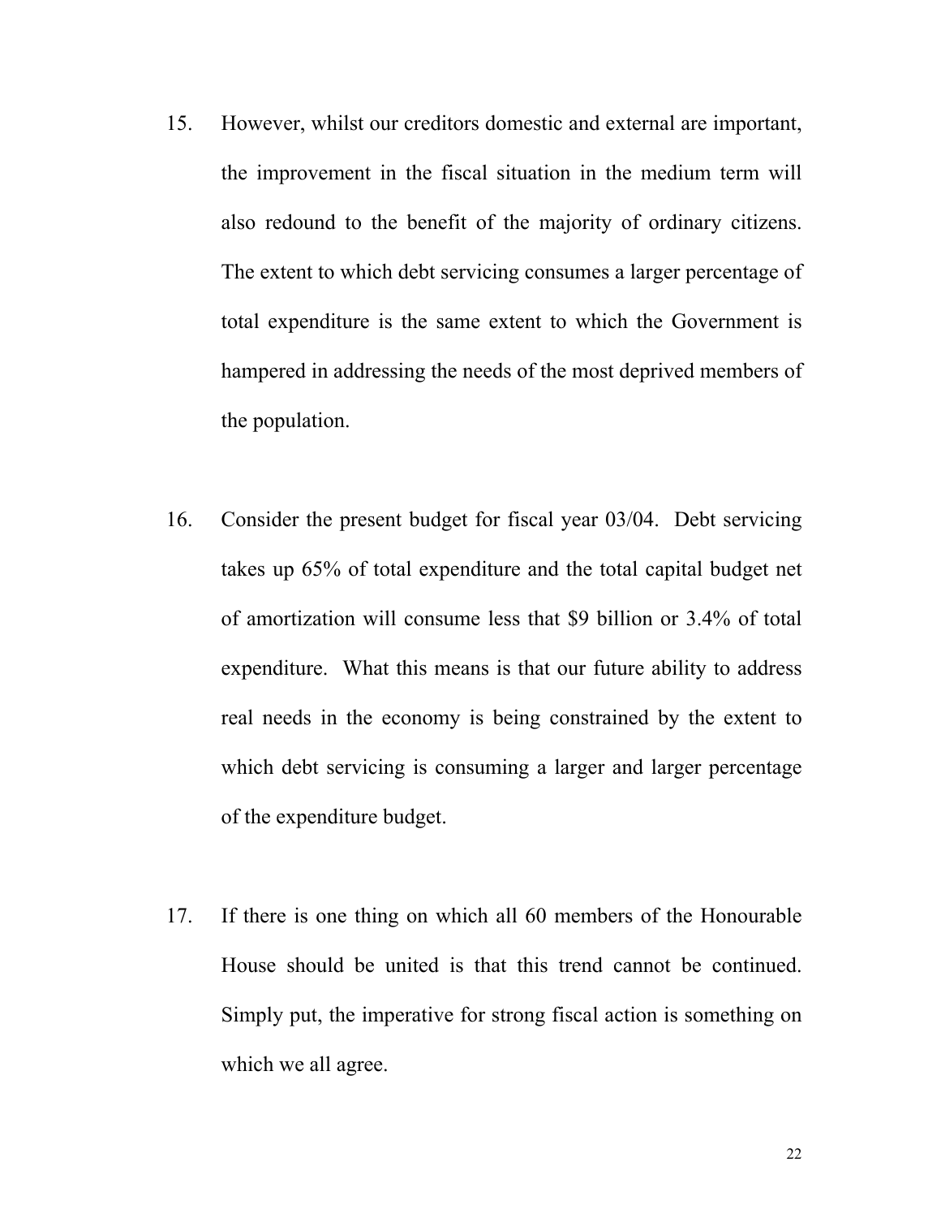15. However, whilst our creditors domestic and external are important, the improvement in the fiscal situation in the medium term will also redound to the benefit of the majority of ordinary citizens. The extent to which debt servicing consumes a larger percentage of total expenditure is the same extent to which the Government is hampered in addressing the needs of the most deprived members of the population.

16. Consider the present budget for fiscal year 03/04. Debt servicing takes up 65% of total expenditure and the total capital budget net of amortization will consume less that $9 billion or 3.4% of total expenditure. What this means is that our future ability to address real needs in the economy is being constrained by the extent to which debt servicing is consuming a larger and larger percentage of the expenditure budget.

17. If there is one thing on which all 60 members of the Honourable House should be united is that this trend cannot be continued. Simply put, the imperative for strong fiscal action is something on which we all agree.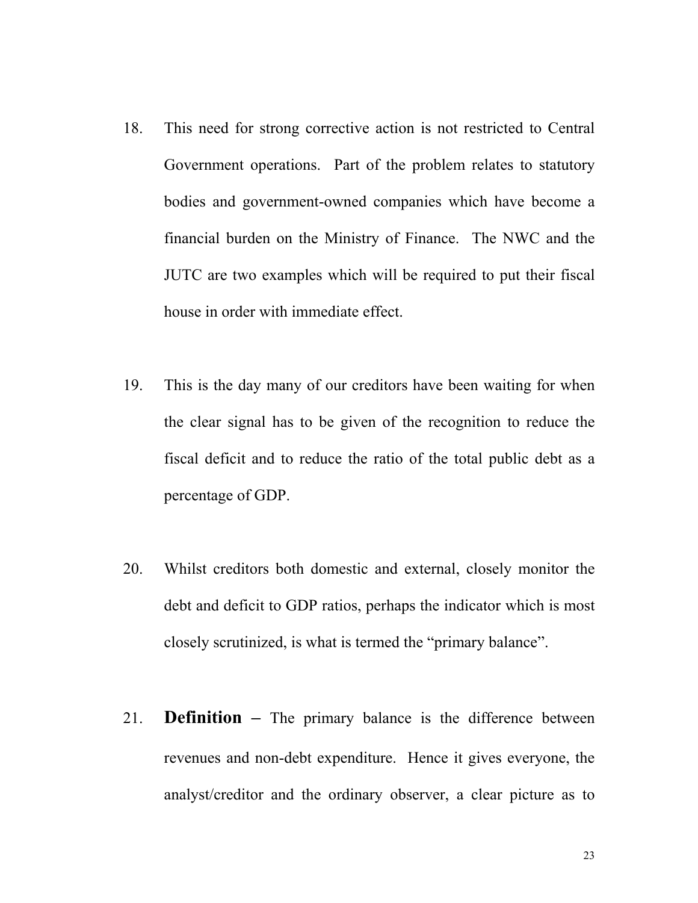18. This need for strong corrective action is not restricted to Central Government operations. Part of the problem relates to statutory bodies and government-owned companies which have become a financial burden on the Ministry of Finance. The NWC and the JUTC are two examples which will be required to put their fiscal house in order with immediate effect.

19. This is the day many of our creditors have been waiting for when the clear signal has to be given of the recognition to reduce the fiscal deficit and to reduce the ratio of the total public debt as a percentage of GDP.

20. Whilst creditors both domestic and external, closely monitor the debt and deficit to GDP ratios, perhaps the indicator which is most closely scrutinized, is what is termed the "primary balance".

21. **Definition –** The primary balance is the difference between revenues and non-debt expenditure. Hence it gives everyone, the analyst/creditor and the ordinary observer, a clear picture as to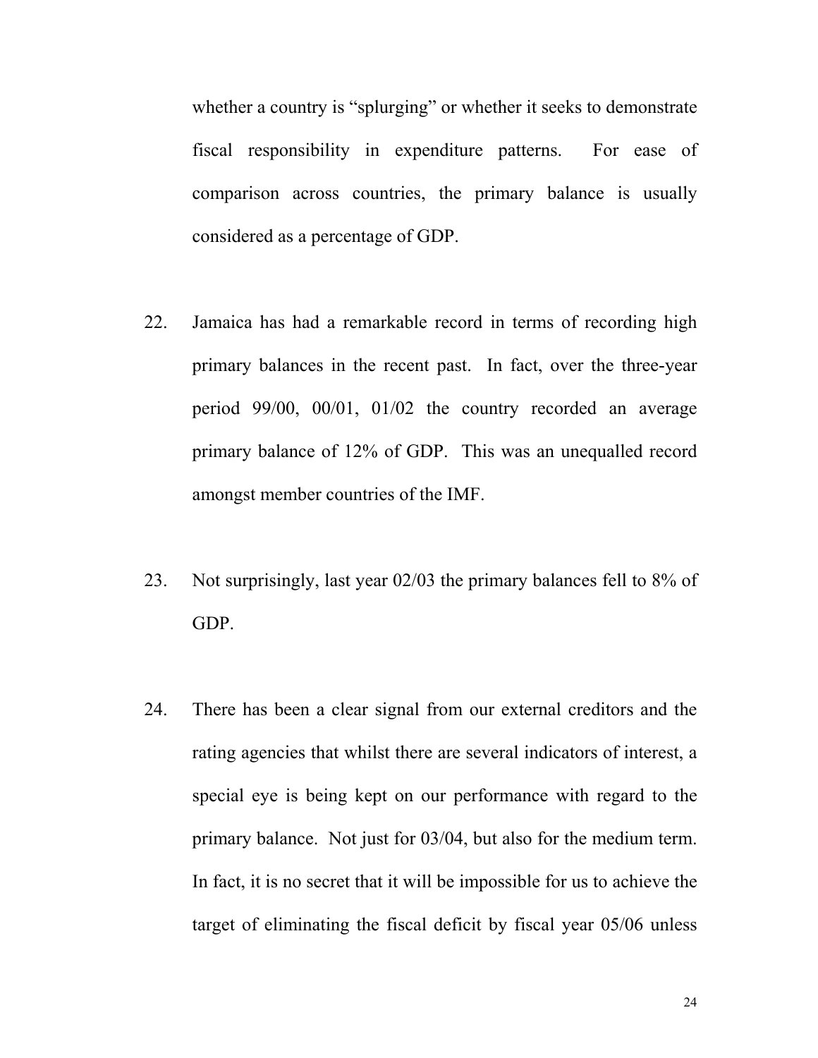whether a country is "splurging" or whether it seeks to demonstrate fiscal responsibility in expenditure patterns. For ease of comparison across countries, the primary balance is usually considered as a percentage of GDP.

22. Jamaica has had a remarkable record in terms of recording high primary balances in the recent past. In fact, over the three-year period 99/00, 00/01, 01/02 the country recorded an average primary balance of 12% of GDP. This was an unequalled record amongst member countries of the IMF.

23. Not surprisingly, last year 02/03 the primary balances fell to 8% of GDP.

24. There has been a clear signal from our external creditors and the rating agencies that whilst there are several indicators of interest, a special eye is being kept on our performance with regard to the primary balance. Not just for 03/04, but also for the medium term. In fact, it is no secret that it will be impossible for us to achieve the target of eliminating the fiscal deficit by fiscal year 05/06 unless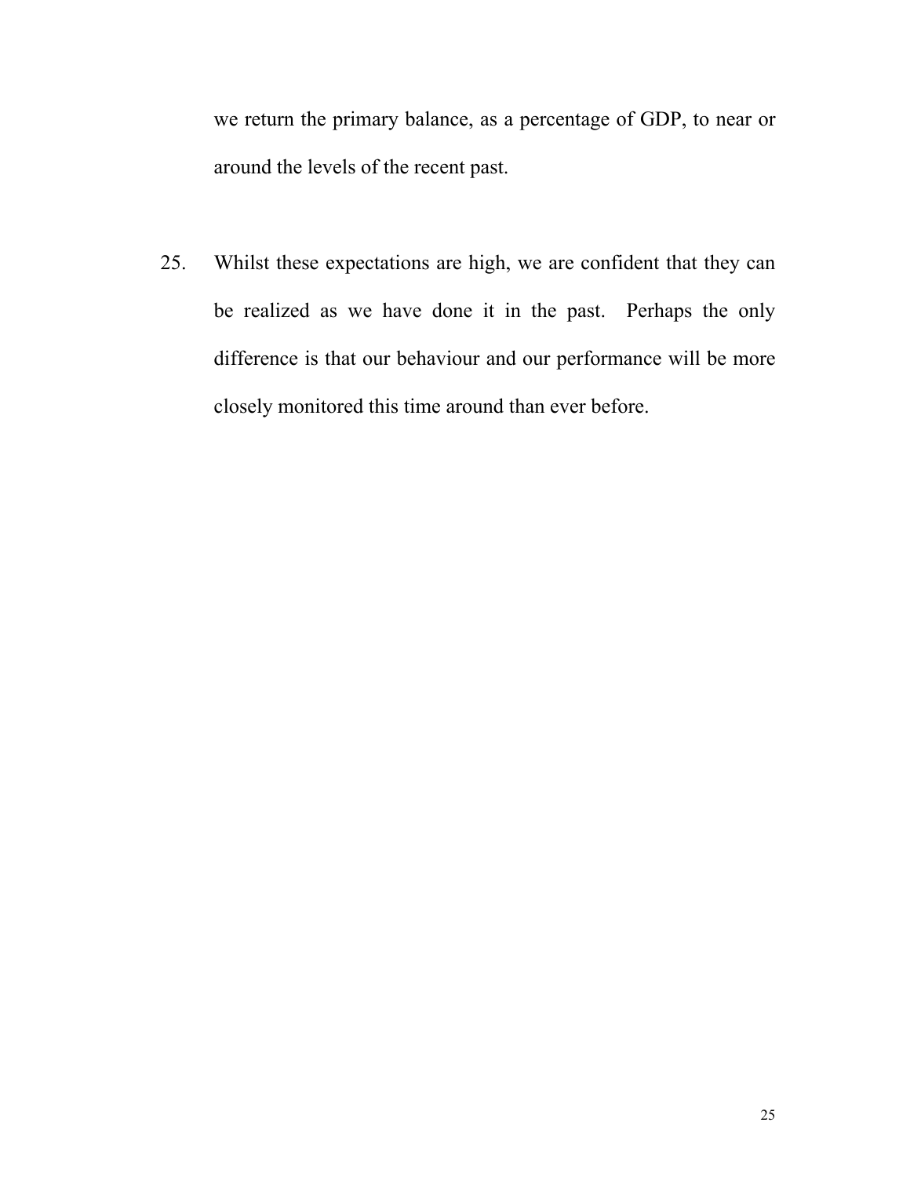we return the primary balance, as a percentage of GDP, to near or around the levels of the recent past.

25. Whilst these expectations are high, we are confident that they can be realized as we have done it in the past. Perhaps the only difference is that our behaviour and our performance will be more closely monitored this time around than ever before.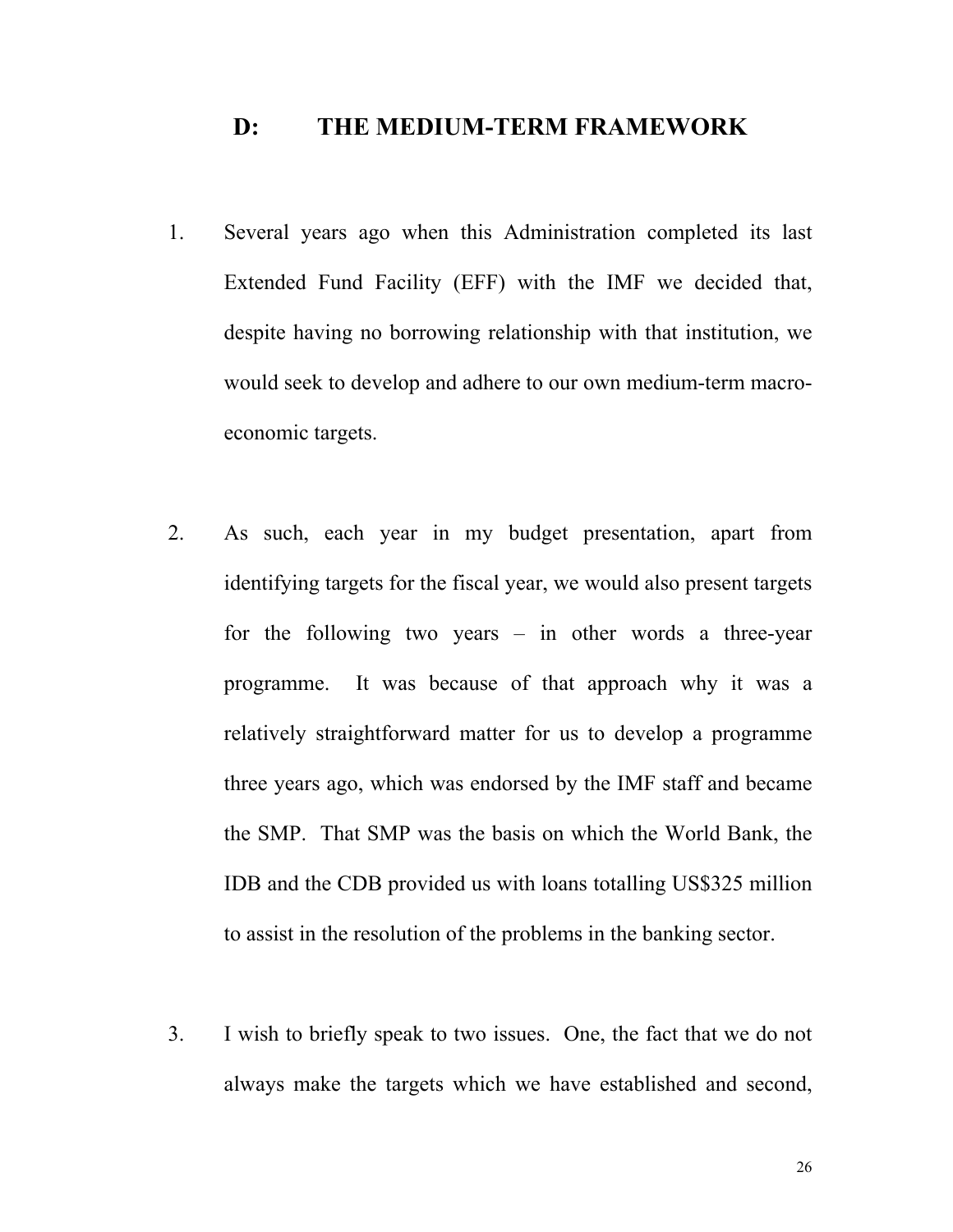## D: THE MEDIUM-TERM FRAMEWORK

1. Several years ago when this Administration completed its last Extended Fund Facility (EFF) with the IMF we decided that, despite having no borrowing relationship with that institution, we would seek to develop and adhere to our own medium-term macro-economic targets.

2. As such, each year in my budget presentation, apart from identifying targets for the fiscal year, we would also present targets for the following two years – in other words a three-year programme. It was because of that approach why it was a relatively straightforward matter for us to develop a programme three years ago, which was endorsed by the IMF staff and became the SMP. That SMP was the basis on which the World Bank, the IDB and the CDB provided us with loans totalling US$325 million to assist in the resolution of the problems in the banking sector.

3. I wish to briefly speak to two issues. One, the fact that we do not always make the targets which we have established and second,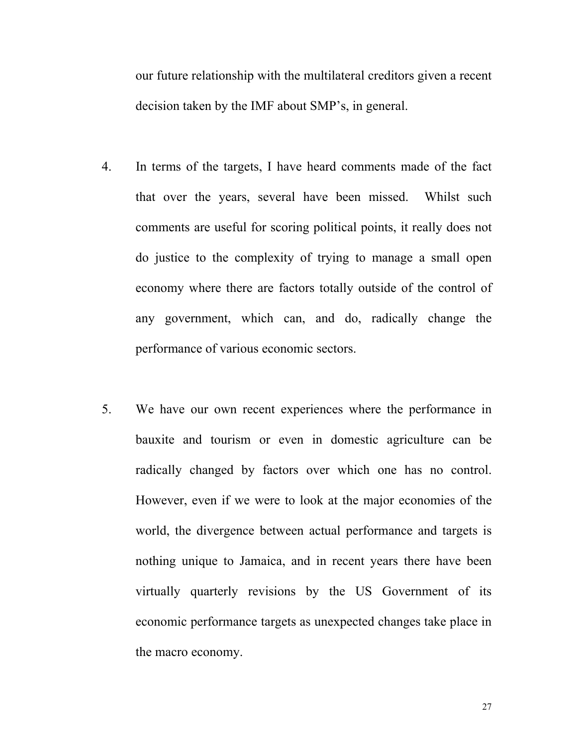our future relationship with the multilateral creditors given a recent decision taken by the IMF about SMP's, in general.

4. In terms of the targets, I have heard comments made of the fact that over the years, several have been missed. Whilst such comments are useful for scoring political points, it really does not do justice to the complexity of trying to manage a small open economy where there are factors totally outside of the control of any government, which can, and do, radically change the performance of various economic sectors.

5. We have our own recent experiences where the performance in bauxite and tourism or even in domestic agriculture can be radically changed by factors over which one has no control. However, even if we were to look at the major economies of the world, the divergence between actual performance and targets is nothing unique to Jamaica, and in recent years there have been virtually quarterly revisions by the US Government of its economic performance targets as unexpected changes take place in the macro economy.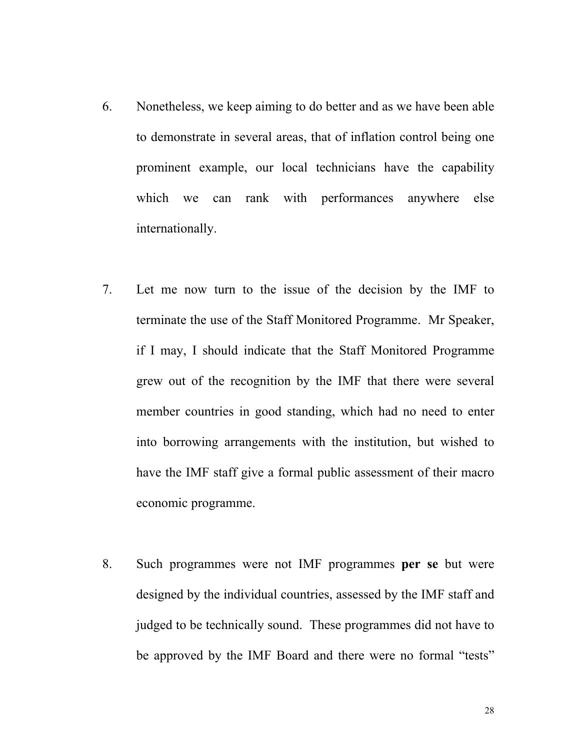6. Nonetheless, we keep aiming to do better and as we have been able to demonstrate in several areas, that of inflation control being one prominent example, our local technicians have the capability which we can rank with performances anywhere else internationally.

7. Let me now turn to the issue of the decision by the IMF to terminate the use of the Staff Monitored Programme. Mr Speaker, if I may, I should indicate that the Staff Monitored Programme grew out of the recognition by the IMF that there were several member countries in good standing, which had no need to enter into borrowing arrangements with the institution, but wished to have the IMF staff give a formal public assessment of their macro economic programme.

8. Such programmes were not IMF programmes **per se** but were designed by the individual countries, assessed by the IMF staff and judged to be technically sound. These programmes did not have to be approved by the IMF Board and there were no formal "tests"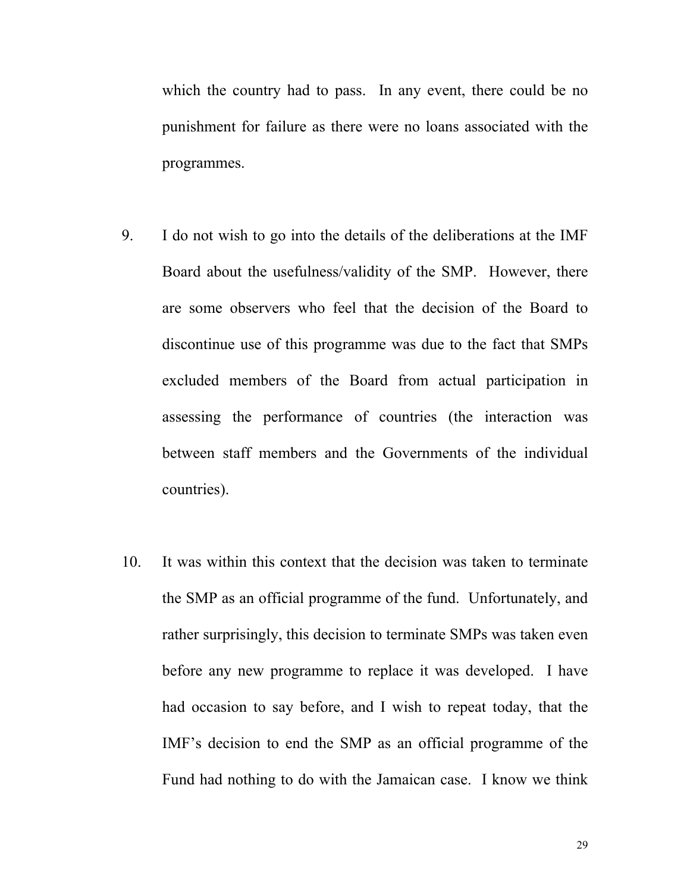which the country had to pass. In any event, there could be no punishment for failure as there were no loans associated with the programmes.

9. I do not wish to go into the details of the deliberations at the IMF Board about the usefulness/validity of the SMP. However, there are some observers who feel that the decision of the Board to discontinue use of this programme was due to the fact that SMPs excluded members of the Board from actual participation in assessing the performance of countries (the interaction was between staff members and the Governments of the individual countries).

10. It was within this context that the decision was taken to terminate the SMP as an official programme of the fund. Unfortunately, and rather surprisingly, this decision to terminate SMPs was taken even before any new programme to replace it was developed. I have had occasion to say before, and I wish to repeat today, that the IMF's decision to end the SMP as an official programme of the Fund had nothing to do with the Jamaican case. I know we think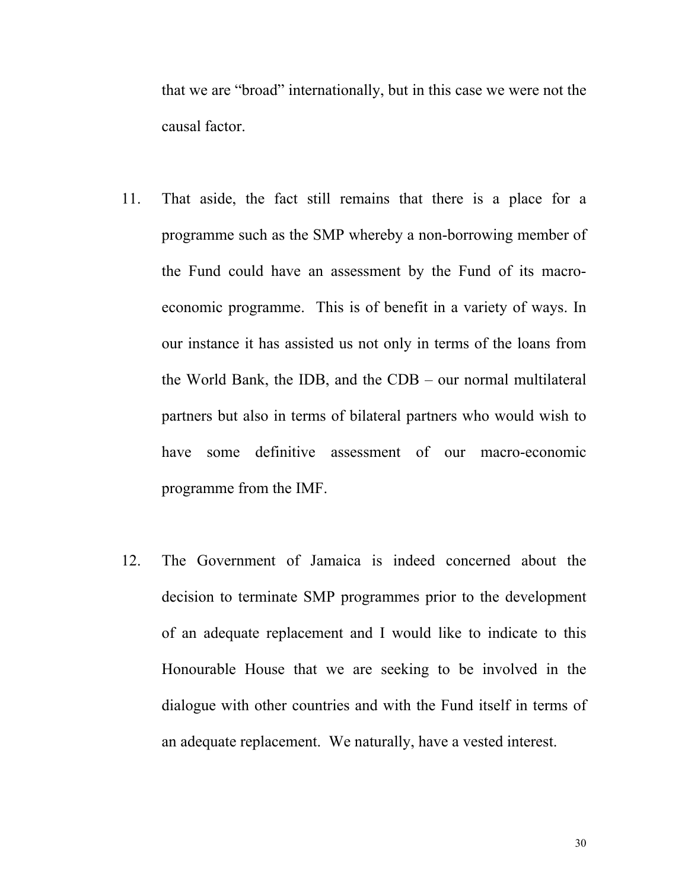that we are "broad" internationally, but in this case we were not the causal factor.

11. That aside, the fact still remains that there is a place for a programme such as the SMP whereby a non-borrowing member of the Fund could have an assessment by the Fund of its macro-economic programme. This is of benefit in a variety of ways. In our instance it has assisted us not only in terms of the loans from the World Bank, the IDB, and the CDB – our normal multilateral partners but also in terms of bilateral partners who would wish to have some definitive assessment of our macro-economic programme from the IMF.

12. The Government of Jamaica is indeed concerned about the decision to terminate SMP programmes prior to the development of an adequate replacement and I would like to indicate to this Honourable House that we are seeking to be involved in the dialogue with other countries and with the Fund itself in terms of an adequate replacement. We naturally, have a vested interest.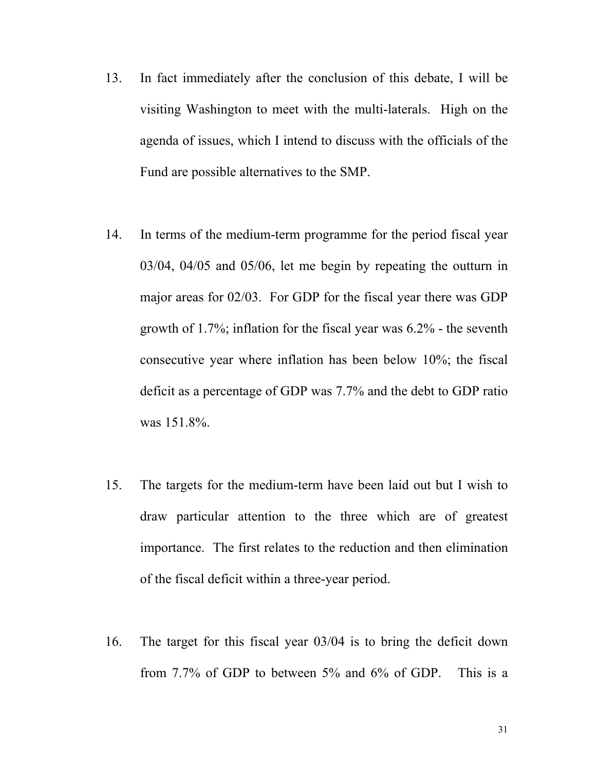13. In fact immediately after the conclusion of this debate, I will be visiting Washington to meet with the multi-laterals. High on the agenda of issues, which I intend to discuss with the officials of the Fund are possible alternatives to the SMP.

14. In terms of the medium-term programme for the period fiscal year 03/04, 04/05 and 05/06, let me begin by repeating the outturn in major areas for 02/03. For GDP for the fiscal year there was GDP growth of 1.7%; inflation for the fiscal year was 6.2% - the seventh consecutive year where inflation has been below 10%; the fiscal deficit as a percentage of GDP was 7.7% and the debt to GDP ratio was 151.8%.

15. The targets for the medium-term have been laid out but I wish to draw particular attention to the three which are of greatest importance. The first relates to the reduction and then elimination of the fiscal deficit within a three-year period.

16. The target for this fiscal year 03/04 is to bring the deficit down from 7.7% of GDP to between 5% and 6% of GDP. This is a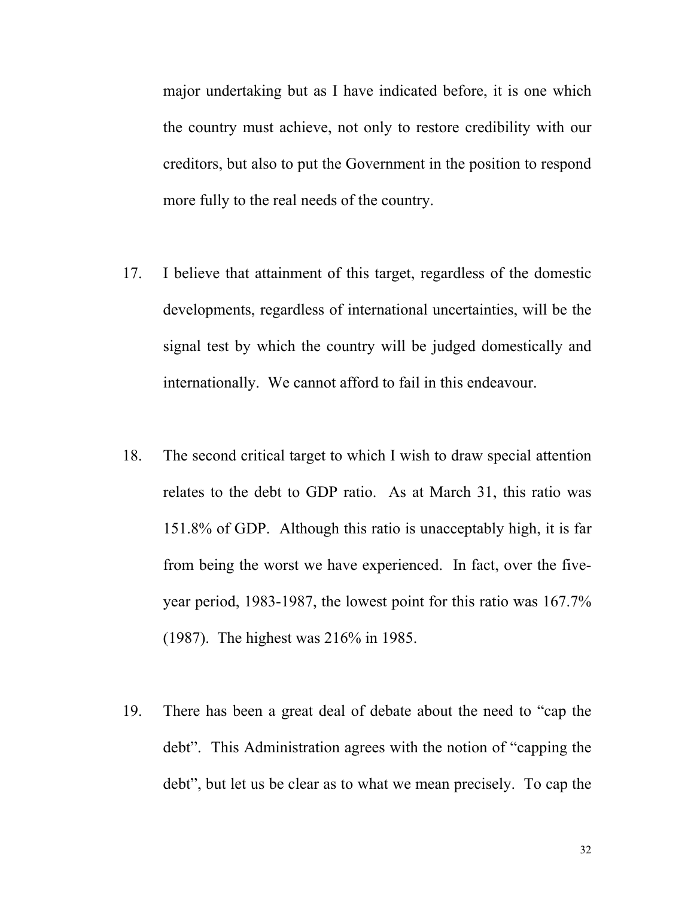major undertaking but as I have indicated before, it is one which the country must achieve, not only to restore credibility with our creditors, but also to put the Government in the position to respond more fully to the real needs of the country.

17. I believe that attainment of this target, regardless of the domestic developments, regardless of international uncertainties, will be the signal test by which the country will be judged domestically and internationally. We cannot afford to fail in this endeavour.

18. The second critical target to which I wish to draw special attention relates to the debt to GDP ratio. As at March 31, this ratio was 151.8% of GDP. Although this ratio is unacceptably high, it is far from being the worst we have experienced. In fact, over the five-year period, 1983-1987, the lowest point for this ratio was 167.7% (1987). The highest was 216% in 1985.

19. There has been a great deal of debate about the need to "cap the debt". This Administration agrees with the notion of "capping the debt", but let us be clear as to what we mean precisely. To cap the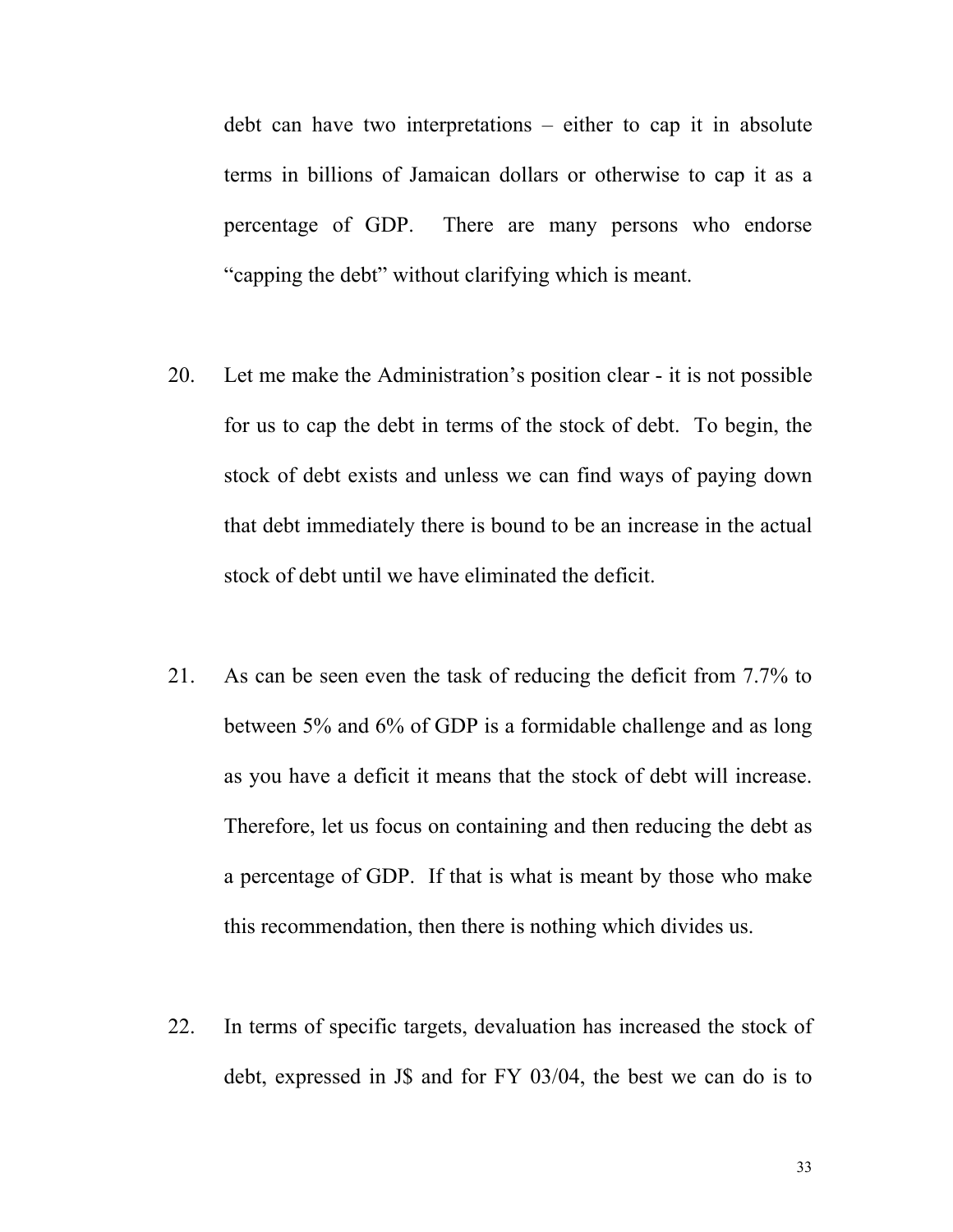debt can have two interpretations – either to cap it in absolute terms in billions of Jamaican dollars or otherwise to cap it as a percentage of GDP. There are many persons who endorse "capping the debt" without clarifying which is meant.

20. Let me make the Administration's position clear - it is not possible for us to cap the debt in terms of the stock of debt. To begin, the stock of debt exists and unless we can find ways of paying down that debt immediately there is bound to be an increase in the actual stock of debt until we have eliminated the deficit.

21. As can be seen even the task of reducing the deficit from 7.7% to between 5% and 6% of GDP is a formidable challenge and as long as you have a deficit it means that the stock of debt will increase. Therefore, let us focus on containing and then reducing the debt as a percentage of GDP. If that is what is meant by those who make this recommendation, then there is nothing which divides us.

22. In terms of specific targets, devaluation has increased the stock of debt, expressed in J$ and for FY 03/04, the best we can do is to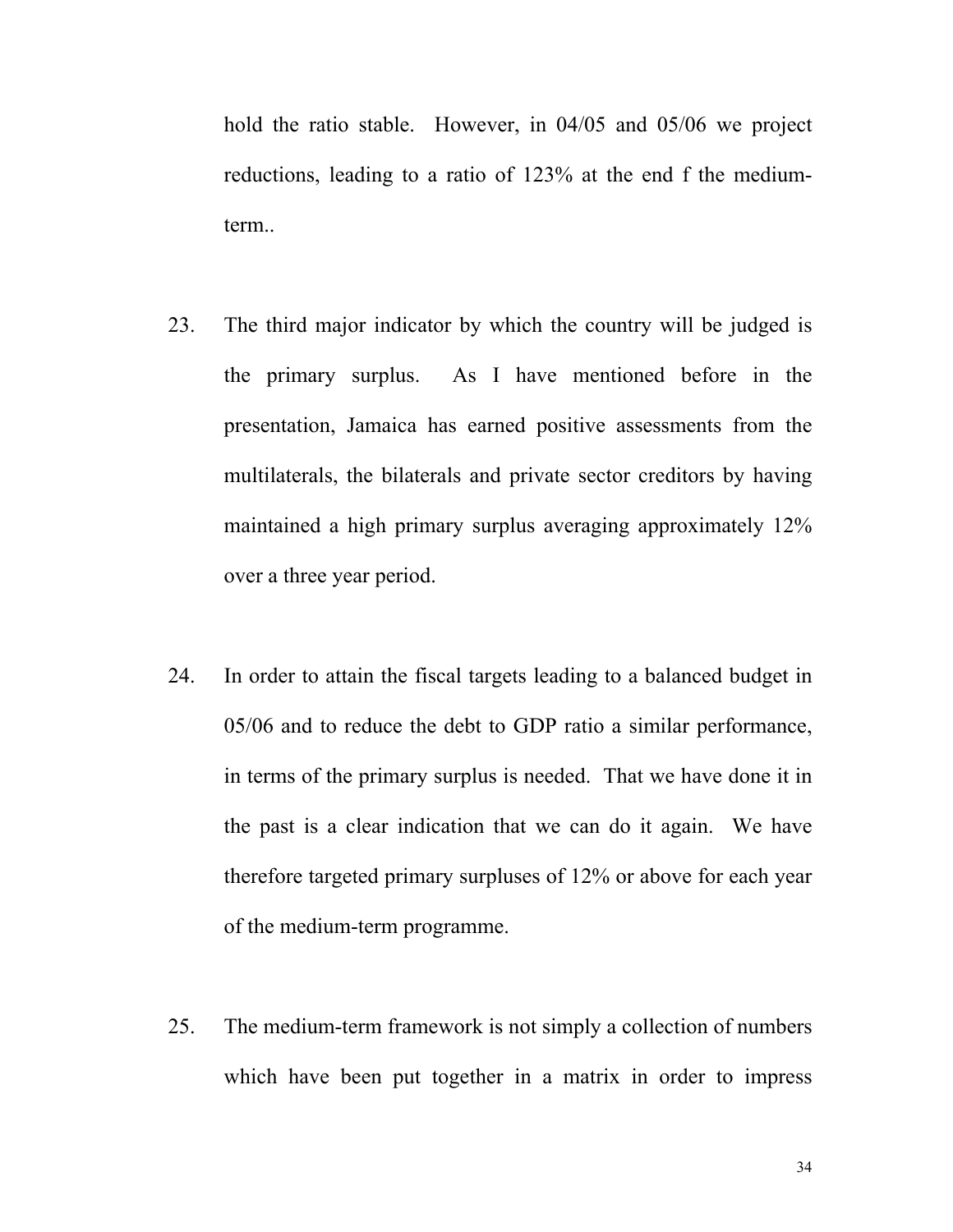hold the ratio stable. However, in 04/05 and 05/06 we project reductions, leading to a ratio of 123% at the end f the medium-term..

23. The third major indicator by which the country will be judged is the primary surplus. As I have mentioned before in the presentation, Jamaica has earned positive assessments from the multilaterals, the bilaterals and private sector creditors by having maintained a high primary surplus averaging approximately 12% over a three year period.

24. In order to attain the fiscal targets leading to a balanced budget in 05/06 and to reduce the debt to GDP ratio a similar performance, in terms of the primary surplus is needed. That we have done it in the past is a clear indication that we can do it again. We have therefore targeted primary surpluses of 12% or above for each year of the medium-term programme.

25. The medium-term framework is not simply a collection of numbers which have been put together in a matrix in order to impress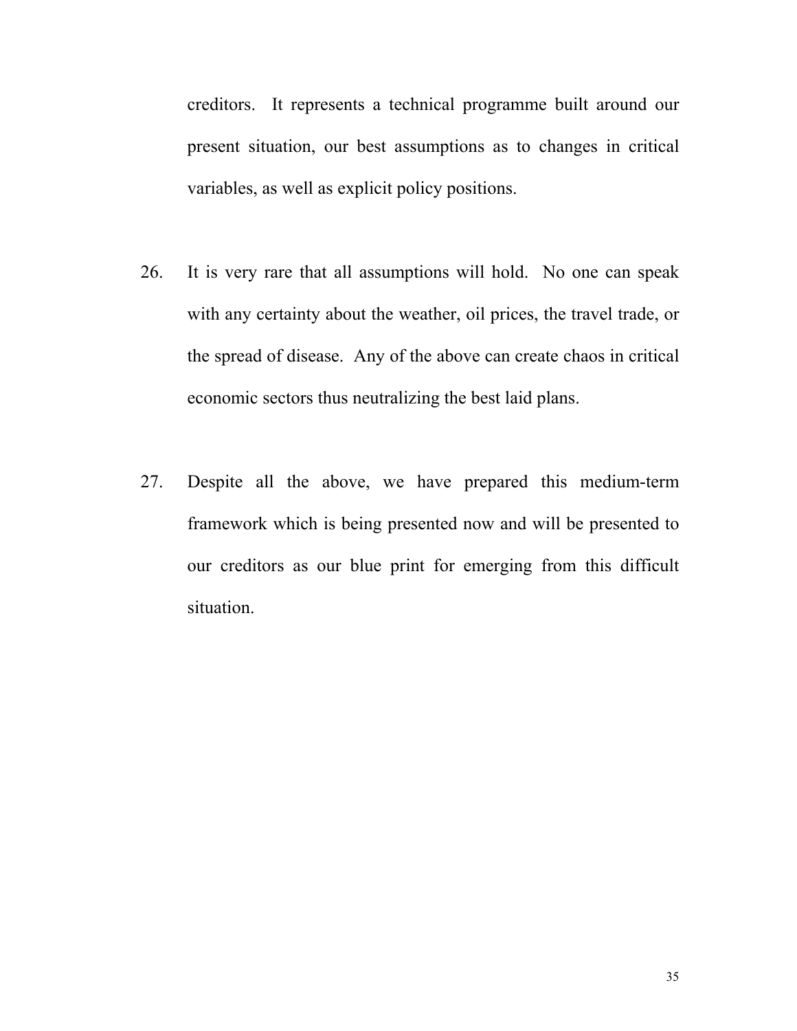creditors. It represents a technical programme built around our present situation, our best assumptions as to changes in critical variables, as well as explicit policy positions.

26. It is very rare that all assumptions will hold. No one can speak with any certainty about the weather, oil prices, the travel trade, or the spread of disease. Any of the above can create chaos in critical economic sectors thus neutralizing the best laid plans.

27. Despite all the above, we have prepared this medium-term framework which is being presented now and will be presented to our creditors as our blue print for emerging from this difficult situation.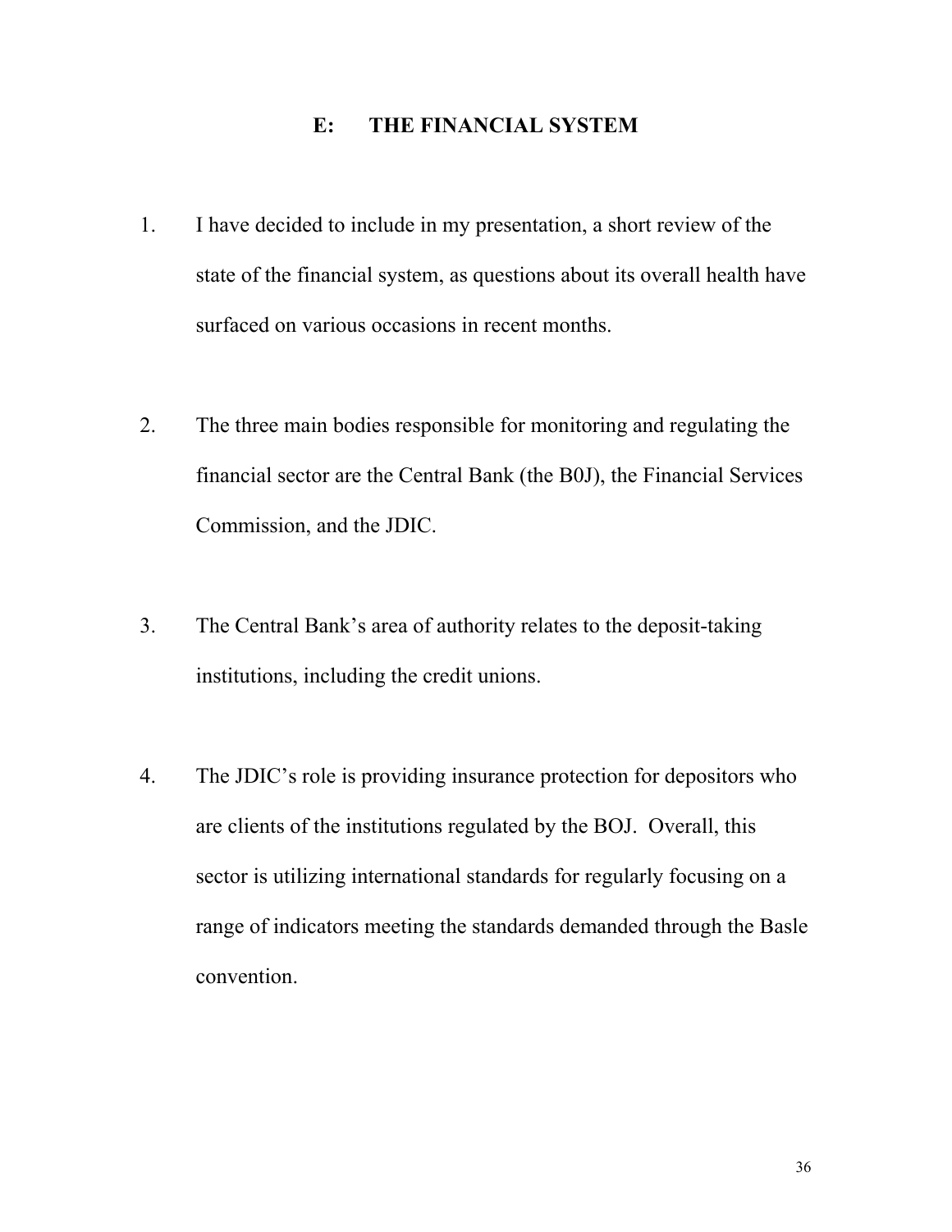## E: THE FINANCIAL SYSTEM

1. I have decided to include in my presentation, a short review of the state of the financial system, as questions about its overall health have surfaced on various occasions in recent months.

2. The three main bodies responsible for monitoring and regulating the financial sector are the Central Bank (the B0J), the Financial Services Commission, and the JDIC.

3. The Central Bank's area of authority relates to the deposit-taking institutions, including the credit unions.

4. The JDIC's role is providing insurance protection for depositors who are clients of the institutions regulated by the BOJ. Overall, this sector is utilizing international standards for regularly focusing on a range of indicators meeting the standards demanded through the Basle convention.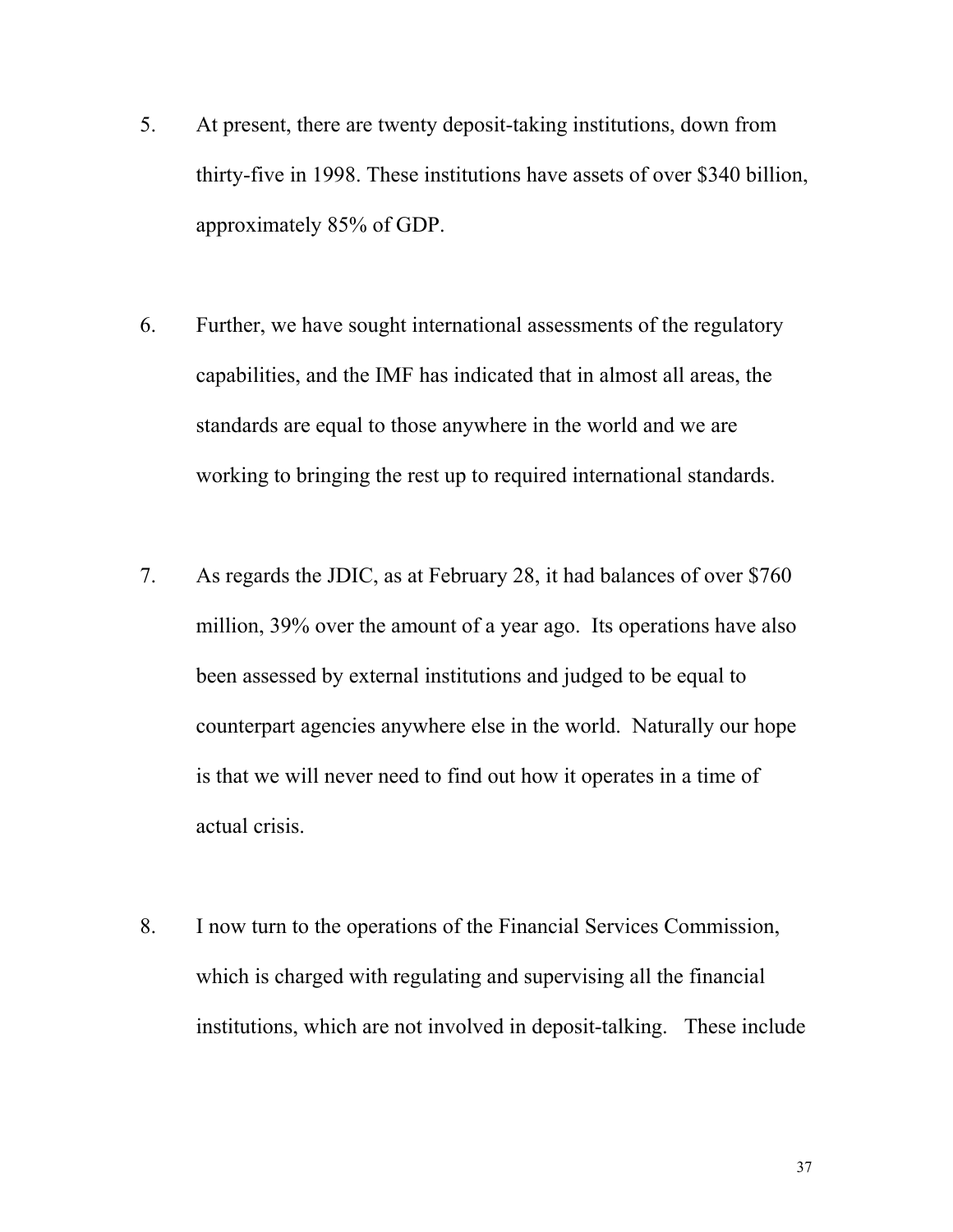5. At present, there are twenty deposit-taking institutions, down from thirty-five in 1998. These institutions have assets of over $340 billion, approximately 85% of GDP.

6. Further, we have sought international assessments of the regulatory capabilities, and the IMF has indicated that in almost all areas, the standards are equal to those anywhere in the world and we are working to bringing the rest up to required international standards.

7. As regards the JDIC, as at February 28, it had balances of over $760 million, 39% over the amount of a year ago. Its operations have also been assessed by external institutions and judged to be equal to counterpart agencies anywhere else in the world. Naturally our hope is that we will never need to find out how it operates in a time of actual crisis.

8. I now turn to the operations of the Financial Services Commission, which is charged with regulating and supervising all the financial institutions, which are not involved in deposit-talking. These include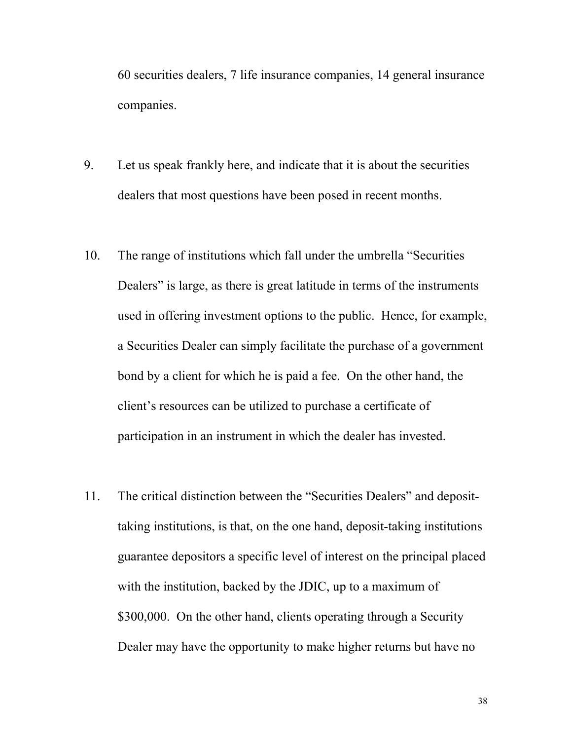60 securities dealers, 7 life insurance companies, 14 general insurance companies.

9. Let us speak frankly here, and indicate that it is about the securities dealers that most questions have been posed in recent months.

10. The range of institutions which fall under the umbrella "Securities Dealers" is large, as there is great latitude in terms of the instruments used in offering investment options to the public. Hence, for example, a Securities Dealer can simply facilitate the purchase of a government bond by a client for which he is paid a fee. On the other hand, the client's resources can be utilized to purchase a certificate of participation in an instrument in which the dealer has invested.

11. The critical distinction between the "Securities Dealers" and deposit-taking institutions, is that, on the one hand, deposit-taking institutions guarantee depositors a specific level of interest on the principal placed with the institution, backed by the JDIC, up to a maximum of $300,000. On the other hand, clients operating through a Security Dealer may have the opportunity to make higher returns but have no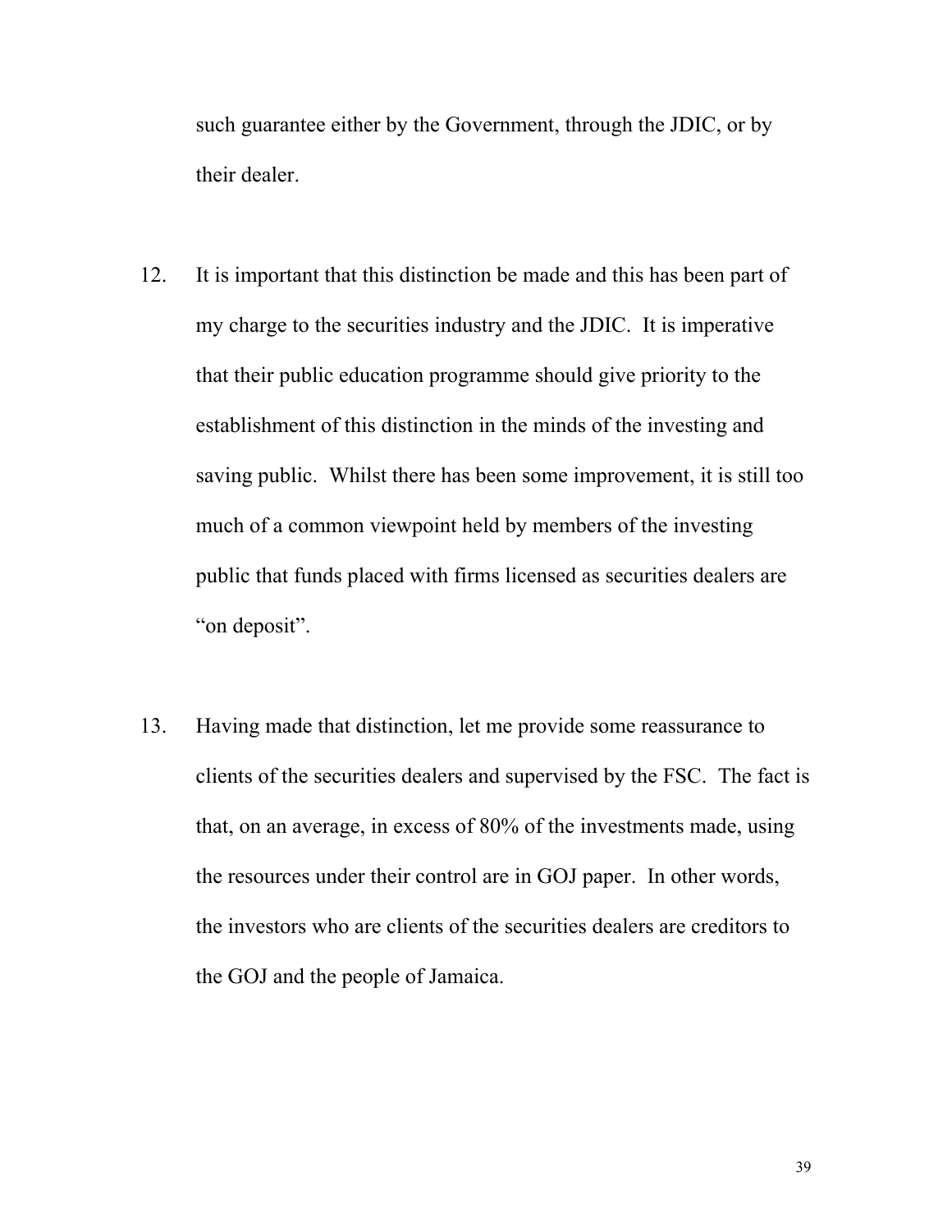such guarantee either by the Government, through the JDIC, or by their dealer.

12. It is important that this distinction be made and this has been part of my charge to the securities industry and the JDIC. It is imperative that their public education programme should give priority to the establishment of this distinction in the minds of the investing and saving public. Whilst there has been some improvement, it is still too much of a common viewpoint held by members of the investing public that funds placed with firms licensed as securities dealers are "on deposit".

13. Having made that distinction, let me provide some reassurance to clients of the securities dealers and supervised by the FSC. The fact is that, on an average, in excess of 80% of the investments made, using the resources under their control are in GOJ paper. In other words, the investors who are clients of the securities dealers are creditors to the GOJ and the people of Jamaica.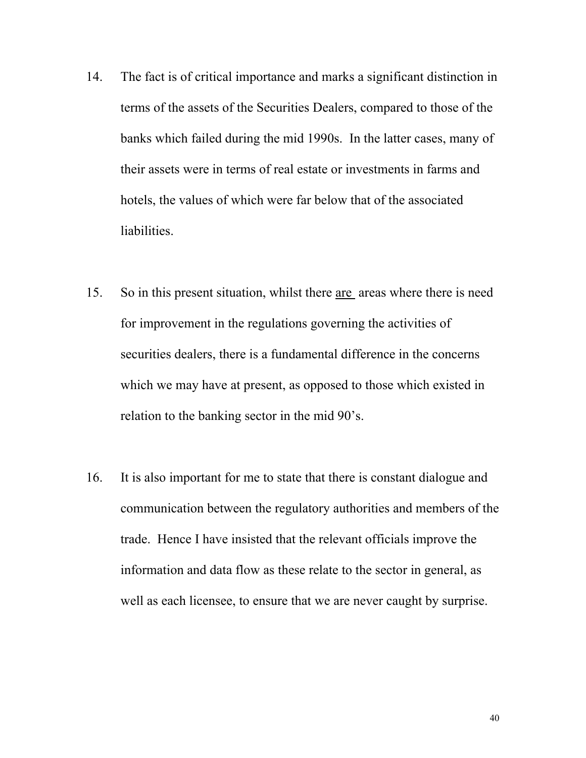14. The fact is of critical importance and marks a significant distinction in terms of the assets of the Securities Dealers, compared to those of the banks which failed during the mid 1990s. In the latter cases, many of their assets were in terms of real estate or investments in farms and hotels, the values of which were far below that of the associated liabilities.

15. So in this present situation, whilst there <u>are</u> areas where there is need for improvement in the regulations governing the activities of securities dealers, there is a fundamental difference in the concerns which we may have at present, as opposed to those which existed in relation to the banking sector in the mid 90's.

16. It is also important for me to state that there is constant dialogue and communication between the regulatory authorities and members of the trade. Hence I have insisted that the relevant officials improve the information and data flow as these relate to the sector in general, as well as each licensee, to ensure that we are never caught by surprise.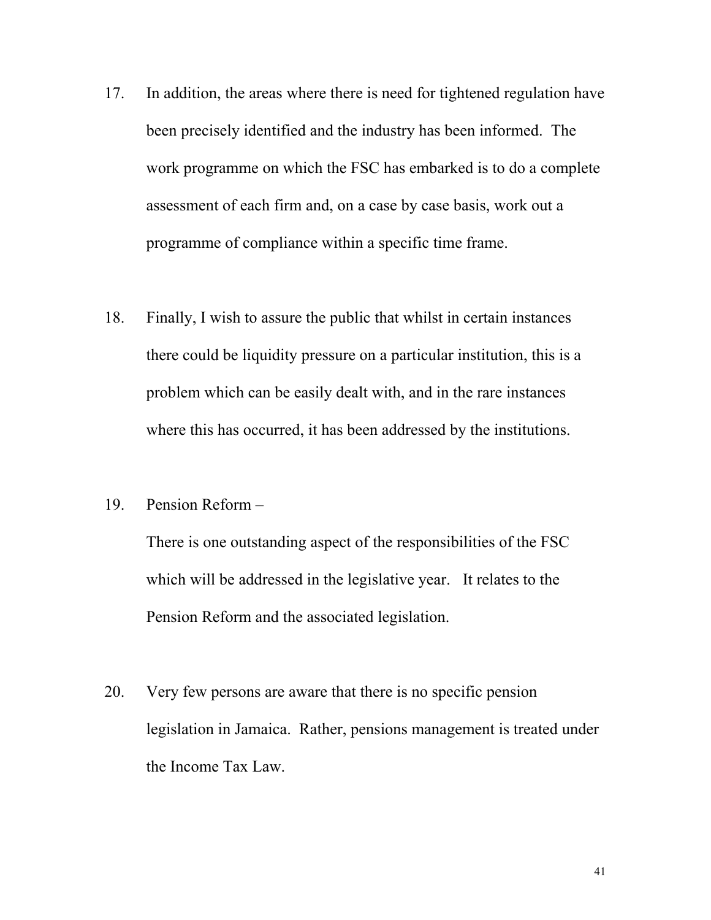17. In addition, the areas where there is need for tightened regulation have been precisely identified and the industry has been informed. The work programme on which the FSC has embarked is to do a complete assessment of each firm and, on a case by case basis, work out a programme of compliance within a specific time frame.

18. Finally, I wish to assure the public that whilst in certain instances there could be liquidity pressure on a particular institution, this is a problem which can be easily dealt with, and in the rare instances where this has occurred, it has been addressed by the institutions.

19. Pension Reform –

    There is one outstanding aspect of the responsibilities of the FSC which will be addressed in the legislative year. It relates to the Pension Reform and the associated legislation.

20. Very few persons are aware that there is no specific pension legislation in Jamaica. Rather, pensions management is treated under the Income Tax Law.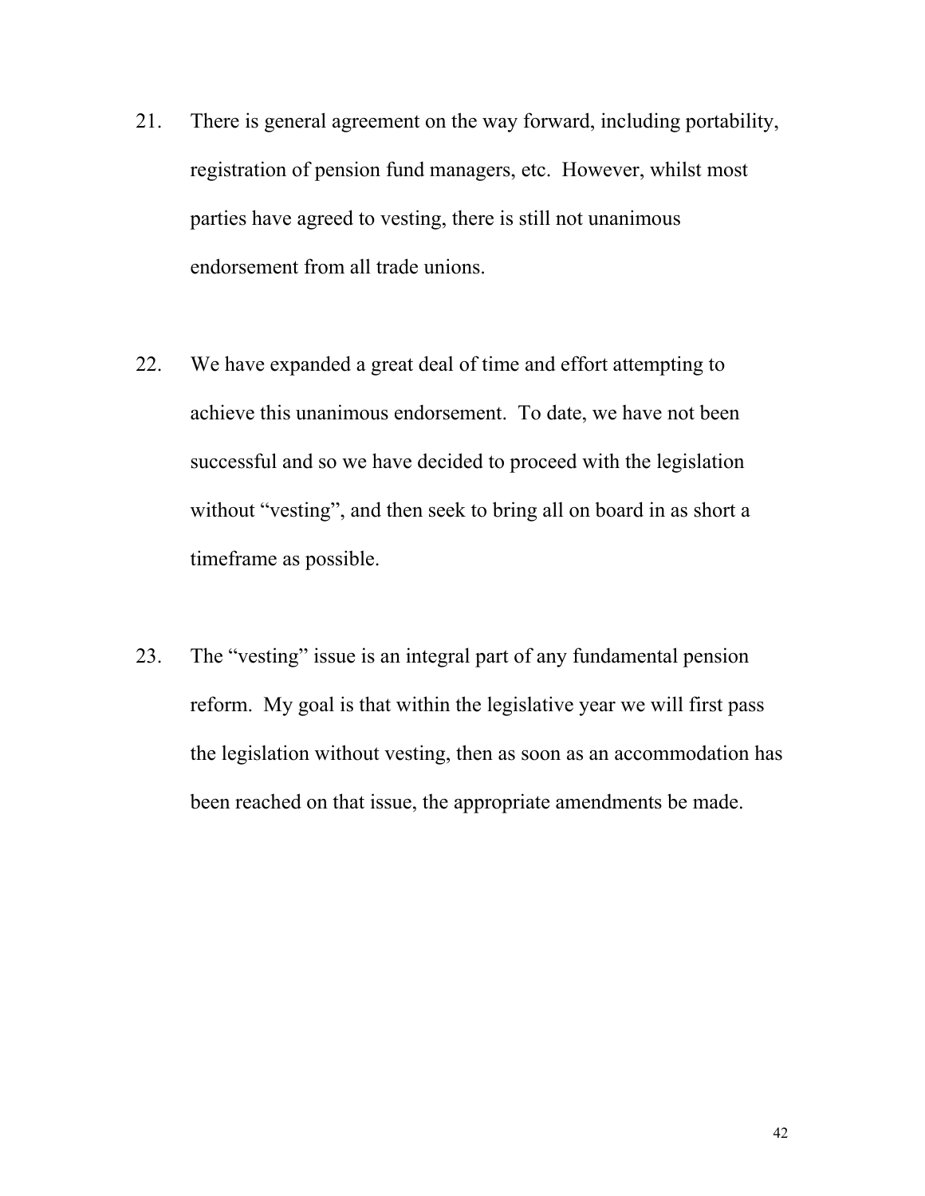21. There is general agreement on the way forward, including portability, registration of pension fund managers, etc. However, whilst most parties have agreed to vesting, there is still not unanimous endorsement from all trade unions.

22. We have expanded a great deal of time and effort attempting to achieve this unanimous endorsement. To date, we have not been successful and so we have decided to proceed with the legislation without "vesting", and then seek to bring all on board in as short a timeframe as possible.

23. The "vesting" issue is an integral part of any fundamental pension reform. My goal is that within the legislative year we will first pass the legislation without vesting, then as soon as an accommodation has been reached on that issue, the appropriate amendments be made.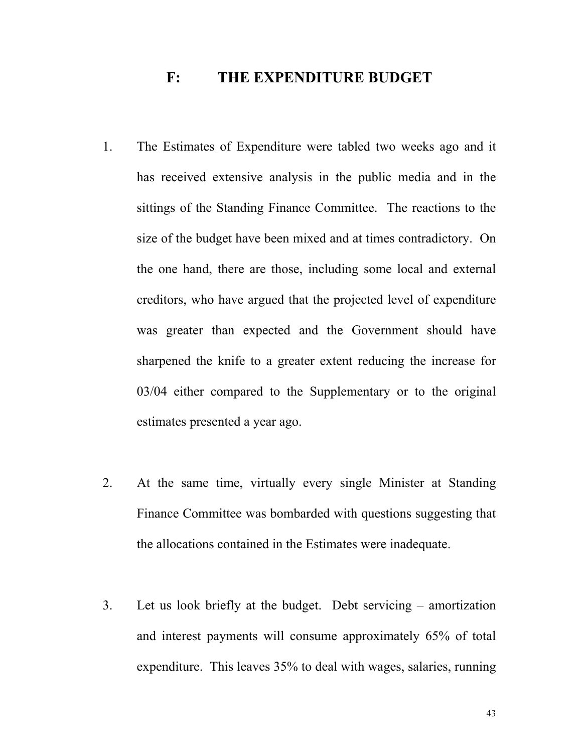# F: THE EXPENDITURE BUDGET

1. The Estimates of Expenditure were tabled two weeks ago and it has received extensive analysis in the public media and in the sittings of the Standing Finance Committee. The reactions to the size of the budget have been mixed and at times contradictory. On the one hand, there are those, including some local and external creditors, who have argued that the projected level of expenditure was greater than expected and the Government should have sharpened the knife to a greater extent reducing the increase for 03/04 either compared to the Supplementary or to the original estimates presented a year ago.

2. At the same time, virtually every single Minister at Standing Finance Committee was bombarded with questions suggesting that the allocations contained in the Estimates were inadequate.

3. Let us look briefly at the budget. Debt servicing – amortization and interest payments will consume approximately 65% of total expenditure. This leaves 35% to deal with wages, salaries, running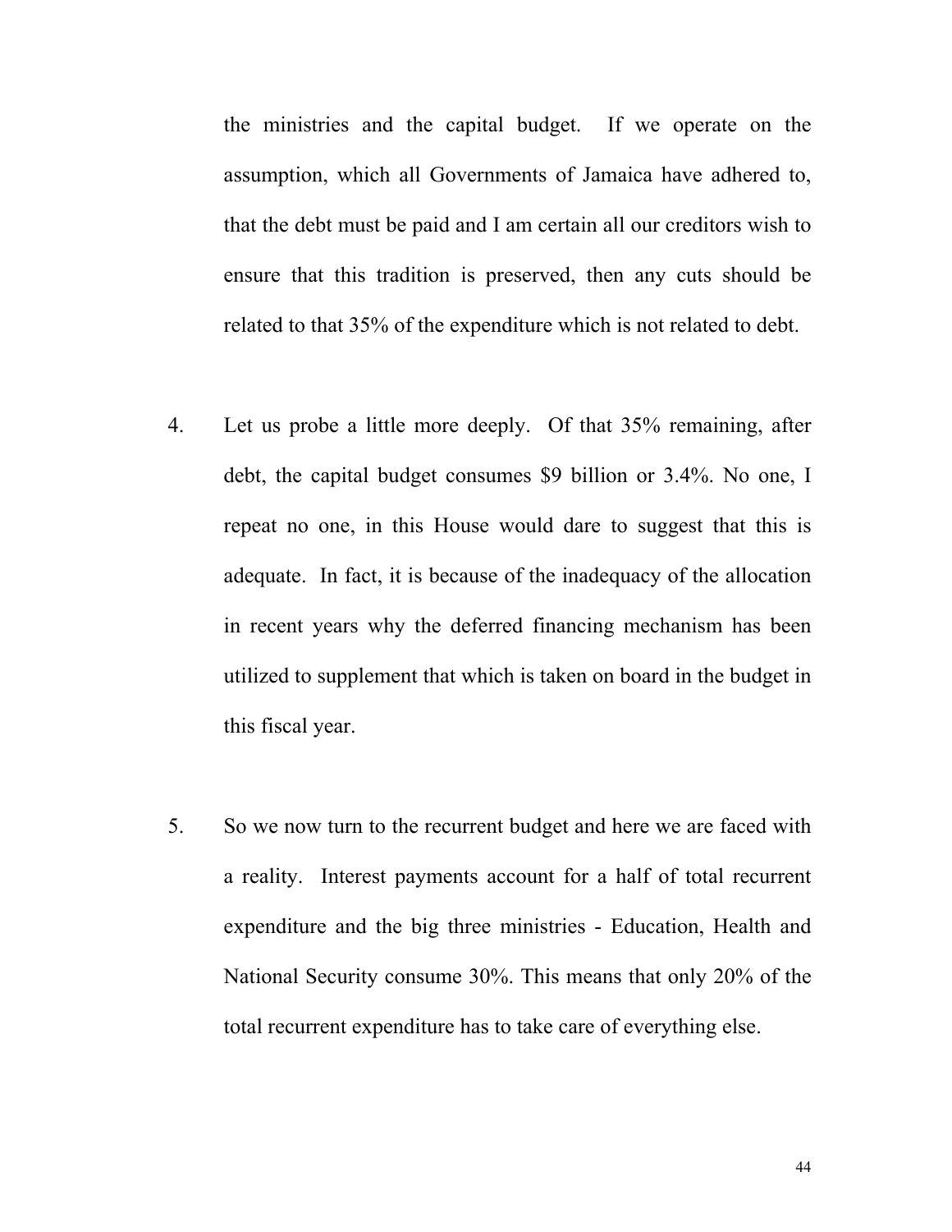the ministries and the capital budget. If we operate on the assumption, which all Governments of Jamaica have adhered to, that the debt must be paid and I am certain all our creditors wish to ensure that this tradition is preserved, then any cuts should be related to that 35% of the expenditure which is not related to debt.

4. Let us probe a little more deeply. Of that 35% remaining, after debt, the capital budget consumes \$9 billion or 3.4%. No one, I repeat no one, in this House would dare to suggest that this is adequate. In fact, it is because of the inadequacy of the allocation in recent years why the deferred financing mechanism has been utilized to supplement that which is taken on board in the budget in this fiscal year.

5. So we now turn to the recurrent budget and here we are faced with a reality. Interest payments account for a half of total recurrent expenditure and the big three ministries - Education, Health and National Security consume 30%. This means that only 20% of the total recurrent expenditure has to take care of everything else.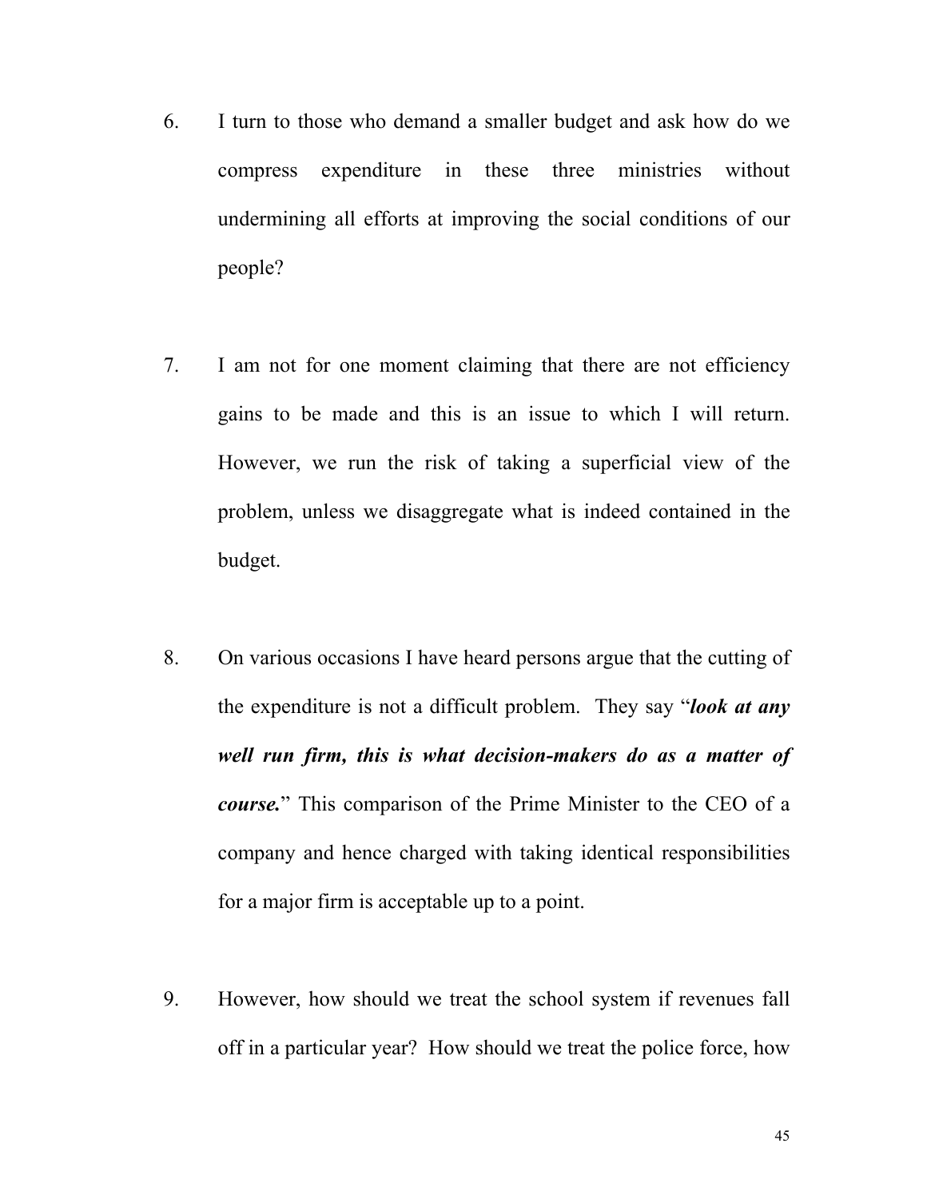6. I turn to those who demand a smaller budget and ask how do we compress expenditure in these three ministries without undermining all efforts at improving the social conditions of our people?

7. I am not for one moment claiming that there are not efficiency gains to be made and this is an issue to which I will return. However, we run the risk of taking a superficial view of the problem, unless we disaggregate what is indeed contained in the budget.

8. On various occasions I have heard persons argue that the cutting of the expenditure is not a difficult problem. They say "***look at any well run firm, this is what decision-makers do as a matter of course.***" This comparison of the Prime Minister to the CEO of a company and hence charged with taking identical responsibilities for a major firm is acceptable up to a point.

9. However, how should we treat the school system if revenues fall off in a particular year? How should we treat the police force, how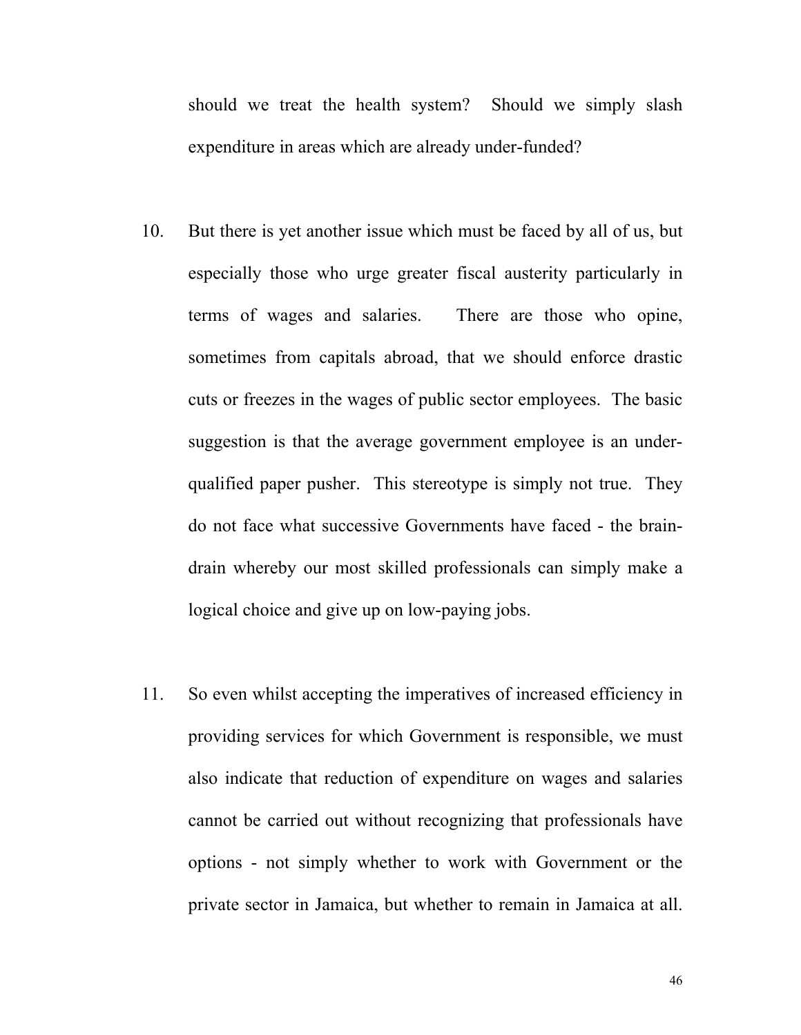should we treat the health system? Should we simply slash expenditure in areas which are already under-funded?

10. But there is yet another issue which must be faced by all of us, but especially those who urge greater fiscal austerity particularly in terms of wages and salaries. There are those who opine, sometimes from capitals abroad, that we should enforce drastic cuts or freezes in the wages of public sector employees. The basic suggestion is that the average government employee is an under-qualified paper pusher. This stereotype is simply not true. They do not face what successive Governments have faced - the brain-drain whereby our most skilled professionals can simply make a logical choice and give up on low-paying jobs.

11. So even whilst accepting the imperatives of increased efficiency in providing services for which Government is responsible, we must also indicate that reduction of expenditure on wages and salaries cannot be carried out without recognizing that professionals have options - not simply whether to work with Government or the private sector in Jamaica, but whether to remain in Jamaica at all.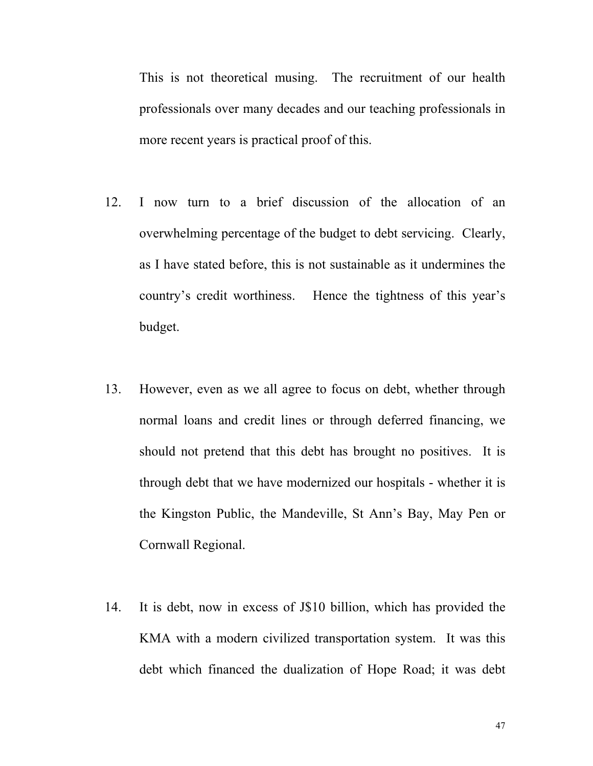This is not theoretical musing. The recruitment of our health professionals over many decades and our teaching professionals in more recent years is practical proof of this.

12. I now turn to a brief discussion of the allocation of an overwhelming percentage of the budget to debt servicing. Clearly, as I have stated before, this is not sustainable as it undermines the country's credit worthiness. Hence the tightness of this year's budget.

13. However, even as we all agree to focus on debt, whether through normal loans and credit lines or through deferred financing, we should not pretend that this debt has brought no positives. It is through debt that we have modernized our hospitals - whether it is the Kingston Public, the Mandeville, St Ann's Bay, May Pen or Cornwall Regional.

14. It is debt, now in excess of J$10 billion, which has provided the KMA with a modern civilized transportation system. It was this debt which financed the dualization of Hope Road; it was debt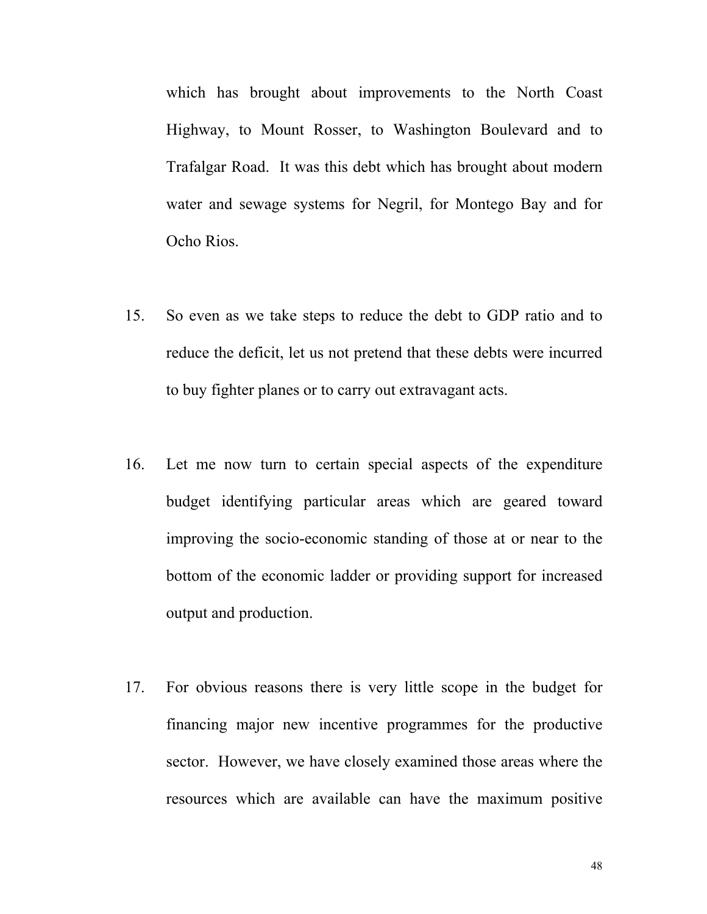which has brought about improvements to the North Coast Highway, to Mount Rosser, to Washington Boulevard and to Trafalgar Road. It was this debt which has brought about modern water and sewage systems for Negril, for Montego Bay and for Ocho Rios.

15. So even as we take steps to reduce the debt to GDP ratio and to reduce the deficit, let us not pretend that these debts were incurred to buy fighter planes or to carry out extravagant acts.

16. Let me now turn to certain special aspects of the expenditure budget identifying particular areas which are geared toward improving the socio-economic standing of those at or near to the bottom of the economic ladder or providing support for increased output and production.

17. For obvious reasons there is very little scope in the budget for financing major new incentive programmes for the productive sector. However, we have closely examined those areas where the resources which are available can have the maximum positive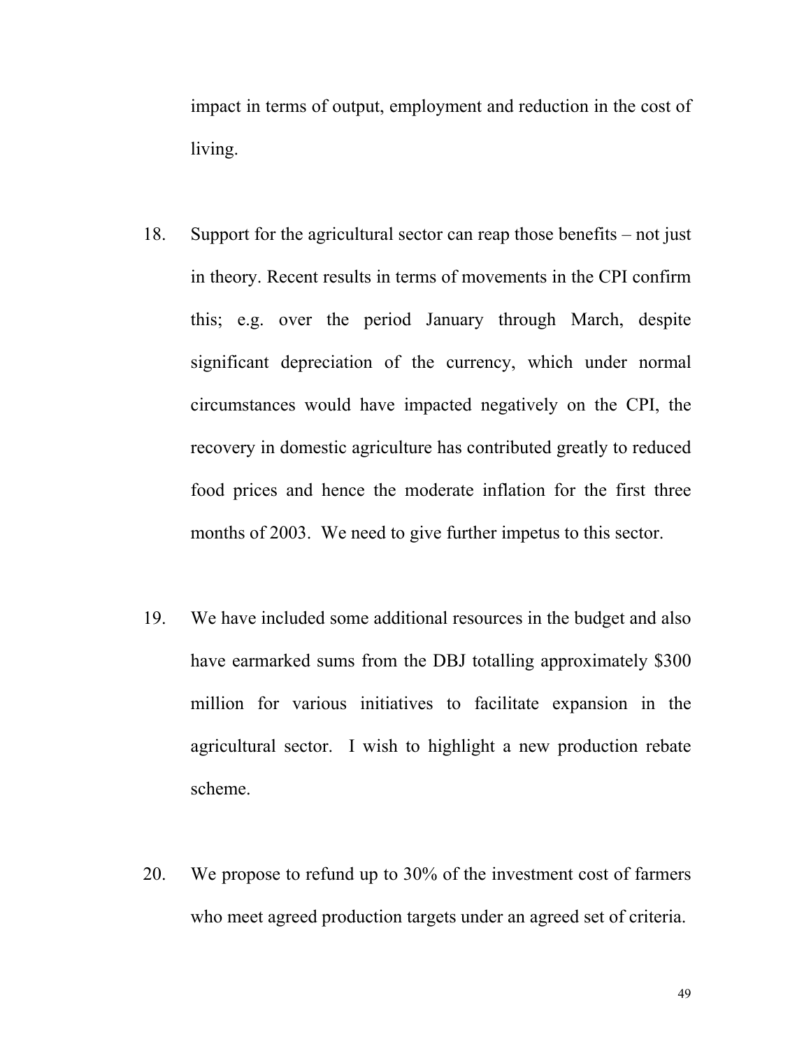impact in terms of output, employment and reduction in the cost of living.

18. Support for the agricultural sector can reap those benefits – not just in theory. Recent results in terms of movements in the CPI confirm this; e.g. over the period January through March, despite significant depreciation of the currency, which under normal circumstances would have impacted negatively on the CPI, the recovery in domestic agriculture has contributed greatly to reduced food prices and hence the moderate inflation for the first three months of 2003. We need to give further impetus to this sector.

19. We have included some additional resources in the budget and also have earmarked sums from the DBJ totalling approximately $300 million for various initiatives to facilitate expansion in the agricultural sector. I wish to highlight a new production rebate scheme.

20. We propose to refund up to 30% of the investment cost of farmers who meet agreed production targets under an agreed set of criteria.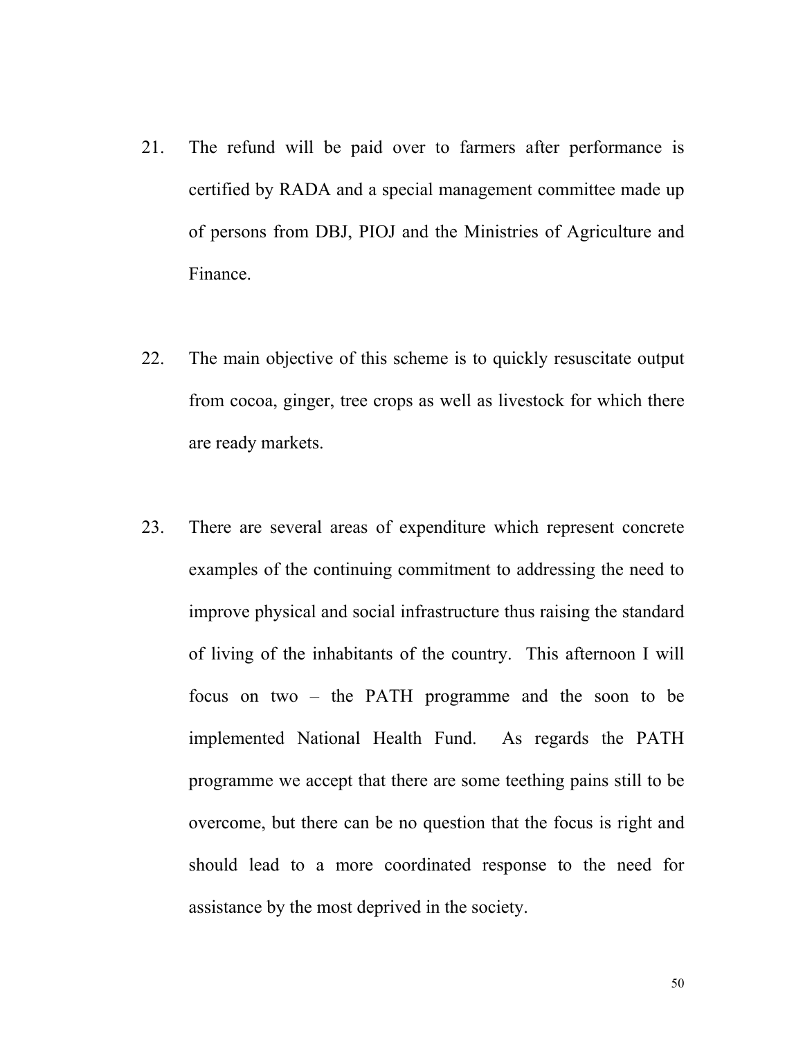21. The refund will be paid over to farmers after performance is certified by RADA and a special management committee made up of persons from DBJ, PIOJ and the Ministries of Agriculture and Finance.

22. The main objective of this scheme is to quickly resuscitate output from cocoa, ginger, tree crops as well as livestock for which there are ready markets.

23. There are several areas of expenditure which represent concrete examples of the continuing commitment to addressing the need to improve physical and social infrastructure thus raising the standard of living of the inhabitants of the country. This afternoon I will focus on two – the PATH programme and the soon to be implemented National Health Fund. As regards the PATH programme we accept that there are some teething pains still to be overcome, but there can be no question that the focus is right and should lead to a more coordinated response to the need for assistance by the most deprived in the society.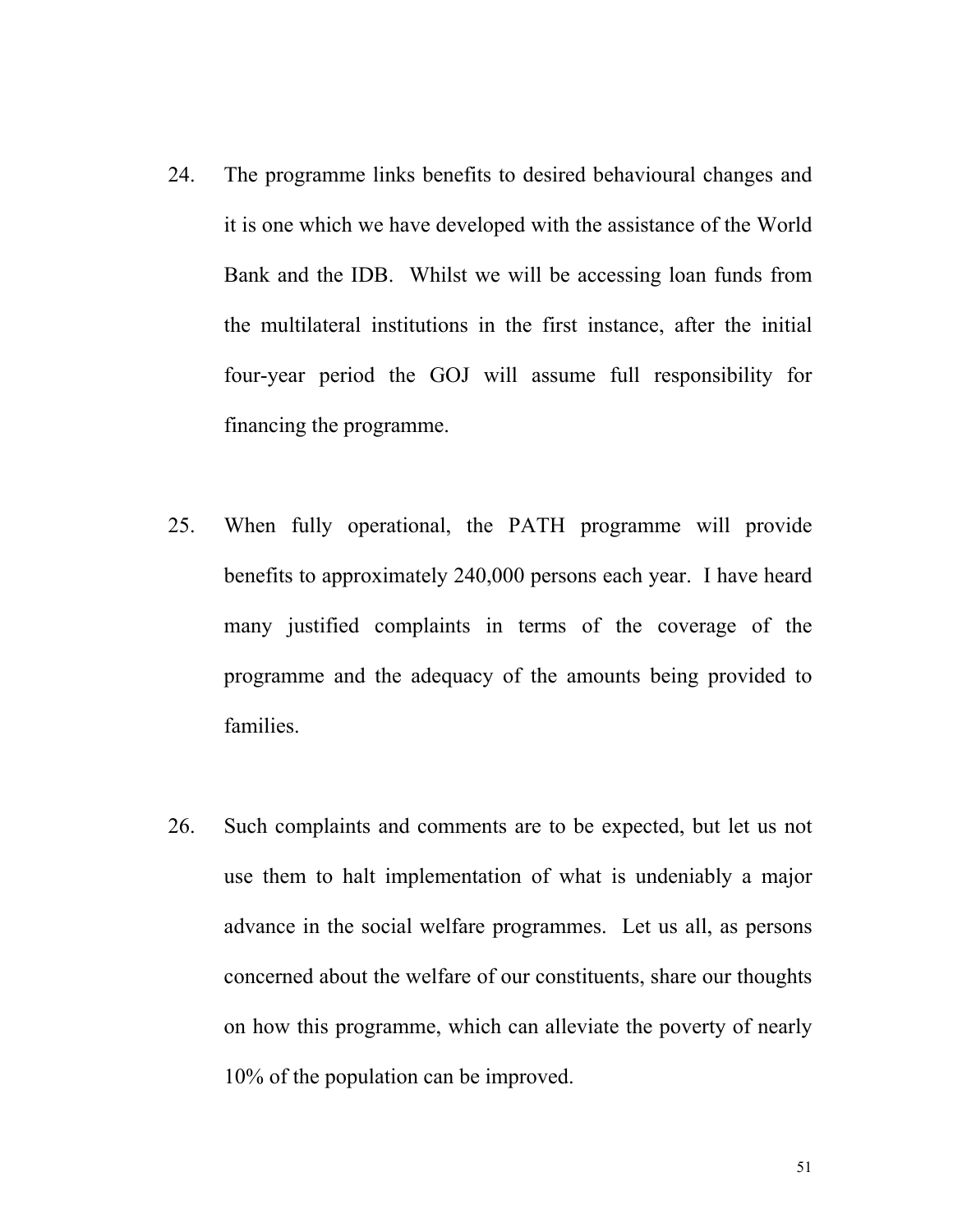24. The programme links benefits to desired behavioural changes and it is one which we have developed with the assistance of the World Bank and the IDB. Whilst we will be accessing loan funds from the multilateral institutions in the first instance, after the initial four-year period the GOJ will assume full responsibility for financing the programme.

25. When fully operational, the PATH programme will provide benefits to approximately 240,000 persons each year. I have heard many justified complaints in terms of the coverage of the programme and the adequacy of the amounts being provided to families.

26. Such complaints and comments are to be expected, but let us not use them to halt implementation of what is undeniably a major advance in the social welfare programmes. Let us all, as persons concerned about the welfare of our constituents, share our thoughts on how this programme, which can alleviate the poverty of nearly 10% of the population can be improved.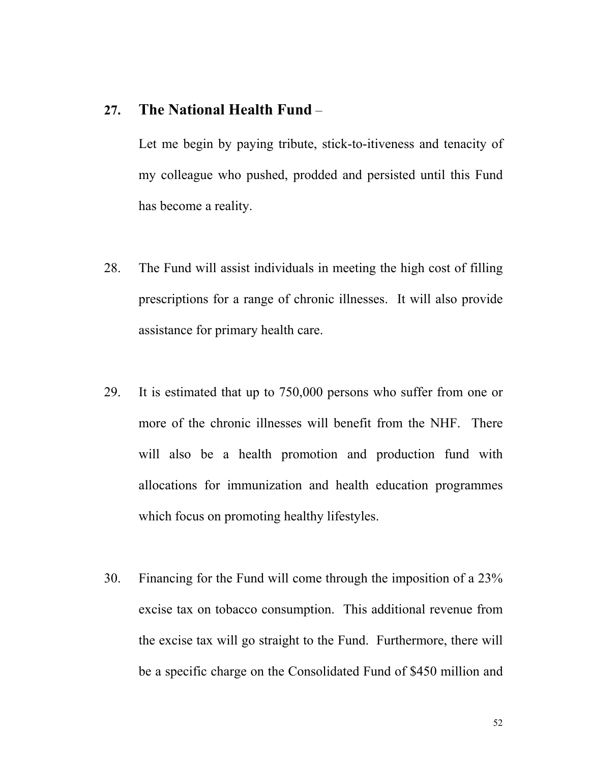**27.** **The National Health Fund** –

Let me begin by paying tribute, stick-to-itiveness and tenacity of my colleague who pushed, prodded and persisted until this Fund has become a reality.

28. The Fund will assist individuals in meeting the high cost of filling prescriptions for a range of chronic illnesses. It will also provide assistance for primary health care.

29. It is estimated that up to 750,000 persons who suffer from one or more of the chronic illnesses will benefit from the NHF. There will also be a health promotion and production fund with allocations for immunization and health education programmes which focus on promoting healthy lifestyles.

30. Financing for the Fund will come through the imposition of a 23% excise tax on tobacco consumption. This additional revenue from the excise tax will go straight to the Fund. Furthermore, there will be a specific charge on the Consolidated Fund of $450 million and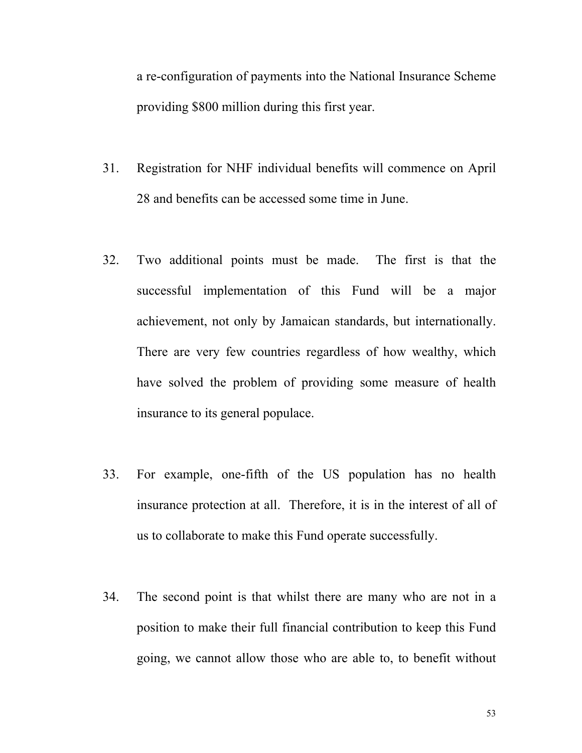a re-configuration of payments into the National Insurance Scheme providing $800 million during this first year.

31. Registration for NHF individual benefits will commence on April 28 and benefits can be accessed some time in June.

32. Two additional points must be made. The first is that the successful implementation of this Fund will be a major achievement, not only by Jamaican standards, but internationally. There are very few countries regardless of how wealthy, which have solved the problem of providing some measure of health insurance to its general populace.

33. For example, one-fifth of the US population has no health insurance protection at all. Therefore, it is in the interest of all of us to collaborate to make this Fund operate successfully.

34. The second point is that whilst there are many who are not in a position to make their full financial contribution to keep this Fund going, we cannot allow those who are able to, to benefit without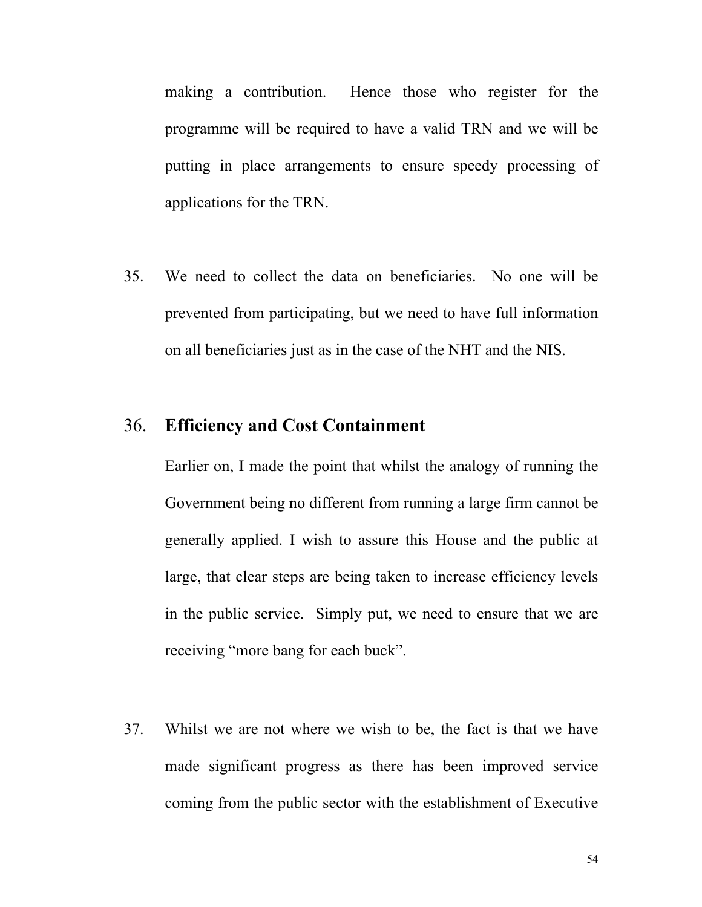making a contribution. Hence those who register for the programme will be required to have a valid TRN and we will be putting in place arrangements to ensure speedy processing of applications for the TRN.

35. We need to collect the data on beneficiaries. No one will be prevented from participating, but we need to have full information on all beneficiaries just as in the case of the NHT and the NIS.

36. **Efficiency and Cost Containment**

Earlier on, I made the point that whilst the analogy of running the Government being no different from running a large firm cannot be generally applied. I wish to assure this House and the public at large, that clear steps are being taken to increase efficiency levels in the public service. Simply put, we need to ensure that we are receiving "more bang for each buck".

37. Whilst we are not where we wish to be, the fact is that we have made significant progress as there has been improved service coming from the public sector with the establishment of Executive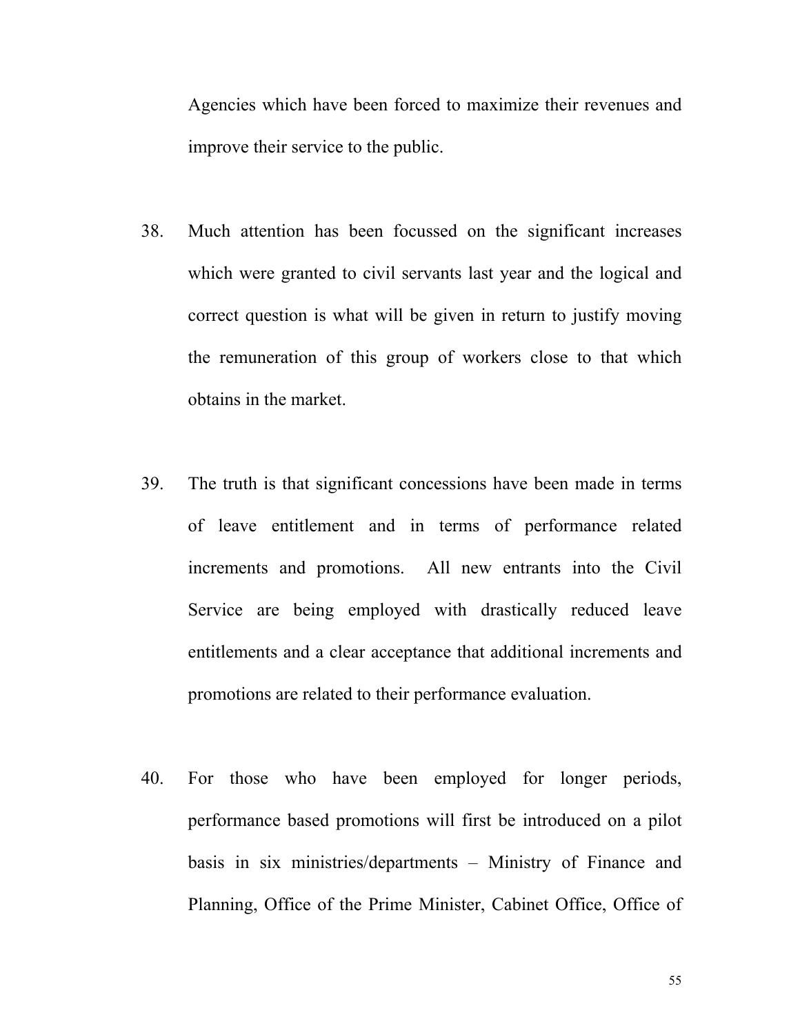Agencies which have been forced to maximize their revenues and improve their service to the public.

38. Much attention has been focussed on the significant increases which were granted to civil servants last year and the logical and correct question is what will be given in return to justify moving the remuneration of this group of workers close to that which obtains in the market.

39. The truth is that significant concessions have been made in terms of leave entitlement and in terms of performance related increments and promotions. All new entrants into the Civil Service are being employed with drastically reduced leave entitlements and a clear acceptance that additional increments and promotions are related to their performance evaluation.

40. For those who have been employed for longer periods, performance based promotions will first be introduced on a pilot basis in six ministries/departments – Ministry of Finance and Planning, Office of the Prime Minister, Cabinet Office, Office of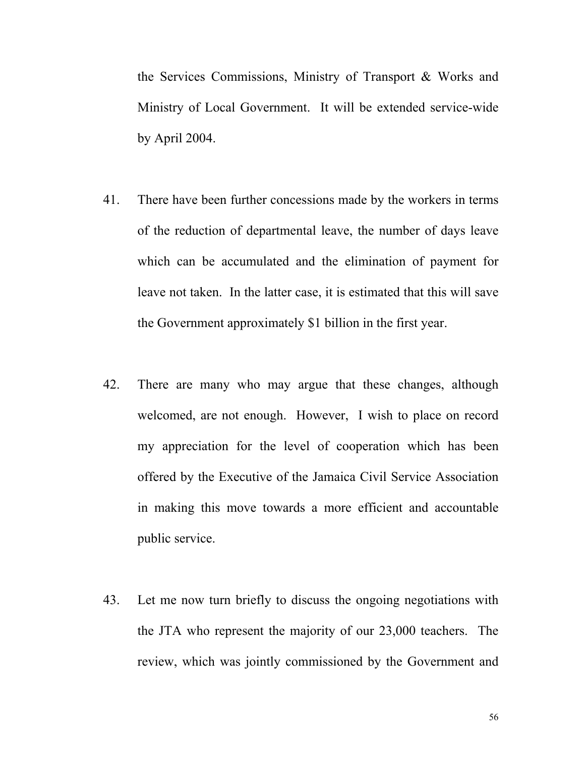the Services Commissions, Ministry of Transport & Works and Ministry of Local Government. It will be extended service-wide by April 2004.

41. There have been further concessions made by the workers in terms of the reduction of departmental leave, the number of days leave which can be accumulated and the elimination of payment for leave not taken. In the latter case, it is estimated that this will save the Government approximately $1 billion in the first year.

42. There are many who may argue that these changes, although welcomed, are not enough. However, I wish to place on record my appreciation for the level of cooperation which has been offered by the Executive of the Jamaica Civil Service Association in making this move towards a more efficient and accountable public service.

43. Let me now turn briefly to discuss the ongoing negotiations with the JTA who represent the majority of our 23,000 teachers. The review, which was jointly commissioned by the Government and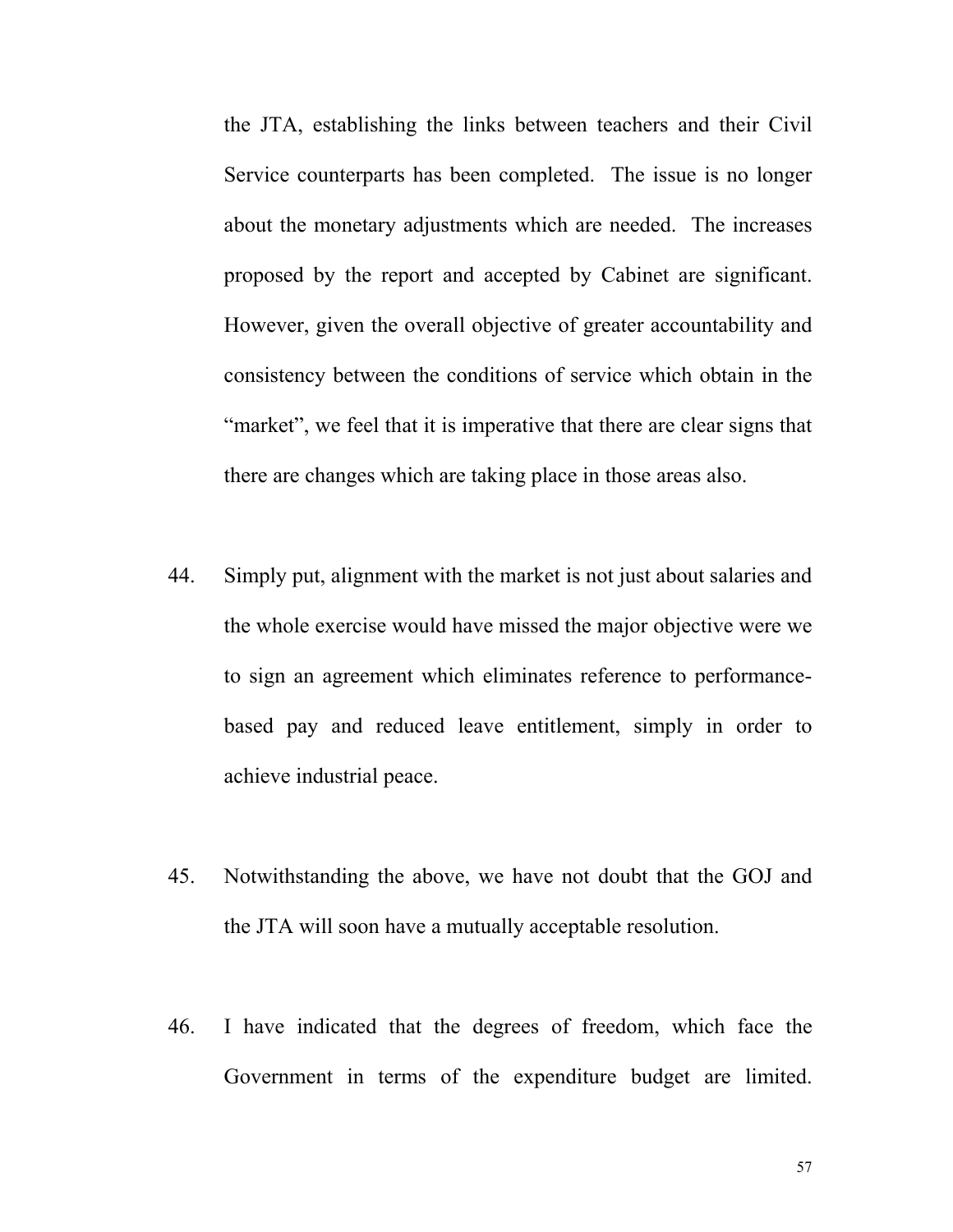the JTA, establishing the links between teachers and their Civil Service counterparts has been completed. The issue is no longer about the monetary adjustments which are needed. The increases proposed by the report and accepted by Cabinet are significant. However, given the overall objective of greater accountability and consistency between the conditions of service which obtain in the "market", we feel that it is imperative that there are clear signs that there are changes which are taking place in those areas also.

44. Simply put, alignment with the market is not just about salaries and the whole exercise would have missed the major objective were we to sign an agreement which eliminates reference to performance-based pay and reduced leave entitlement, simply in order to achieve industrial peace.

45. Notwithstanding the above, we have not doubt that the GOJ and the JTA will soon have a mutually acceptable resolution.

46. I have indicated that the degrees of freedom, which face the Government in terms of the expenditure budget are limited.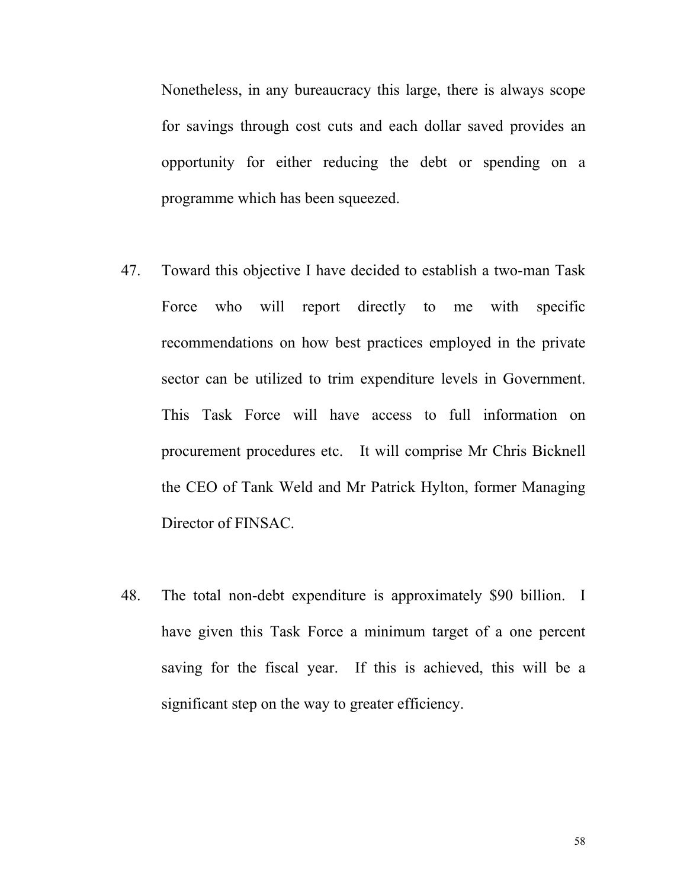Nonetheless, in any bureaucracy this large, there is always scope for savings through cost cuts and each dollar saved provides an opportunity for either reducing the debt or spending on a programme which has been squeezed.

47. Toward this objective I have decided to establish a two-man Task Force who will report directly to me with specific recommendations on how best practices employed in the private sector can be utilized to trim expenditure levels in Government. This Task Force will have access to full information on procurement procedures etc. It will comprise Mr Chris Bicknell the CEO of Tank Weld and Mr Patrick Hylton, former Managing Director of FINSAC.

48. The total non-debt expenditure is approximately $90 billion. I have given this Task Force a minimum target of a one percent saving for the fiscal year. If this is achieved, this will be a significant step on the way to greater efficiency.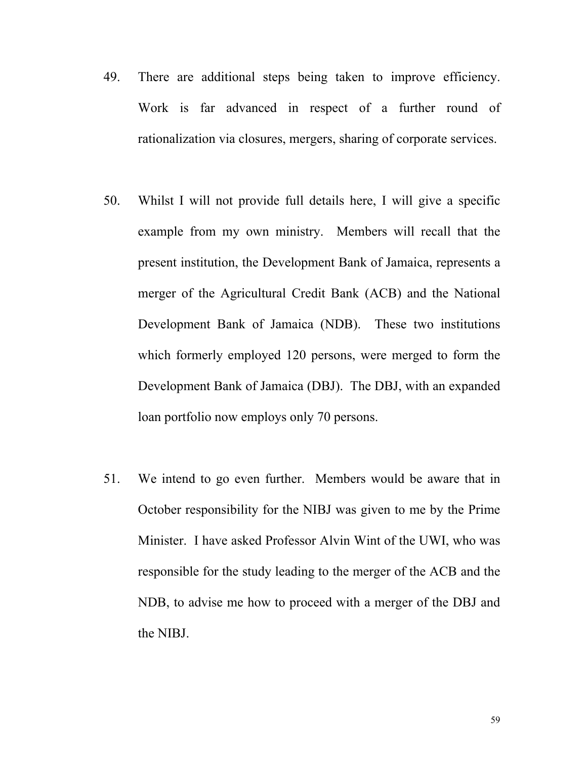49. There are additional steps being taken to improve efficiency. Work is far advanced in respect of a further round of rationalization via closures, mergers, sharing of corporate services.

50. Whilst I will not provide full details here, I will give a specific example from my own ministry. Members will recall that the present institution, the Development Bank of Jamaica, represents a merger of the Agricultural Credit Bank (ACB) and the National Development Bank of Jamaica (NDB). These two institutions which formerly employed 120 persons, were merged to form the Development Bank of Jamaica (DBJ). The DBJ, with an expanded loan portfolio now employs only 70 persons.

51. We intend to go even further. Members would be aware that in October responsibility for the NIBJ was given to me by the Prime Minister. I have asked Professor Alvin Wint of the UWI, who was responsible for the study leading to the merger of the ACB and the NDB, to advise me how to proceed with a merger of the DBJ and the NIBJ.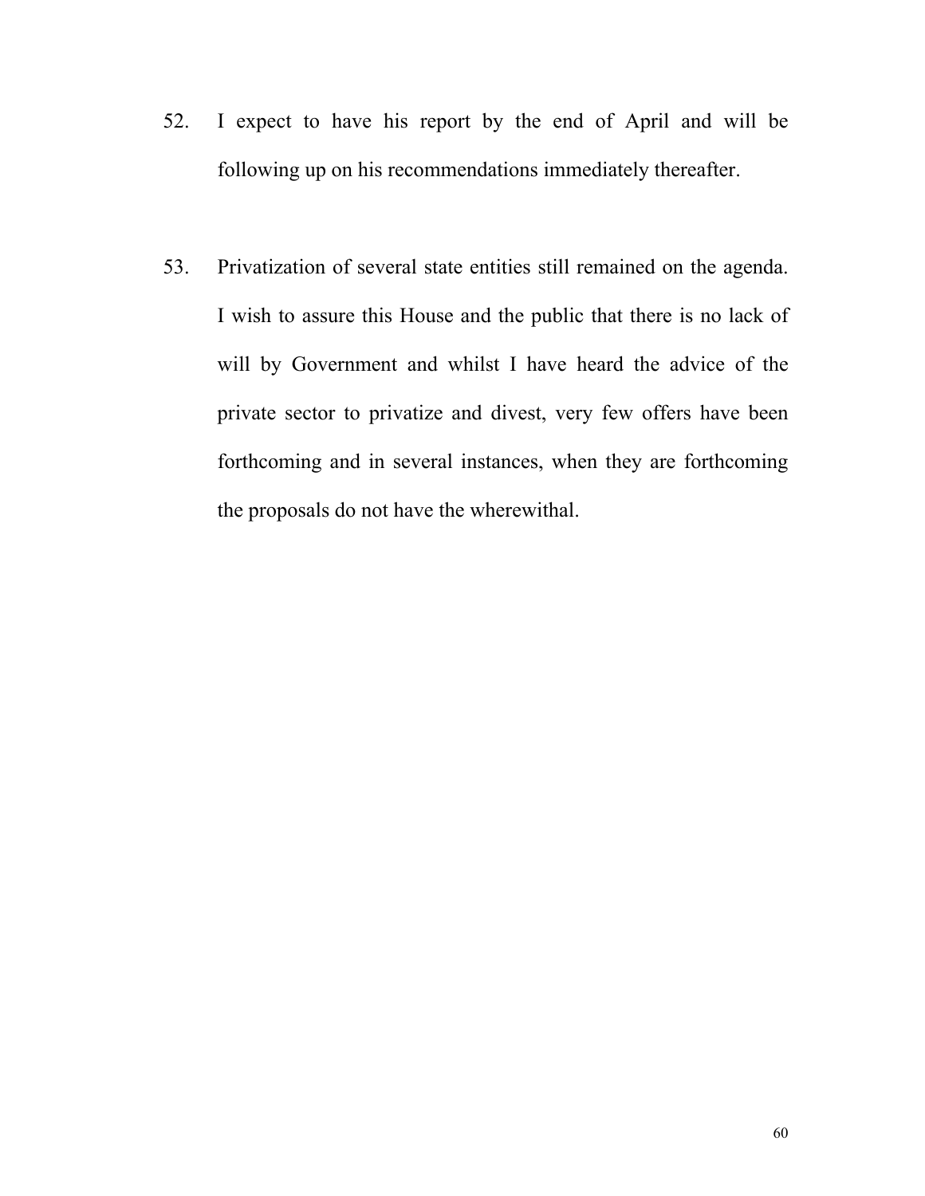52. I expect to have his report by the end of April and will be following up on his recommendations immediately thereafter.

53. Privatization of several state entities still remained on the agenda. I wish to assure this House and the public that there is no lack of will by Government and whilst I have heard the advice of the private sector to privatize and divest, very few offers have been forthcoming and in several instances, when they are forthcoming the proposals do not have the wherewithal.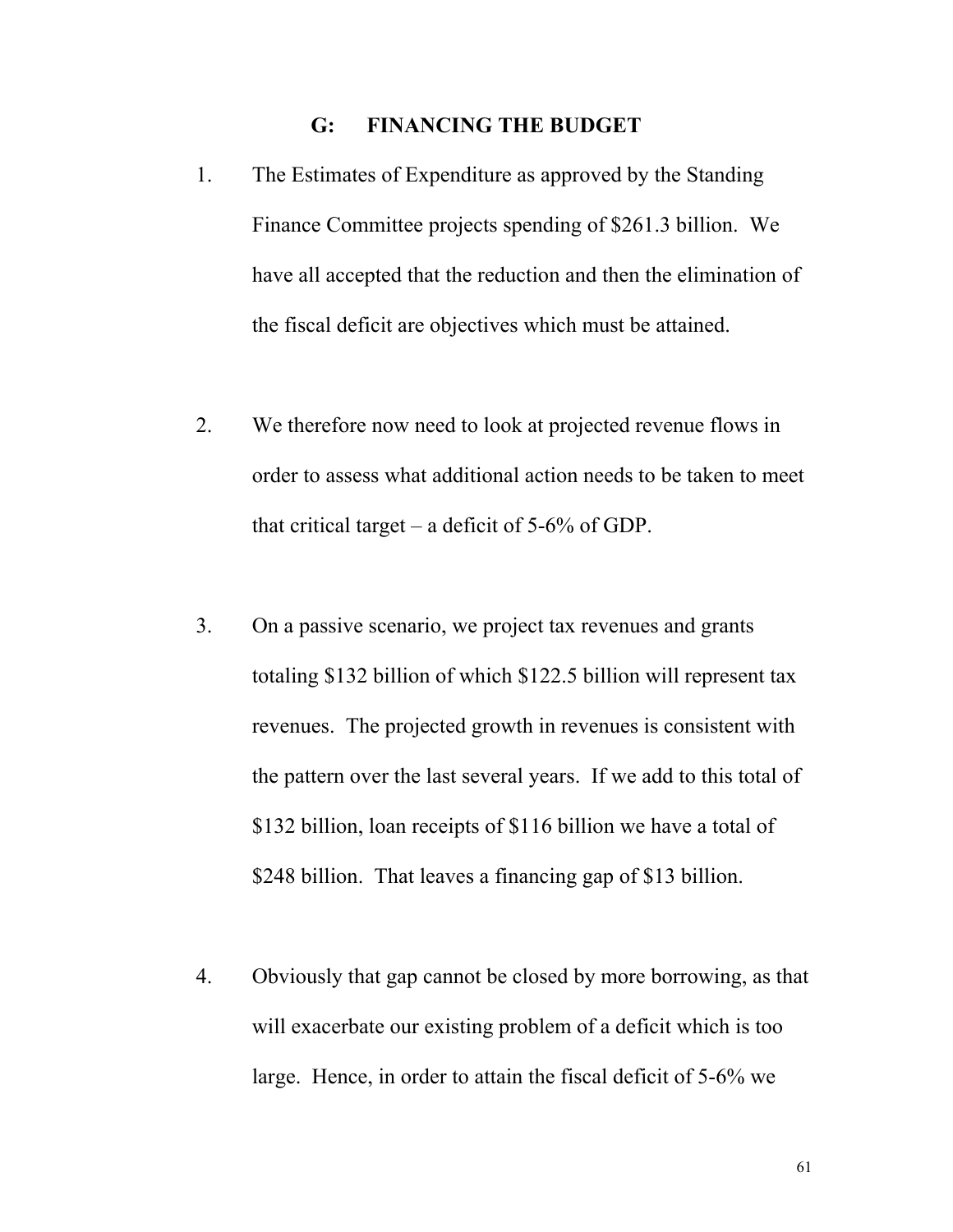## G: FINANCING THE BUDGET

1. The Estimates of Expenditure as approved by the Standing Finance Committee projects spending of $261.3 billion. We have all accepted that the reduction and then the elimination of the fiscal deficit are objectives which must be attained.

2. We therefore now need to look at projected revenue flows in order to assess what additional action needs to be taken to meet that critical target – a deficit of 5-6% of GDP.

3. On a passive scenario, we project tax revenues and grants totaling $132 billion of which $122.5 billion will represent tax revenues. The projected growth in revenues is consistent with the pattern over the last several years. If we add to this total of $132 billion, loan receipts of $116 billion we have a total of $248 billion. That leaves a financing gap of $13 billion.

4. Obviously that gap cannot be closed by more borrowing, as that will exacerbate our existing problem of a deficit which is too large. Hence, in order to attain the fiscal deficit of 5-6% we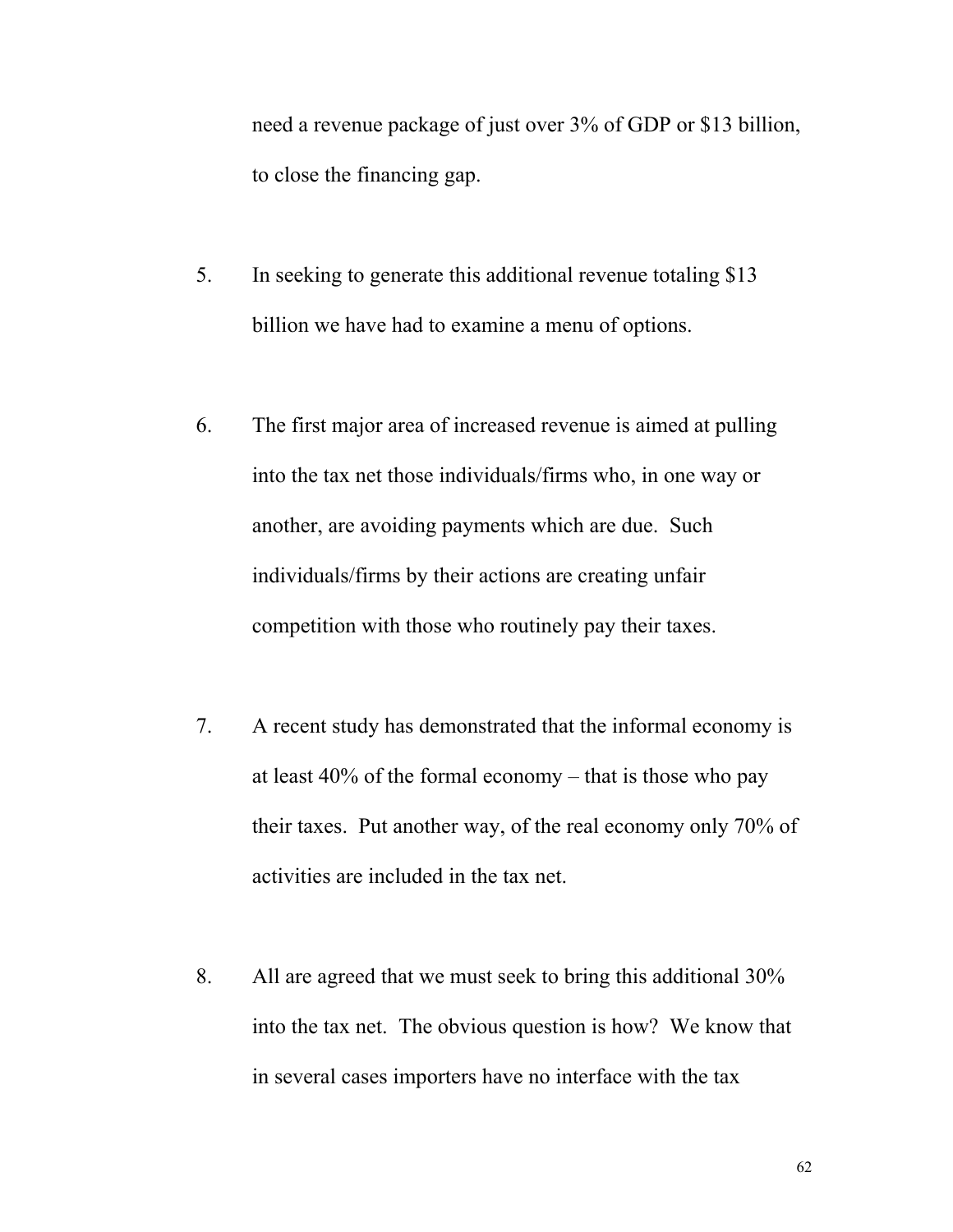need a revenue package of just over 3% of GDP or $13 billion, to close the financing gap.

5. In seeking to generate this additional revenue totaling $13 billion we have had to examine a menu of options.

6. The first major area of increased revenue is aimed at pulling into the tax net those individuals/firms who, in one way or another, are avoiding payments which are due. Such individuals/firms by their actions are creating unfair competition with those who routinely pay their taxes.

7. A recent study has demonstrated that the informal economy is at least 40% of the formal economy – that is those who pay their taxes. Put another way, of the real economy only 70% of activities are included in the tax net.

8. All are agreed that we must seek to bring this additional 30% into the tax net. The obvious question is how? We know that in several cases importers have no interface with the tax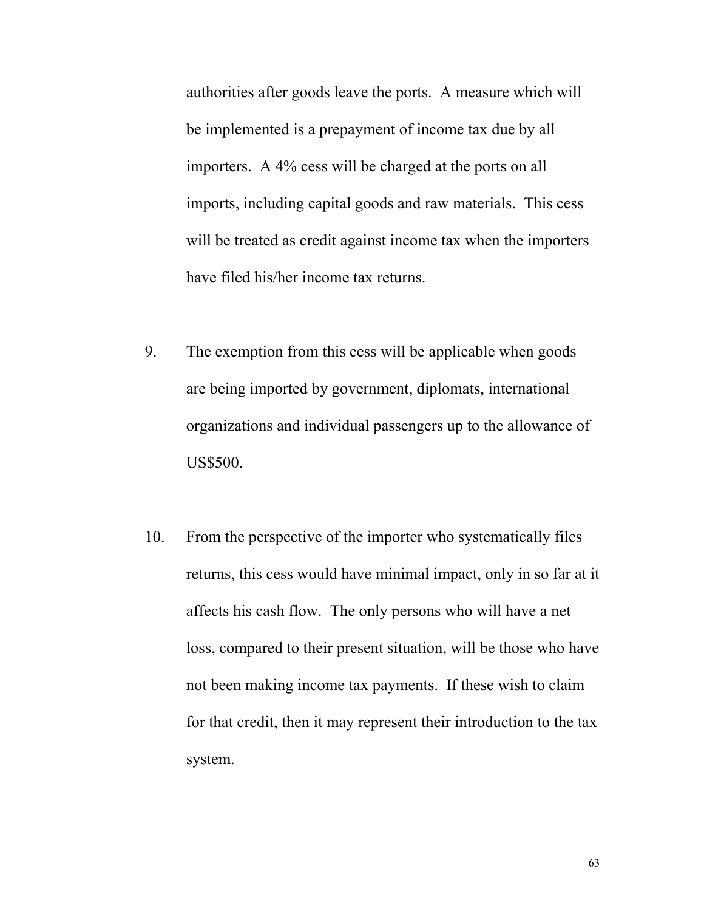authorities after goods leave the ports. A measure which will be implemented is a prepayment of income tax due by all importers. A 4% cess will be charged at the ports on all imports, including capital goods and raw materials. This cess will be treated as credit against income tax when the importers have filed his/her income tax returns.

9. The exemption from this cess will be applicable when goods are being imported by government, diplomats, international organizations and individual passengers up to the allowance of US$500.

10. From the perspective of the importer who systematically files returns, this cess would have minimal impact, only in so far at it affects his cash flow. The only persons who will have a net loss, compared to their present situation, will be those who have not been making income tax payments. If these wish to claim for that credit, then it may represent their introduction to the tax system.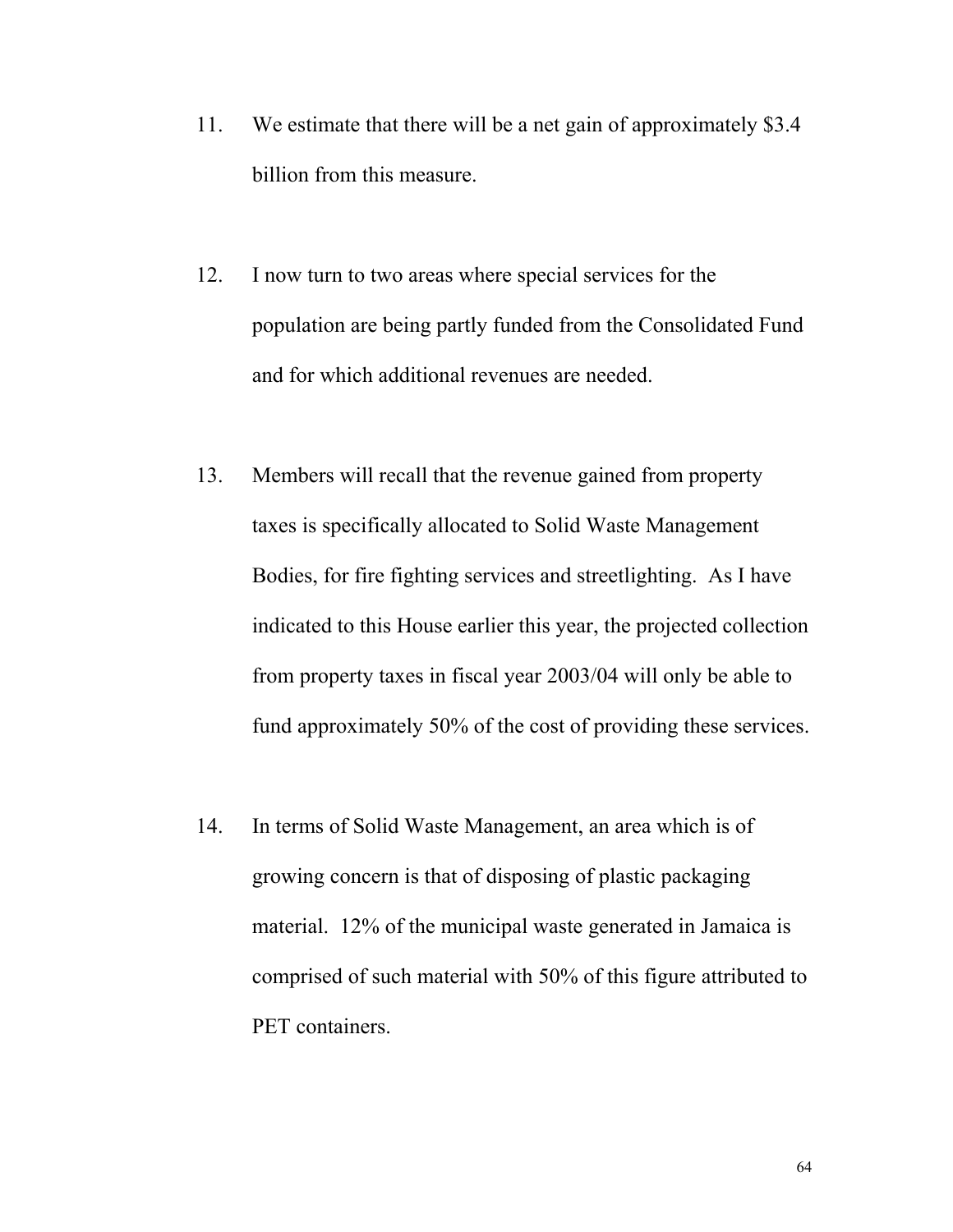11. We estimate that there will be a net gain of approximately $3.4 billion from this measure.

12. I now turn to two areas where special services for the population are being partly funded from the Consolidated Fund and for which additional revenues are needed.

13. Members will recall that the revenue gained from property taxes is specifically allocated to Solid Waste Management Bodies, for fire fighting services and streetlighting. As I have indicated to this House earlier this year, the projected collection from property taxes in fiscal year 2003/04 will only be able to fund approximately 50% of the cost of providing these services.

14. In terms of Solid Waste Management, an area which is of growing concern is that of disposing of plastic packaging material. 12% of the municipal waste generated in Jamaica is comprised of such material with 50% of this figure attributed to PET containers.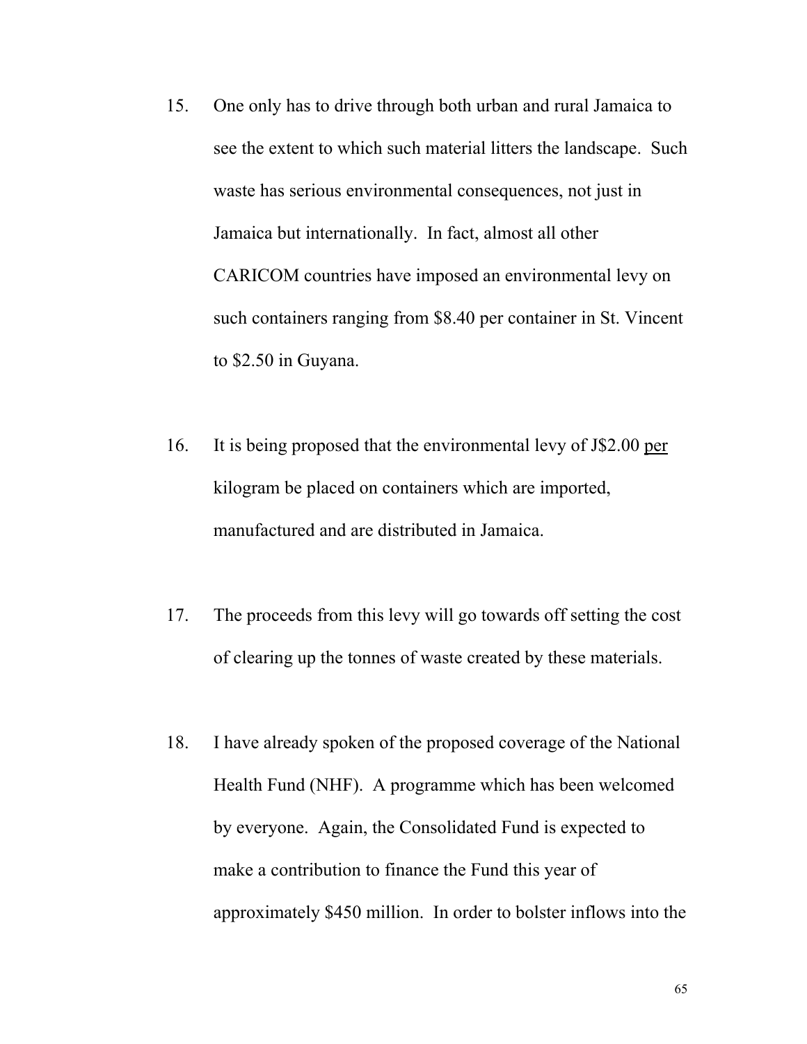15. One only has to drive through both urban and rural Jamaica to see the extent to which such material litters the landscape. Such waste has serious environmental consequences, not just in Jamaica but internationally. In fact, almost all other CARICOM countries have imposed an environmental levy on such containers ranging from $8.40 per container in St. Vincent to $2.50 in Guyana.

16. It is being proposed that the environmental levy of J$2.00 <u>per</u> kilogram be placed on containers which are imported, manufactured and are distributed in Jamaica.

17. The proceeds from this levy will go towards off setting the cost of clearing up the tonnes of waste created by these materials.

18. I have already spoken of the proposed coverage of the National Health Fund (NHF). A programme which has been welcomed by everyone. Again, the Consolidated Fund is expected to make a contribution to finance the Fund this year of approximately $450 million. In order to bolster inflows into the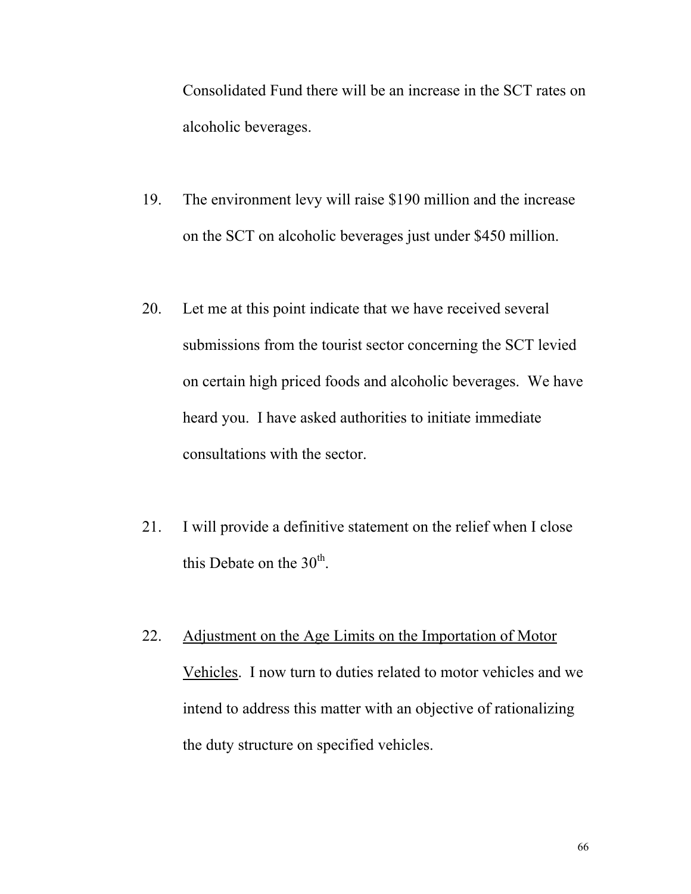Consolidated Fund there will be an increase in the SCT rates on alcoholic beverages.

19. The environment levy will raise $190 million and the increase on the SCT on alcoholic beverages just under $450 million.

20. Let me at this point indicate that we have received several submissions from the tourist sector concerning the SCT levied on certain high priced foods and alcoholic beverages. We have heard you. I have asked authorities to initiate immediate consultations with the sector.

21. I will provide a definitive statement on the relief when I close this Debate on the 30th.

22. Adjustment on the Age Limits on the Importation of Motor Vehicles. I now turn to duties related to motor vehicles and we intend to address this matter with an objective of rationalizing the duty structure on specified vehicles.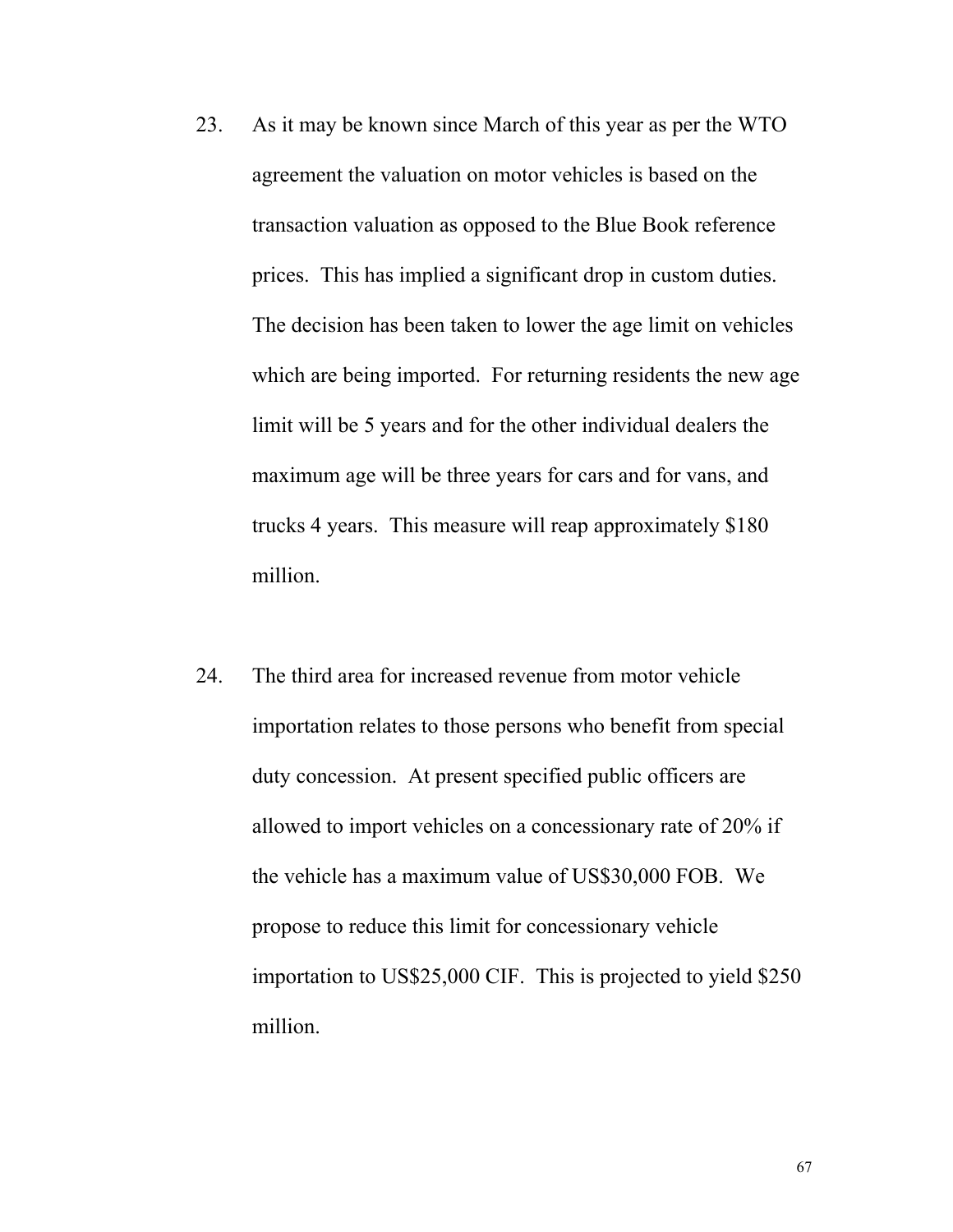23. As it may be known since March of this year as per the WTO agreement the valuation on motor vehicles is based on the transaction valuation as opposed to the Blue Book reference prices. This has implied a significant drop in custom duties. The decision has been taken to lower the age limit on vehicles which are being imported. For returning residents the new age limit will be 5 years and for the other individual dealers the maximum age will be three years for cars and for vans, and trucks 4 years. This measure will reap approximately $180 million.

24. The third area for increased revenue from motor vehicle importation relates to those persons who benefit from special duty concession. At present specified public officers are allowed to import vehicles on a concessionary rate of 20% if the vehicle has a maximum value of US$30,000 FOB. We propose to reduce this limit for concessionary vehicle importation to US$25,000 CIF. This is projected to yield $250 million.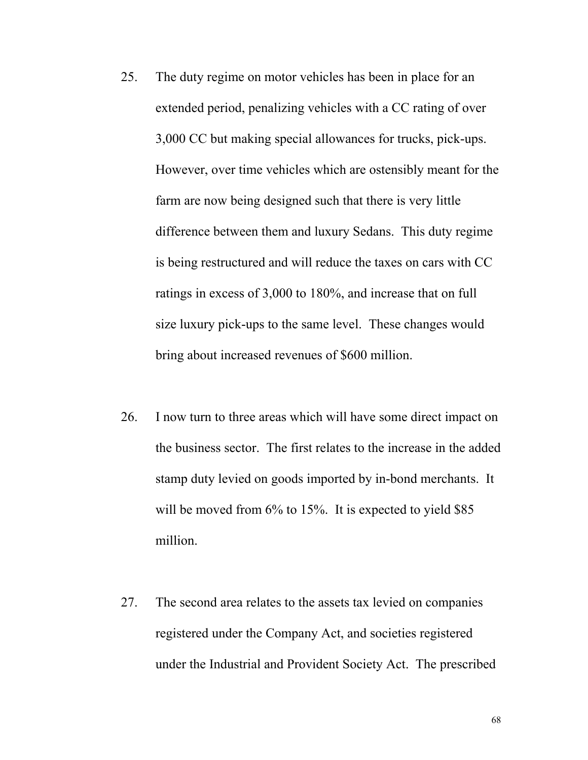25. The duty regime on motor vehicles has been in place for an extended period, penalizing vehicles with a CC rating of over 3,000 CC but making special allowances for trucks, pick-ups. However, over time vehicles which are ostensibly meant for the farm are now being designed such that there is very little difference between them and luxury Sedans. This duty regime is being restructured and will reduce the taxes on cars with CC ratings in excess of 3,000 to 180%, and increase that on full size luxury pick-ups to the same level. These changes would bring about increased revenues of $600 million.

26. I now turn to three areas which will have some direct impact on the business sector. The first relates to the increase in the added stamp duty levied on goods imported by in-bond merchants. It will be moved from 6% to 15%. It is expected to yield $85 million.

27. The second area relates to the assets tax levied on companies registered under the Company Act, and societies registered under the Industrial and Provident Society Act. The prescribed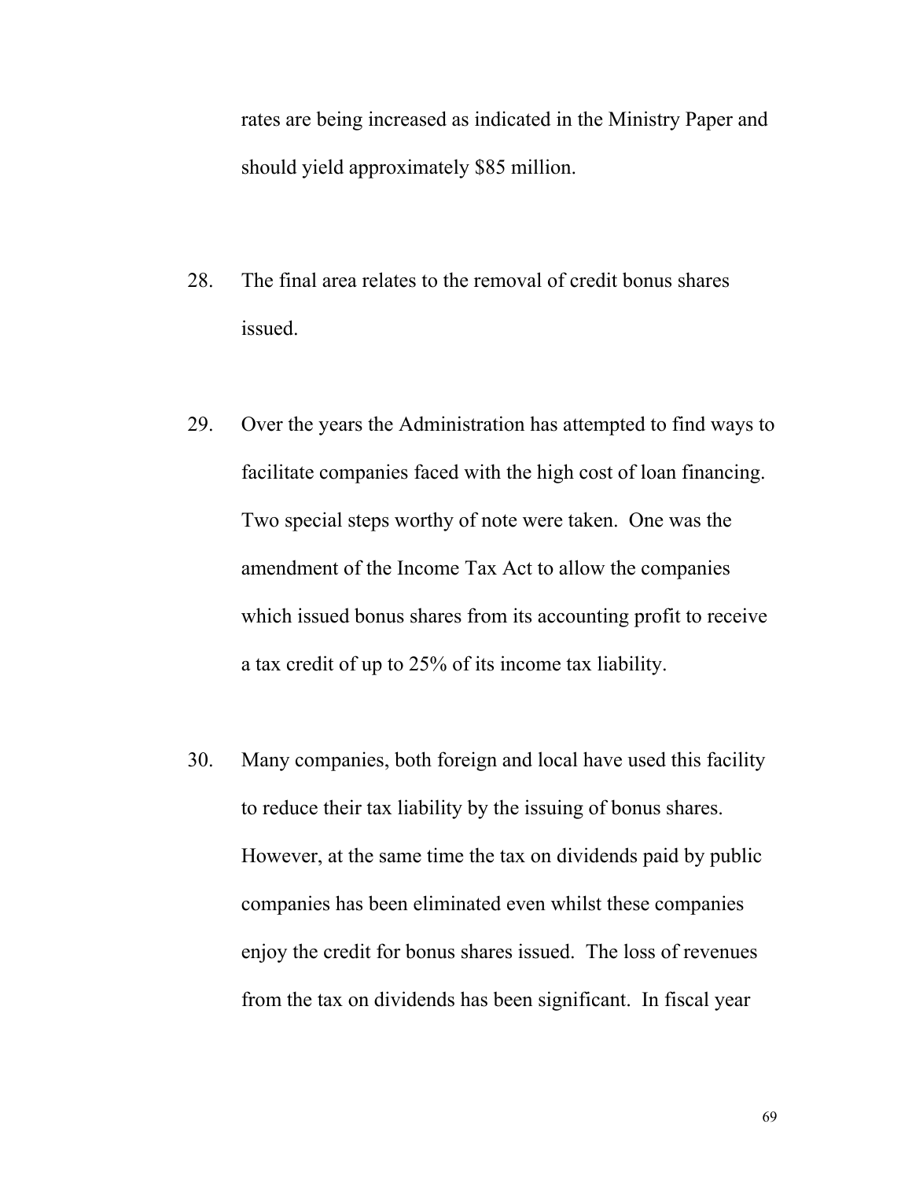rates are being increased as indicated in the Ministry Paper and should yield approximately $85 million.

28. The final area relates to the removal of credit bonus shares issued.

29. Over the years the Administration has attempted to find ways to facilitate companies faced with the high cost of loan financing. Two special steps worthy of note were taken. One was the amendment of the Income Tax Act to allow the companies which issued bonus shares from its accounting profit to receive a tax credit of up to 25% of its income tax liability.

30. Many companies, both foreign and local have used this facility to reduce their tax liability by the issuing of bonus shares. However, at the same time the tax on dividends paid by public companies has been eliminated even whilst these companies enjoy the credit for bonus shares issued. The loss of revenues from the tax on dividends has been significant. In fiscal year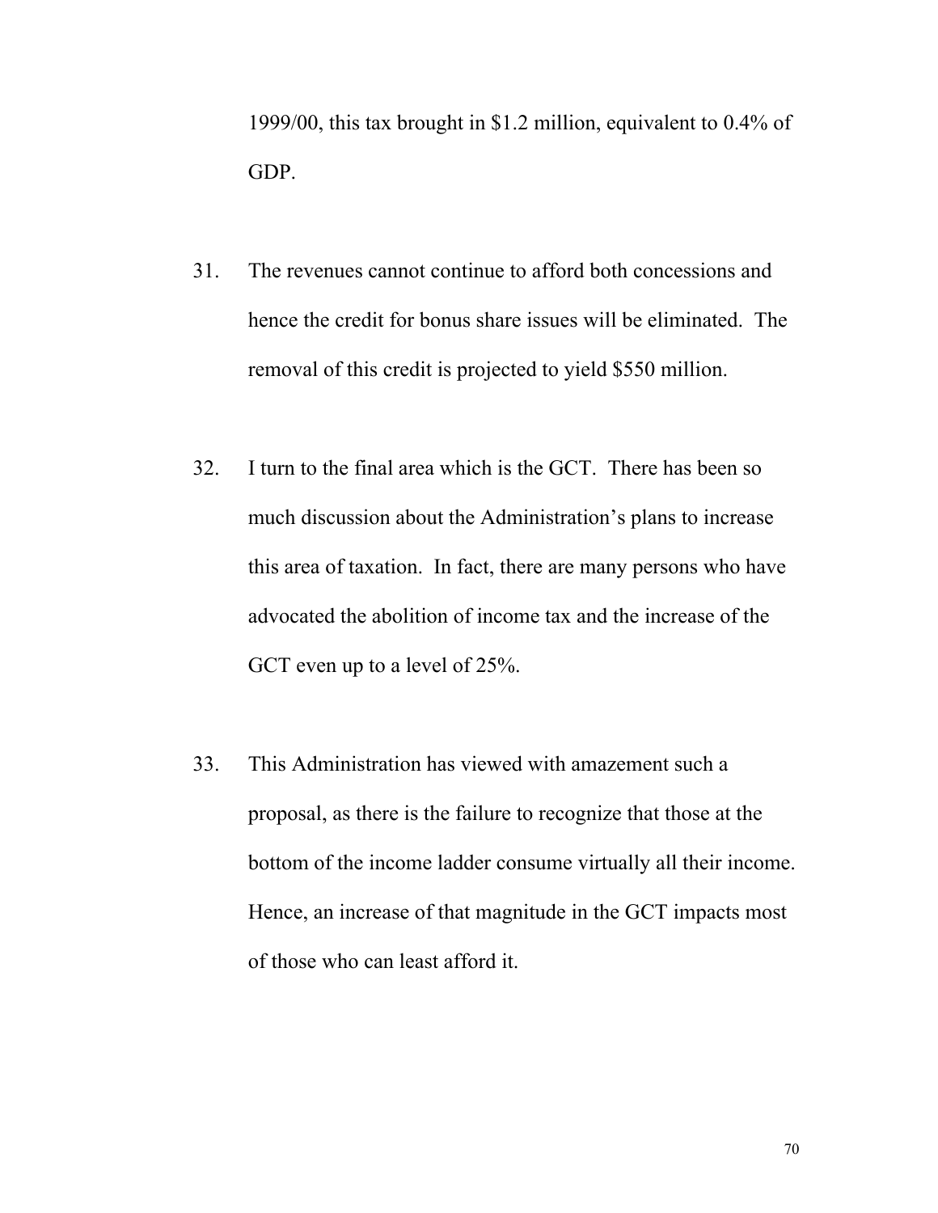1999/00, this tax brought in $1.2 million, equivalent to 0.4% of GDP.

31. The revenues cannot continue to afford both concessions and hence the credit for bonus share issues will be eliminated. The removal of this credit is projected to yield $550 million.

32. I turn to the final area which is the GCT. There has been so much discussion about the Administration's plans to increase this area of taxation. In fact, there are many persons who have advocated the abolition of income tax and the increase of the GCT even up to a level of 25%.

33. This Administration has viewed with amazement such a proposal, as there is the failure to recognize that those at the bottom of the income ladder consume virtually all their income. Hence, an increase of that magnitude in the GCT impacts most of those who can least afford it.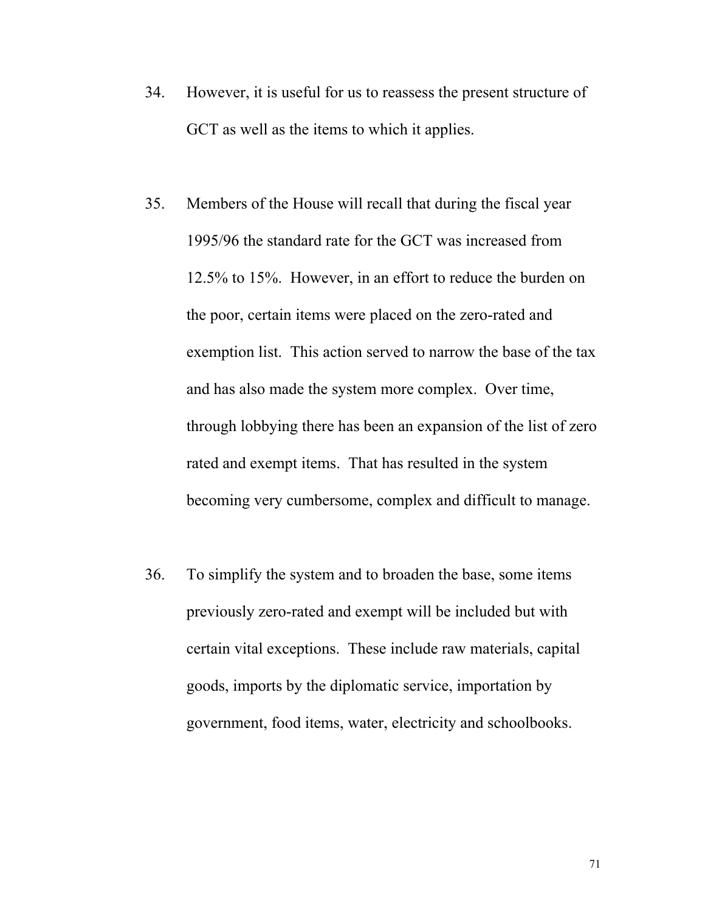34. However, it is useful for us to reassess the present structure of GCT as well as the items to which it applies.

35. Members of the House will recall that during the fiscal year 1995/96 the standard rate for the GCT was increased from 12.5% to 15%. However, in an effort to reduce the burden on the poor, certain items were placed on the zero-rated and exemption list. This action served to narrow the base of the tax and has also made the system more complex. Over time, through lobbying there has been an expansion of the list of zero rated and exempt items. That has resulted in the system becoming very cumbersome, complex and difficult to manage.

36. To simplify the system and to broaden the base, some items previously zero-rated and exempt will be included but with certain vital exceptions. These include raw materials, capital goods, imports by the diplomatic service, importation by government, food items, water, electricity and schoolbooks.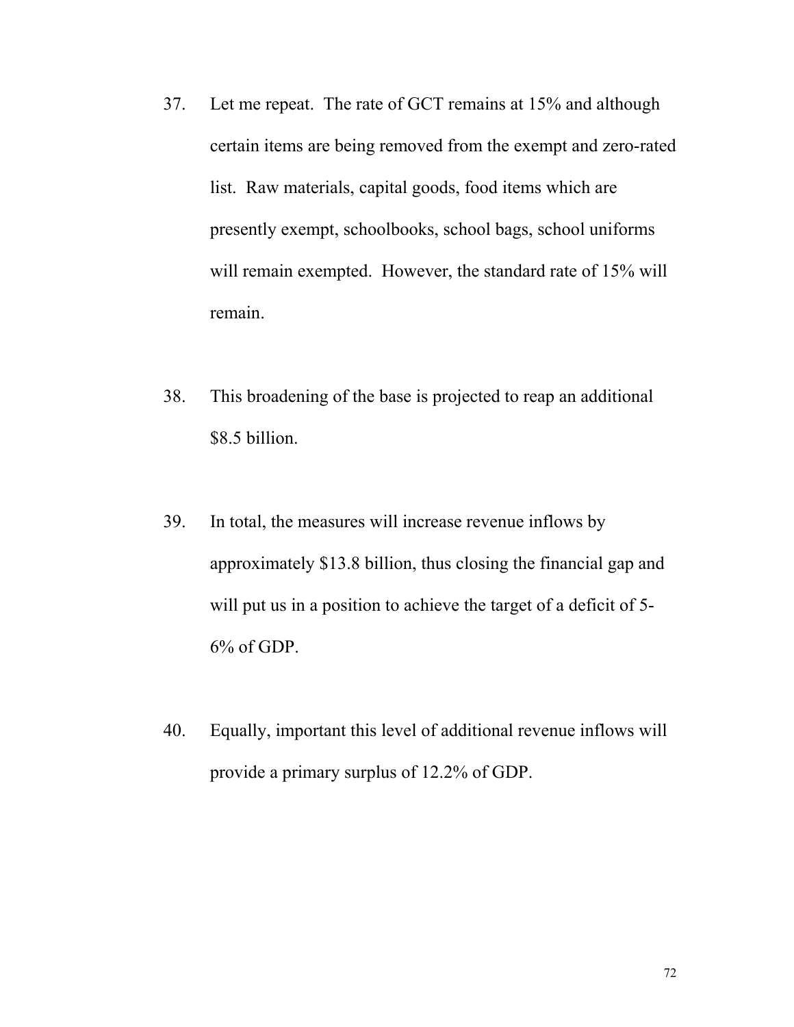37. Let me repeat. The rate of GCT remains at 15% and although certain items are being removed from the exempt and zero-rated list. Raw materials, capital goods, food items which are presently exempt, schoolbooks, school bags, school uniforms will remain exempted. However, the standard rate of 15% will remain.

38. This broadening of the base is projected to reap an additional $8.5 billion.

39. In total, the measures will increase revenue inflows by approximately $13.8 billion, thus closing the financial gap and will put us in a position to achieve the target of a deficit of 5-6% of GDP.

40. Equally, important this level of additional revenue inflows will provide a primary surplus of 12.2% of GDP.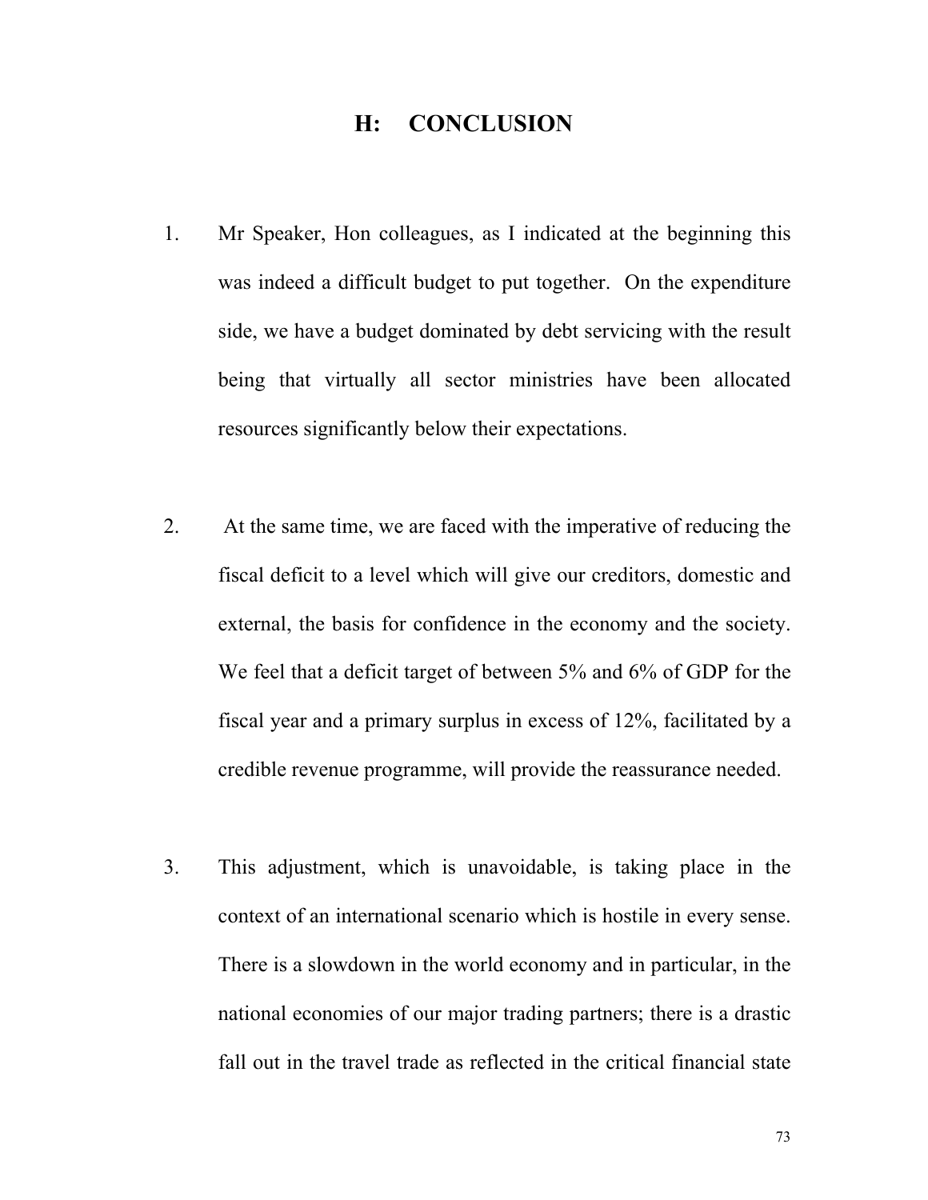# H: CONCLUSION

1. Mr Speaker, Hon colleagues, as I indicated at the beginning this was indeed a difficult budget to put together. On the expenditure side, we have a budget dominated by debt servicing with the result being that virtually all sector ministries have been allocated resources significantly below their expectations.

2. At the same time, we are faced with the imperative of reducing the fiscal deficit to a level which will give our creditors, domestic and external, the basis for confidence in the economy and the society. We feel that a deficit target of between 5% and 6% of GDP for the fiscal year and a primary surplus in excess of 12%, facilitated by a credible revenue programme, will provide the reassurance needed.

3. This adjustment, which is unavoidable, is taking place in the context of an international scenario which is hostile in every sense. There is a slowdown in the world economy and in particular, in the national economies of our major trading partners; there is a drastic fall out in the travel trade as reflected in the critical financial state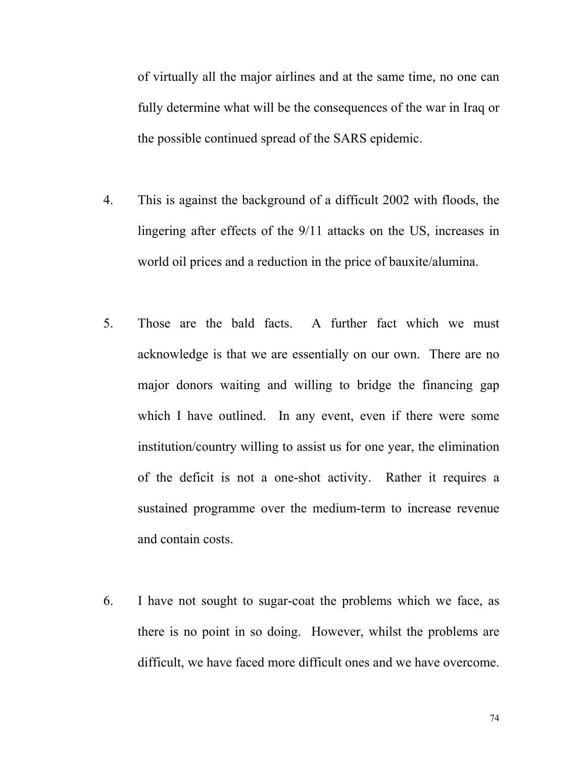of virtually all the major airlines and at the same time, no one can fully determine what will be the consequences of the war in Iraq or the possible continued spread of the SARS epidemic.

4. This is against the background of a difficult 2002 with floods, the lingering after effects of the 9/11 attacks on the US, increases in world oil prices and a reduction in the price of bauxite/alumina.

5. Those are the bald facts. A further fact which we must acknowledge is that we are essentially on our own. There are no major donors waiting and willing to bridge the financing gap which I have outlined. In any event, even if there were some institution/country willing to assist us for one year, the elimination of the deficit is not a one-shot activity. Rather it requires a sustained programme over the medium-term to increase revenue and contain costs.

6. I have not sought to sugar-coat the problems which we face, as there is no point in so doing. However, whilst the problems are difficult, we have faced more difficult ones and we have overcome.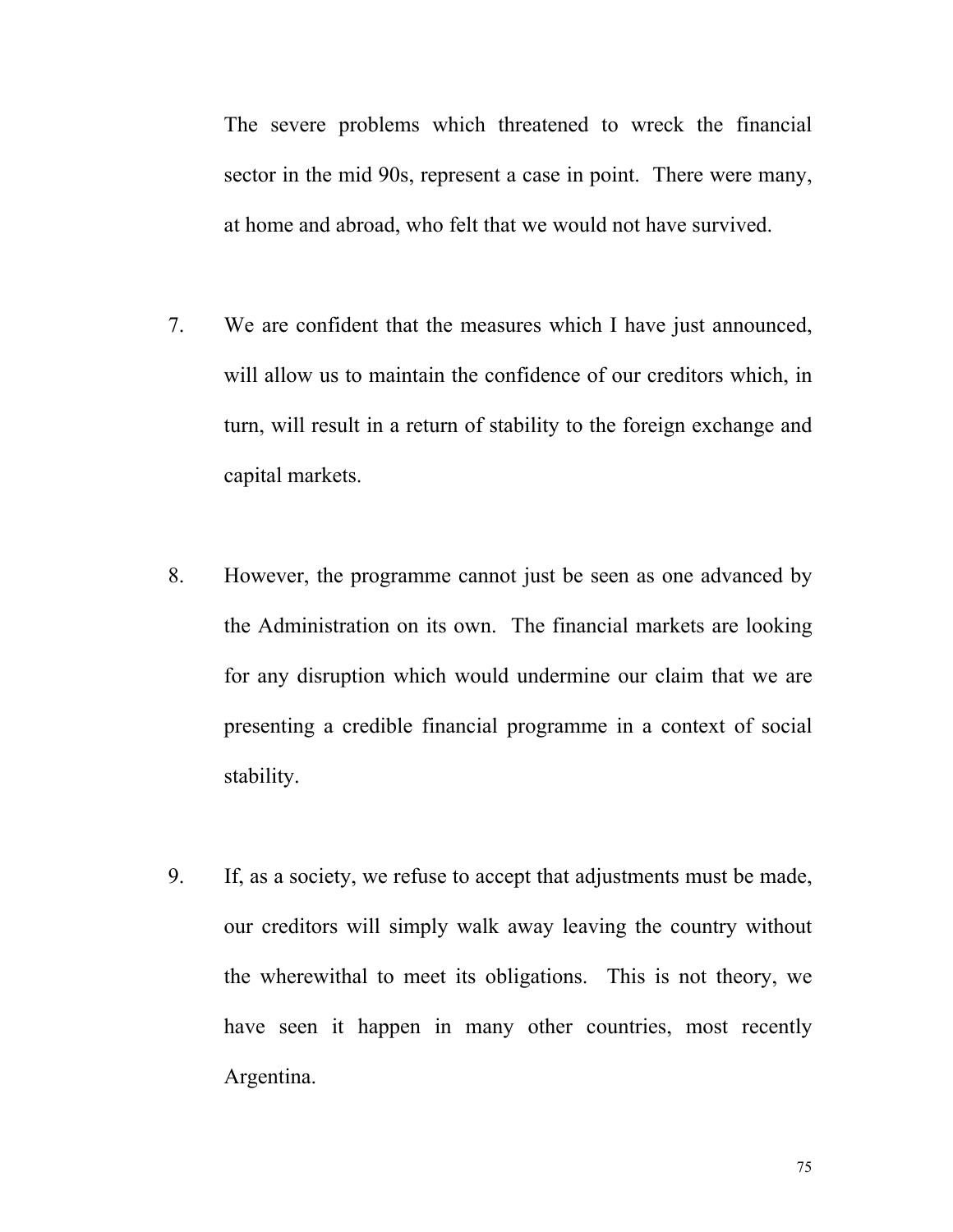The severe problems which threatened to wreck the financial sector in the mid 90s, represent a case in point. There were many, at home and abroad, who felt that we would not have survived.

7. We are confident that the measures which I have just announced, will allow us to maintain the confidence of our creditors which, in turn, will result in a return of stability to the foreign exchange and capital markets.

8. However, the programme cannot just be seen as one advanced by the Administration on its own. The financial markets are looking for any disruption which would undermine our claim that we are presenting a credible financial programme in a context of social stability.

9. If, as a society, we refuse to accept that adjustments must be made, our creditors will simply walk away leaving the country without the wherewithal to meet its obligations. This is not theory, we have seen it happen in many other countries, most recently Argentina.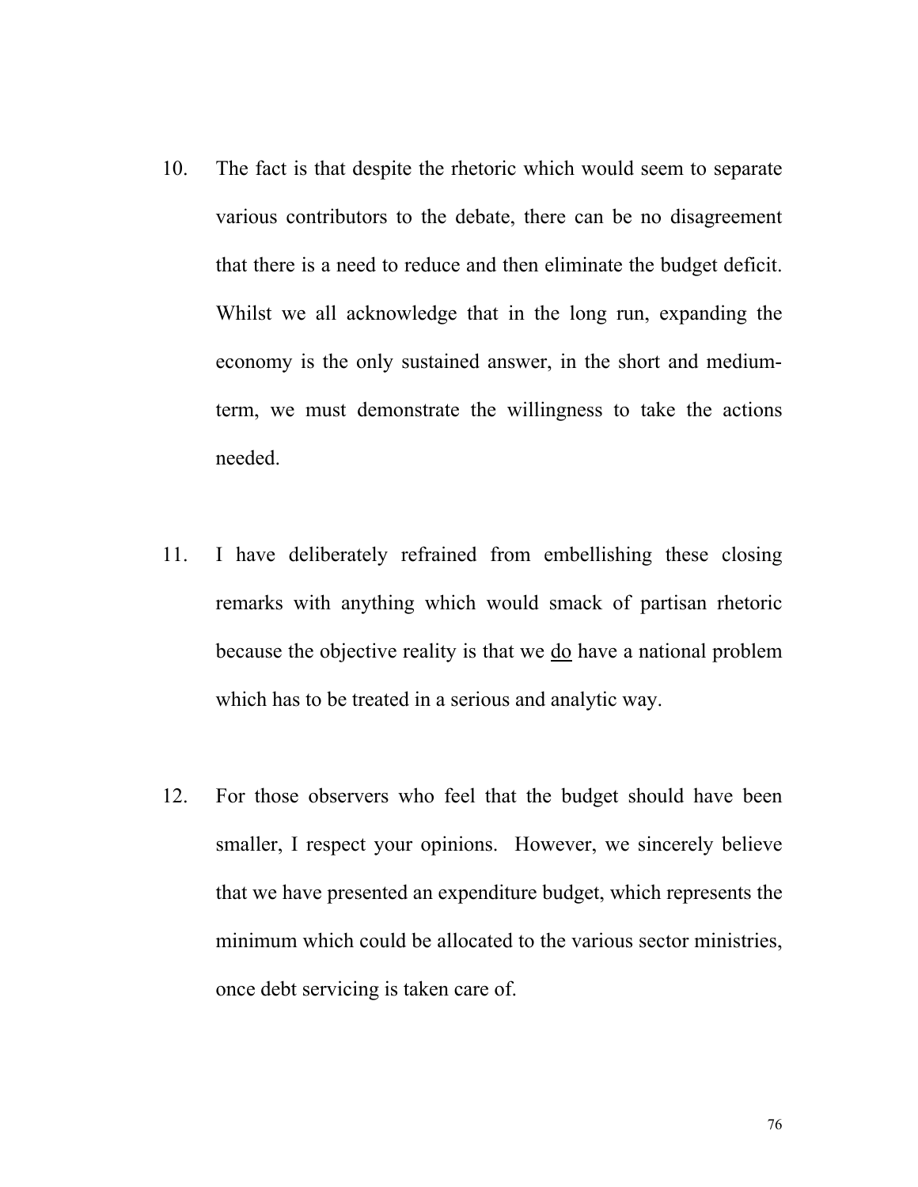10. The fact is that despite the rhetoric which would seem to separate various contributors to the debate, there can be no disagreement that there is a need to reduce and then eliminate the budget deficit. Whilst we all acknowledge that in the long run, expanding the economy is the only sustained answer, in the short and medium-term, we must demonstrate the willingness to take the actions needed.

11. I have deliberately refrained from embellishing these closing remarks with anything which would smack of partisan rhetoric because the objective reality is that we <u>do</u> have a national problem which has to be treated in a serious and analytic way.

12. For those observers who feel that the budget should have been smaller, I respect your opinions. However, we sincerely believe that we have presented an expenditure budget, which represents the minimum which could be allocated to the various sector ministries, once debt servicing is taken care of.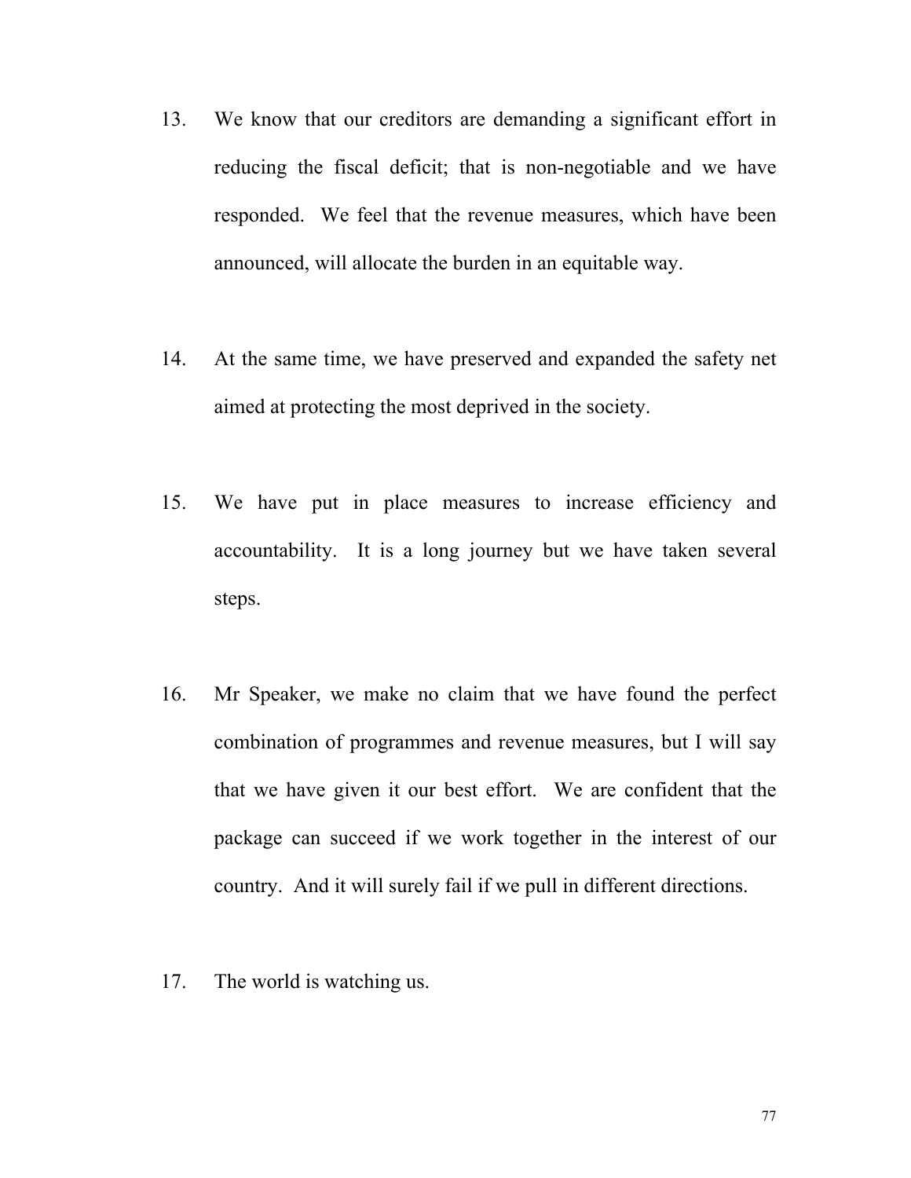13. We know that our creditors are demanding a significant effort in reducing the fiscal deficit; that is non-negotiable and we have responded. We feel that the revenue measures, which have been announced, will allocate the burden in an equitable way.

14. At the same time, we have preserved and expanded the safety net aimed at protecting the most deprived in the society.

15. We have put in place measures to increase efficiency and accountability. It is a long journey but we have taken several steps.

16. Mr Speaker, we make no claim that we have found the perfect combination of programmes and revenue measures, but I will say that we have given it our best effort. We are confident that the package can succeed if we work together in the interest of our country. And it will surely fail if we pull in different directions.

17. The world is watching us.